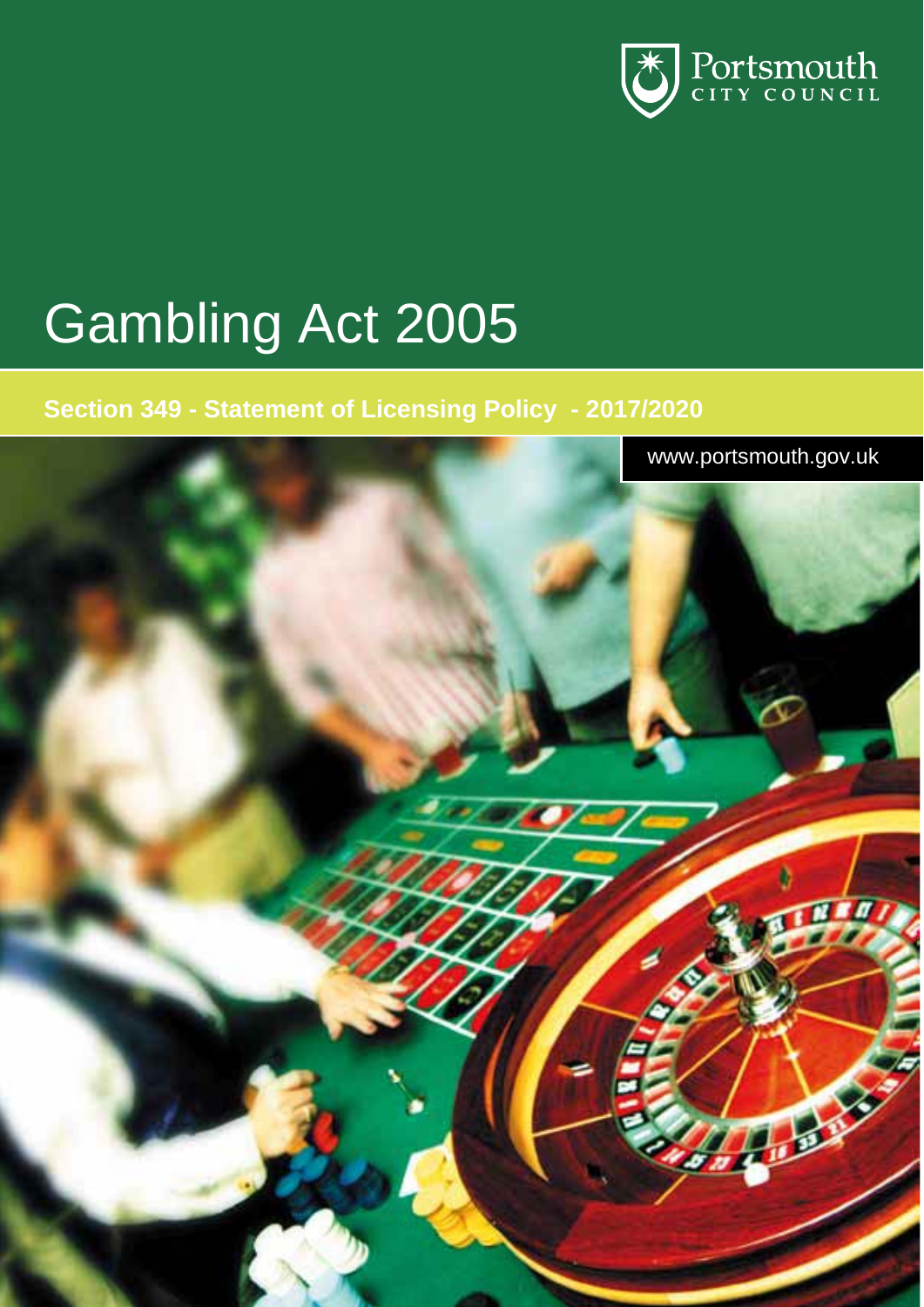Portsmouth CITY COUNCIL

# Gambling Act 2005

## Section 349 - Statement of Licensing Policy - 2017/2020

www.portsmouth.gov.uk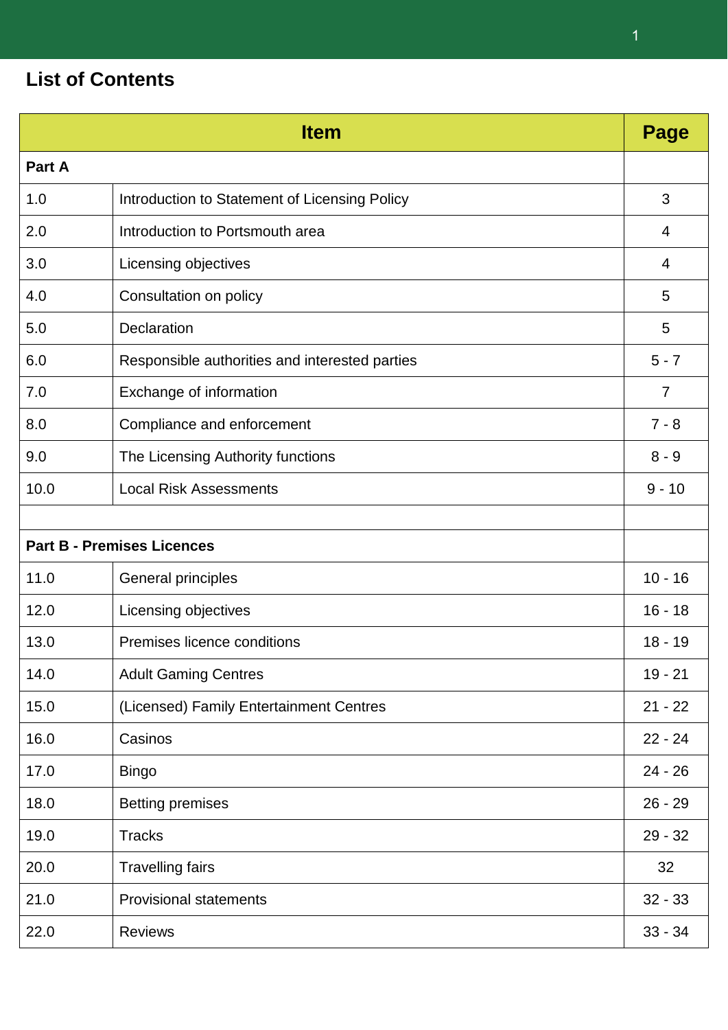## List of Contents

| Item | | Page |
|---|---|---|
| **Part A** | | |
| 1.0 | Introduction to Statement of Licensing Policy | 3 |
| 2.0 | Introduction to Portsmouth area | 4 |
| 3.0 | Licensing objectives | 4 |
| 4.0 | Consultation on policy | 5 |
| 5.0 | Declaration | 5 |
| 6.0 | Responsible authorities and interested parties | 5 - 7 |
| 7.0 | Exchange of information | 7 |
| 8.0 | Compliance and enforcement | 7 - 8 |
| 9.0 | The Licensing Authority functions | 8 - 9 |
| 10.0 | Local Risk Assessments | 9 - 10 |
| | | |
| **Part B - Premises Licences** | | |
| 11.0 | General principles | 10 - 16 |
| 12.0 | Licensing objectives | 16 - 18 |
| 13.0 | Premises licence conditions | 18 - 19 |
| 14.0 | Adult Gaming Centres | 19 - 21 |
| 15.0 | (Licensed) Family Entertainment Centres | 21 - 22 |
| 16.0 | Casinos | 22 - 24 |
| 17.0 | Bingo | 24 - 26 |
| 18.0 | Betting premises | 26 - 29 |
| 19.0 | Tracks | 29 - 32 |
| 20.0 | Travelling fairs | 32 |
| 21.0 | Provisional statements | 32 - 33 |
| 22.0 | Reviews | 33 - 34 |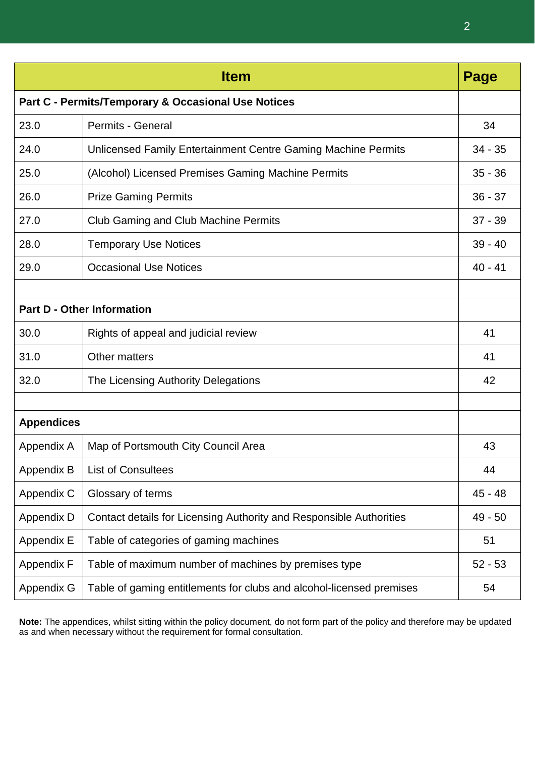| Item | | Page |
|---|---|---|
| **Part C - Permits/Temporary & Occasional Use Notices** | | |
| 23.0 | Permits - General | 34 |
| 24.0 | Unlicensed Family Entertainment Centre Gaming Machine Permits | 34 - 35 |
| 25.0 | (Alcohol) Licensed Premises Gaming Machine Permits | 35 - 36 |
| 26.0 | Prize Gaming Permits | 36 - 37 |
| 27.0 | Club Gaming and Club Machine Permits | 37 - 39 |
| 28.0 | Temporary Use Notices | 39 - 40 |
| 29.0 | Occasional Use Notices | 40 - 41 |
| | | |
| **Part D - Other Information** | | |
| 30.0 | Rights of appeal and judicial review | 41 |
| 31.0 | Other matters | 41 |
| 32.0 | The Licensing Authority Delegations | 42 |
| | | |
| **Appendices** | | |
| Appendix A | Map of Portsmouth City Council Area | 43 |
| Appendix B | List of Consultees | 44 |
| Appendix C | Glossary of terms | 45 - 48 |
| Appendix D | Contact details for Licensing Authority and Responsible Authorities | 49 - 50 |
| Appendix E | Table of categories of gaming machines | 51 |
| Appendix F | Table of maximum number of machines by premises type | 52 - 53 |
| Appendix G | Table of gaming entitlements for clubs and alcohol-licensed premises | 54 |

**Note:** The appendices, whilst sitting within the policy document, do not form part of the policy and therefore may be updated as and when necessary without the requirement for formal consultation.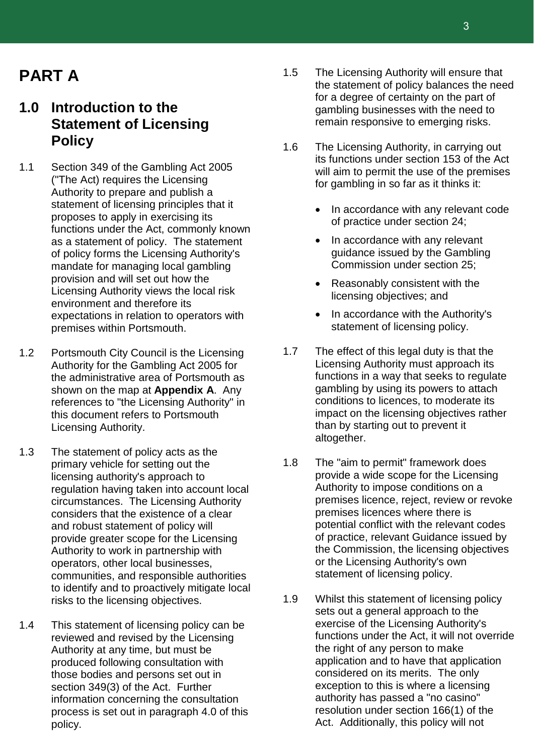# PART A

## 1.0 Introduction to the Statement of Licensing Policy

1.1 Section 349 of the Gambling Act 2005 ("The Act) requires the Licensing Authority to prepare and publish a statement of licensing principles that it proposes to apply in exercising its functions under the Act, commonly known as a statement of policy. The statement of policy forms the Licensing Authority's mandate for managing local gambling provision and will set out how the Licensing Authority views the local risk environment and therefore its expectations in relation to operators with premises within Portsmouth.

1.2 Portsmouth City Council is the Licensing Authority for the Gambling Act 2005 for the administrative area of Portsmouth as shown on the map at **Appendix A**. Any references to "the Licensing Authority" in this document refers to Portsmouth Licensing Authority.

1.3 The statement of policy acts as the primary vehicle for setting out the licensing authority's approach to regulation having taken into account local circumstances. The Licensing Authority considers that the existence of a clear and robust statement of policy will provide greater scope for the Licensing Authority to work in partnership with operators, other local businesses, communities, and responsible authorities to identify and to proactively mitigate local risks to the licensing objectives.

1.4 This statement of licensing policy can be reviewed and revised by the Licensing Authority at any time, but must be produced following consultation with those bodies and persons set out in section 349(3) of the Act. Further information concerning the consultation process is set out in paragraph 4.0 of this policy.

1.5 The Licensing Authority will ensure that the statement of policy balances the need for a degree of certainty on the part of gambling businesses with the need to remain responsive to emerging risks.

1.6 The Licensing Authority, in carrying out its functions under section 153 of the Act will aim to permit the use of the premises for gambling in so far as it thinks it:

- In accordance with any relevant code of practice under section 24;
- In accordance with any relevant guidance issued by the Gambling Commission under section 25;
- Reasonably consistent with the licensing objectives; and
- In accordance with the Authority's statement of licensing policy.

1.7 The effect of this legal duty is that the Licensing Authority must approach its functions in a way that seeks to regulate gambling by using its powers to attach conditions to licences, to moderate its impact on the licensing objectives rather than by starting out to prevent it altogether.

1.8 The "aim to permit" framework does provide a wide scope for the Licensing Authority to impose conditions on a premises licence, reject, review or revoke premises licences where there is potential conflict with the relevant codes of practice, relevant Guidance issued by the Commission, the licensing objectives or the Licensing Authority's own statement of licensing policy.

1.9 Whilst this statement of licensing policy sets out a general approach to the exercise of the Licensing Authority's functions under the Act, it will not override the right of any person to make application and to have that application considered on its merits. The only exception to this is where a licensing authority has passed a "no casino" resolution under section 166(1) of the Act. Additionally, this policy will not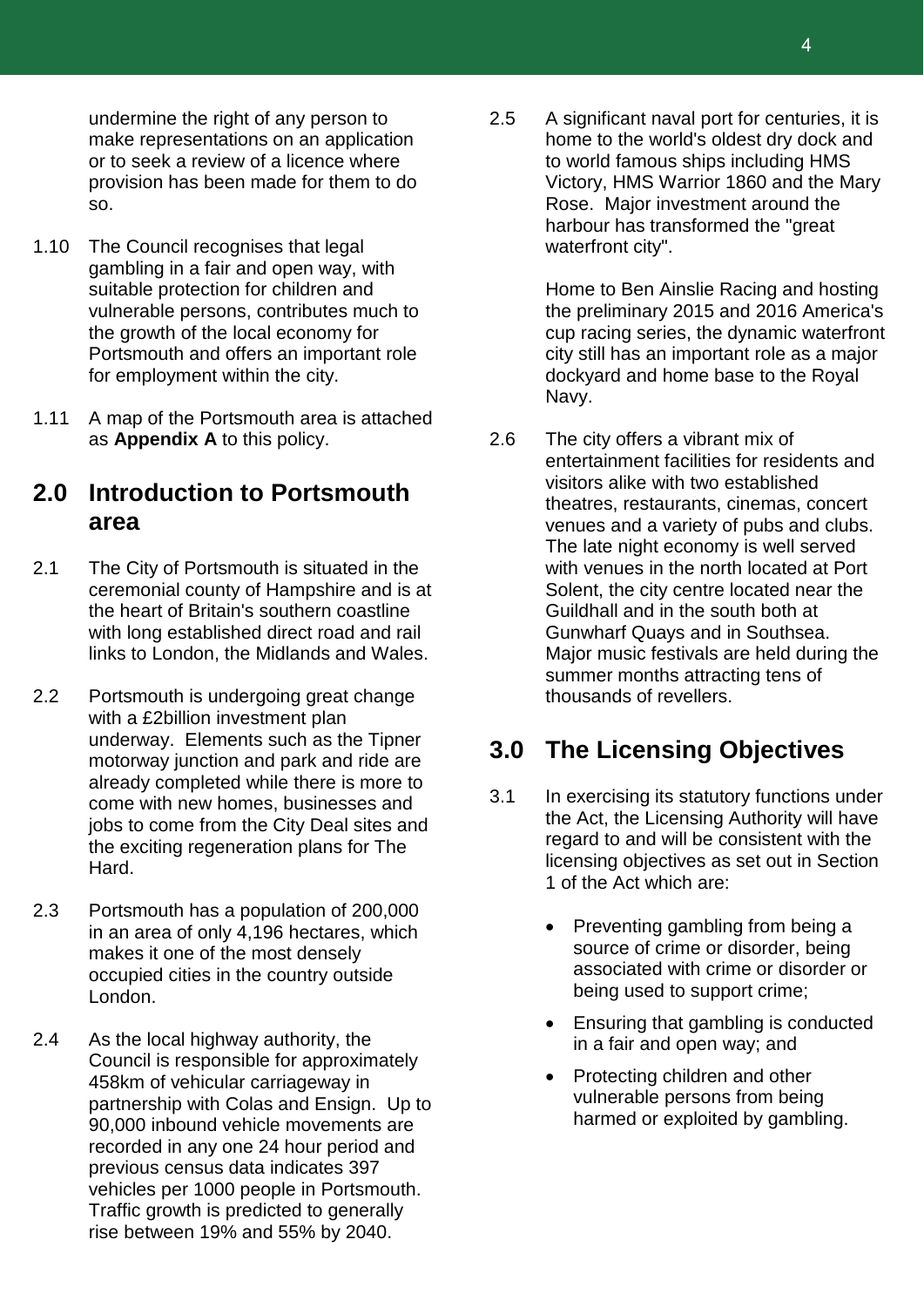undermine the right of any person to make representations on an application or to seek a review of a licence where provision has been made for them to do so.

1.10 The Council recognises that legal gambling in a fair and open way, with suitable protection for children and vulnerable persons, contributes much to the growth of the local economy for Portsmouth and offers an important role for employment within the city.

1.11 A map of the Portsmouth area is attached as **Appendix A** to this policy.

## 2.0 Introduction to Portsmouth area

2.1 The City of Portsmouth is situated in the ceremonial county of Hampshire and is at the heart of Britain's southern coastline with long established direct road and rail links to London, the Midlands and Wales.

2.2 Portsmouth is undergoing great change with a £2billion investment plan underway. Elements such as the Tipner motorway junction and park and ride are already completed while there is more to come with new homes, businesses and jobs to come from the City Deal sites and the exciting regeneration plans for The Hard.

2.3 Portsmouth has a population of 200,000 in an area of only 4,196 hectares, which makes it one of the most densely occupied cities in the country outside London.

2.4 As the local highway authority, the Council is responsible for approximately 458km of vehicular carriageway in partnership with Colas and Ensign. Up to 90,000 inbound vehicle movements are recorded in any one 24 hour period and previous census data indicates 397 vehicles per 1000 people in Portsmouth. Traffic growth is predicted to generally rise between 19% and 55% by 2040.

2.5 A significant naval port for centuries, it is home to the world's oldest dry dock and to world famous ships including HMS Victory, HMS Warrior 1860 and the Mary Rose. Major investment around the harbour has transformed the "great waterfront city".

Home to Ben Ainslie Racing and hosting the preliminary 2015 and 2016 America's cup racing series, the dynamic waterfront city still has an important role as a major dockyard and home base to the Royal Navy.

2.6 The city offers a vibrant mix of entertainment facilities for residents and visitors alike with two established theatres, restaurants, cinemas, concert venues and a variety of pubs and clubs. The late night economy is well served with venues in the north located at Port Solent, the city centre located near the Guildhall and in the south both at Gunwharf Quays and in Southsea. Major music festivals are held during the summer months attracting tens of thousands of revellers.

## 3.0 The Licensing Objectives

3.1 In exercising its statutory functions under the Act, the Licensing Authority will have regard to and will be consistent with the licensing objectives as set out in Section 1 of the Act which are:

- Preventing gambling from being a source of crime or disorder, being associated with crime or disorder or being used to support crime;
- Ensuring that gambling is conducted in a fair and open way; and
- Protecting children and other vulnerable persons from being harmed or exploited by gambling.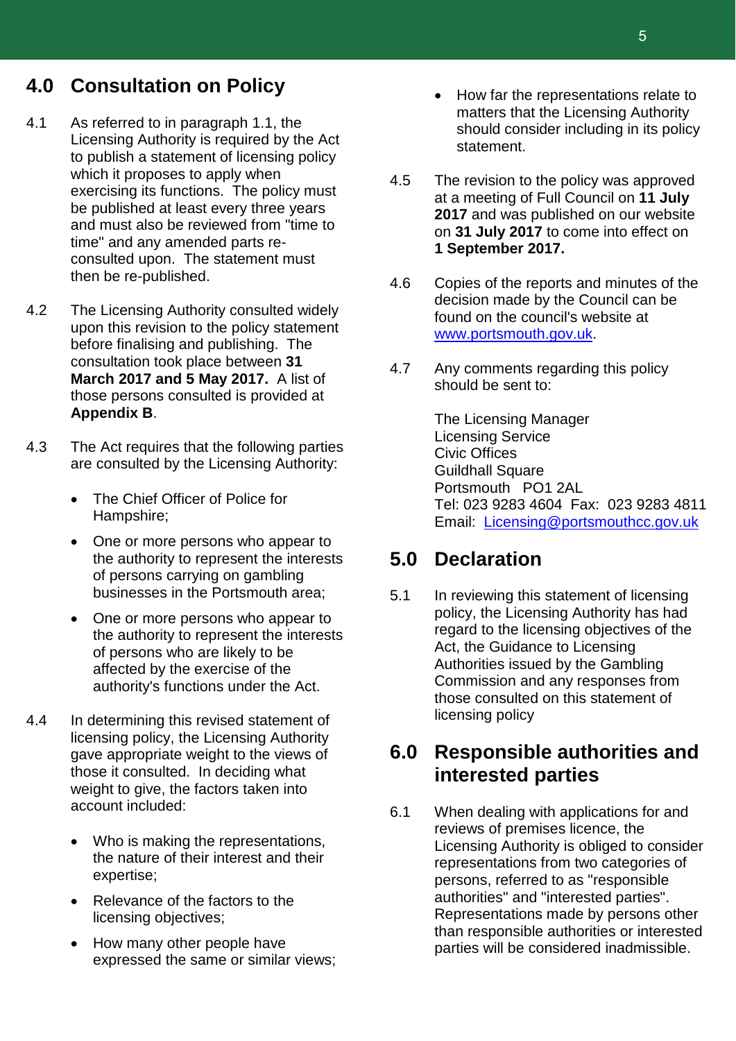## 4.0 Consultation on Policy

4.1 As referred to in paragraph 1.1, the Licensing Authority is required by the Act to publish a statement of licensing policy which it proposes to apply when exercising its functions. The policy must be published at least every three years and must also be reviewed from "time to time" and any amended parts re-consulted upon. The statement must then be re-published.

4.2 The Licensing Authority consulted widely upon this revision to the policy statement before finalising and publishing. The consultation took place between **31 March 2017 and 5 May 2017.** A list of those persons consulted is provided at **Appendix B**.

4.3 The Act requires that the following parties are consulted by the Licensing Authority:

- The Chief Officer of Police for Hampshire;
- One or more persons who appear to the authority to represent the interests of persons carrying on gambling businesses in the Portsmouth area;
- One or more persons who appear to the authority to represent the interests of persons who are likely to be affected by the exercise of the authority's functions under the Act.

4.4 In determining this revised statement of licensing policy, the Licensing Authority gave appropriate weight to the views of those it consulted. In deciding what weight to give, the factors taken into account included:

- Who is making the representations, the nature of their interest and their expertise;
- Relevance of the factors to the licensing objectives;
- How many other people have expressed the same or similar views;
- How far the representations relate to matters that the Licensing Authority should consider including in its policy statement.

4.5 The revision to the policy was approved at a meeting of Full Council on **11 July 2017** and was published on our website on **31 July 2017** to come into effect on **1 September 2017.**

4.6 Copies of the reports and minutes of the decision made by the Council can be found on the council's website at www.portsmouth.gov.uk.

4.7 Any comments regarding this policy should be sent to:

The Licensing Manager
Licensing Service
Civic Offices
Guildhall Square
Portsmouth PO1 2AL
Tel: 023 9283 4604 Fax: 023 9283 4811
Email: Licensing@portsmouthcc.gov.uk

## 5.0 Declaration

5.1 In reviewing this statement of licensing policy, the Licensing Authority has had regard to the licensing objectives of the Act, the Guidance to Licensing Authorities issued by the Gambling Commission and any responses from those consulted on this statement of licensing policy

## 6.0 Responsible authorities and interested parties

6.1 When dealing with applications for and reviews of premises licence, the Licensing Authority is obliged to consider representations from two categories of persons, referred to as "responsible authorities" and "interested parties". Representations made by persons other than responsible authorities or interested parties will be considered inadmissible.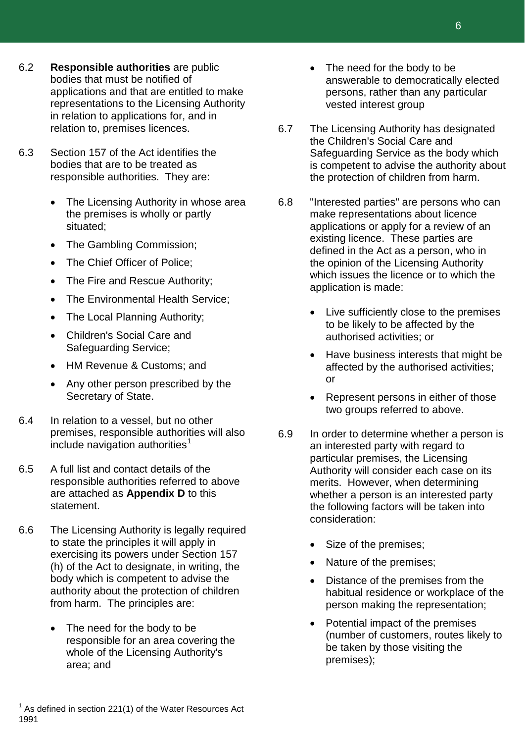6.2 **Responsible authorities** are public bodies that must be notified of applications and that are entitled to make representations to the Licensing Authority in relation to applications for, and in relation to, premises licences.

6.3 Section 157 of the Act identifies the bodies that are to be treated as responsible authorities. They are:

- The Licensing Authority in whose area the premises is wholly or partly situated;
- The Gambling Commission;
- The Chief Officer of Police;
- The Fire and Rescue Authority;
- The Environmental Health Service;
- The Local Planning Authority;
- Children's Social Care and Safeguarding Service;
- HM Revenue & Customs; and
- Any other person prescribed by the Secretary of State.

6.4 In relation to a vessel, but no other premises, responsible authorities will also include navigation authorities[1]

6.5 A full list and contact details of the responsible authorities referred to above are attached as **Appendix D** to this statement.

6.6 The Licensing Authority is legally required to state the principles it will apply in exercising its powers under Section 157 (h) of the Act to designate, in writing, the body which is competent to advise the authority about the protection of children from harm. The principles are:

- The need for the body to be responsible for an area covering the whole of the Licensing Authority's area; and
- The need for the body to be answerable to democratically elected persons, rather than any particular vested interest group

6.7 The Licensing Authority has designated the Children's Social Care and Safeguarding Service as the body which is competent to advise the authority about the protection of children from harm.

6.8 "Interested parties" are persons who can make representations about licence applications or apply for a review of an existing licence. These parties are defined in the Act as a person, who in the opinion of the Licensing Authority which issues the licence or to which the application is made:

- Live sufficiently close to the premises to be likely to be affected by the authorised activities; or
- Have business interests that might be affected by the authorised activities; or
- Represent persons in either of those two groups referred to above.

6.9 In order to determine whether a person is an interested party with regard to particular premises, the Licensing Authority will consider each case on its merits. However, when determining whether a person is an interested party the following factors will be taken into consideration:

- Size of the premises;
- Nature of the premises;
- Distance of the premises from the habitual residence or workplace of the person making the representation;
- Potential impact of the premises (number of customers, routes likely to be taken by those visiting the premises);

[1] As defined in section 221(1) of the Water Resources Act 1991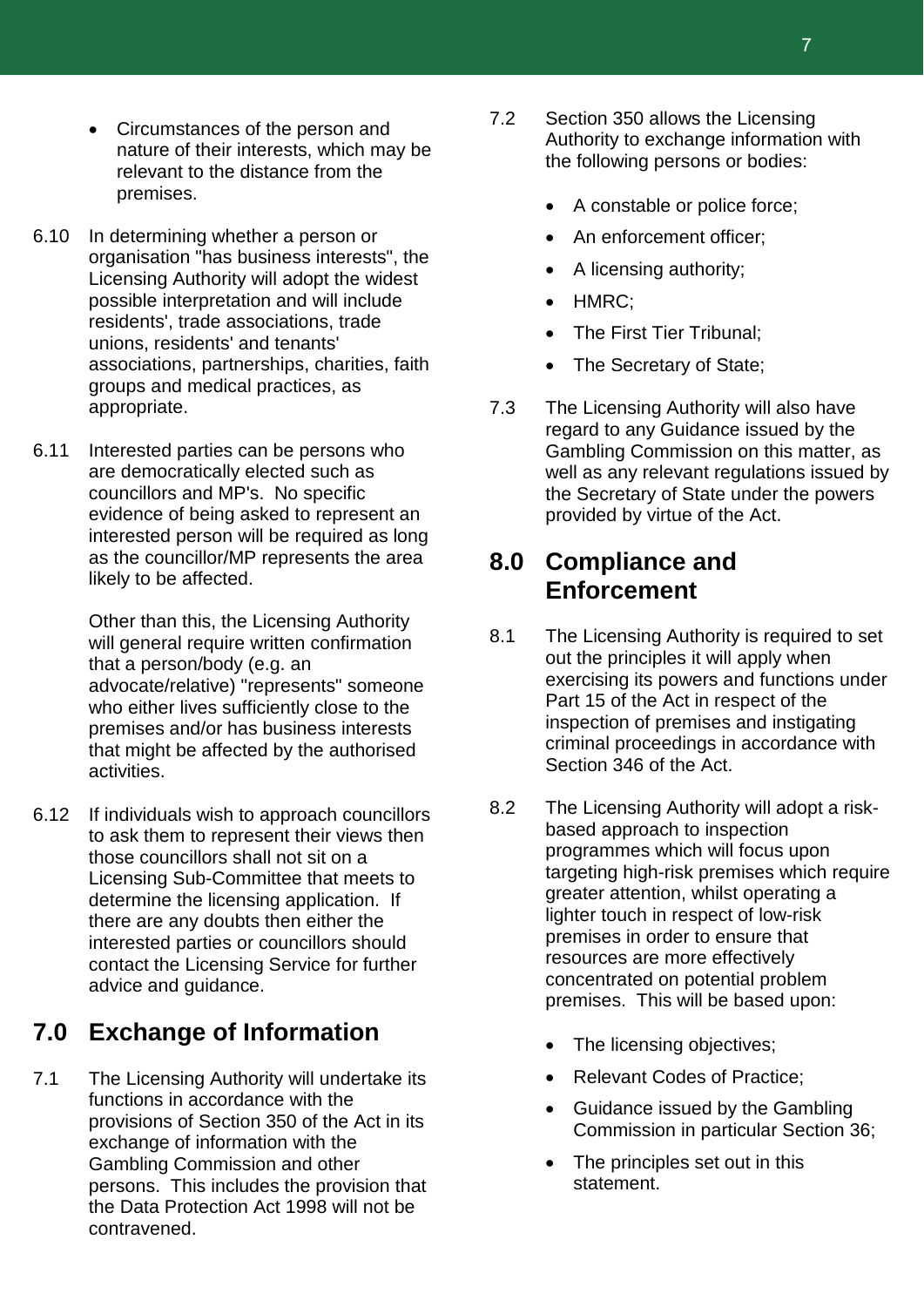- Circumstances of the person and nature of their interests, which may be relevant to the distance from the premises.

6.10 In determining whether a person or organisation "has business interests", the Licensing Authority will adopt the widest possible interpretation and will include residents', trade associations, trade unions, residents' and tenants' associations, partnerships, charities, faith groups and medical practices, as appropriate.

6.11 Interested parties can be persons who are democratically elected such as councillors and MP's. No specific evidence of being asked to represent an interested person will be required as long as the councillor/MP represents the area likely to be affected.

Other than this, the Licensing Authority will general require written confirmation that a person/body (e.g. an advocate/relative) "represents" someone who either lives sufficiently close to the premises and/or has business interests that might be affected by the authorised activities.

6.12 If individuals wish to approach councillors to ask them to represent their views then those councillors shall not sit on a Licensing Sub-Committee that meets to determine the licensing application. If there are any doubts then either the interested parties or councillors should contact the Licensing Service for further advice and guidance.

## 7.0 Exchange of Information

7.1 The Licensing Authority will undertake its functions in accordance with the provisions of Section 350 of the Act in its exchange of information with the Gambling Commission and other persons. This includes the provision that the Data Protection Act 1998 will not be contravened.

7.2 Section 350 allows the Licensing Authority to exchange information with the following persons or bodies:

- A constable or police force;
- An enforcement officer;
- A licensing authority;
- HMRC;
- The First Tier Tribunal;
- The Secretary of State;

7.3 The Licensing Authority will also have regard to any Guidance issued by the Gambling Commission on this matter, as well as any relevant regulations issued by the Secretary of State under the powers provided by virtue of the Act.

## 8.0 Compliance and Enforcement

8.1 The Licensing Authority is required to set out the principles it will apply when exercising its powers and functions under Part 15 of the Act in respect of the inspection of premises and instigating criminal proceedings in accordance with Section 346 of the Act.

8.2 The Licensing Authority will adopt a risk-based approach to inspection programmes which will focus upon targeting high-risk premises which require greater attention, whilst operating a lighter touch in respect of low-risk premises in order to ensure that resources are more effectively concentrated on potential problem premises. This will be based upon:

- The licensing objectives;
- Relevant Codes of Practice;
- Guidance issued by the Gambling Commission in particular Section 36;
- The principles set out in this statement.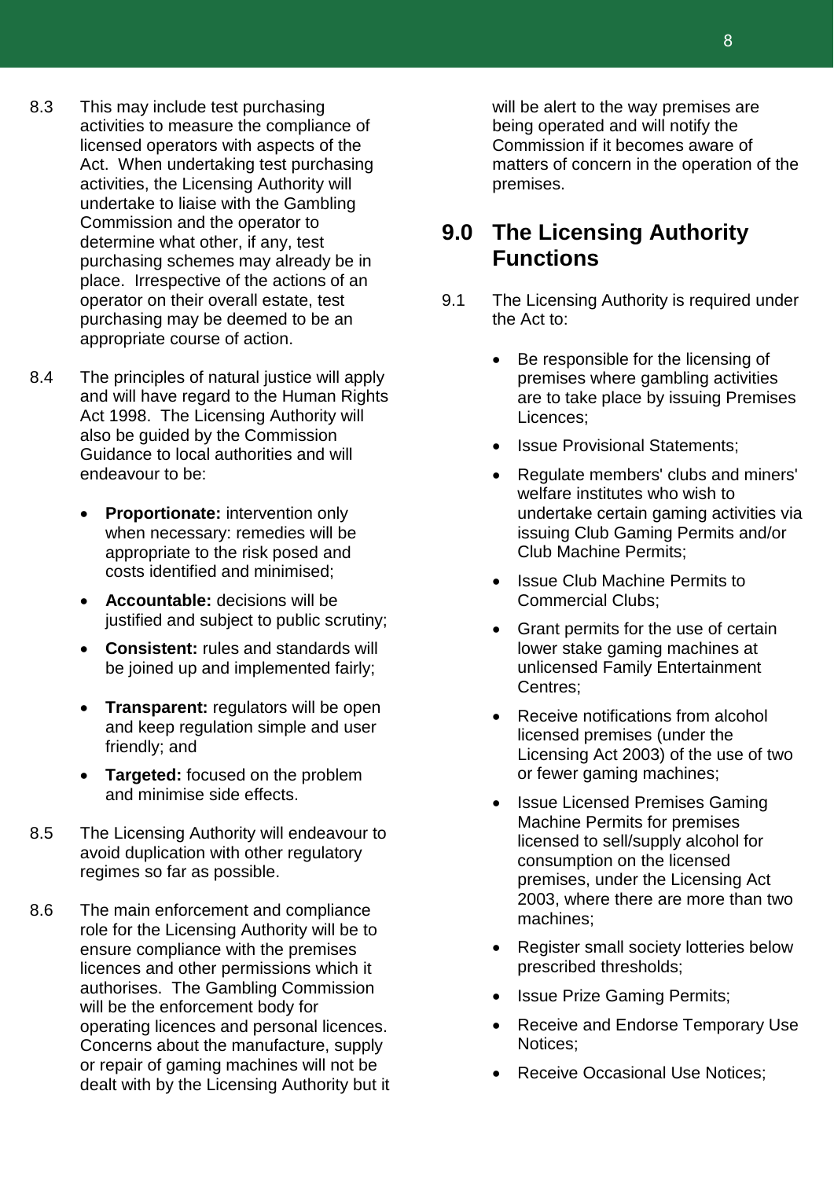8.3 This may include test purchasing activities to measure the compliance of licensed operators with aspects of the Act. When undertaking test purchasing activities, the Licensing Authority will undertake to liaise with the Gambling Commission and the operator to determine what other, if any, test purchasing schemes may already be in place. Irrespective of the actions of an operator on their overall estate, test purchasing may be deemed to be an appropriate course of action.

8.4 The principles of natural justice will apply and will have regard to the Human Rights Act 1998. The Licensing Authority will also be guided by the Commission Guidance to local authorities and will endeavour to be:

- **Proportionate:** intervention only when necessary: remedies will be appropriate to the risk posed and costs identified and minimised;
- **Accountable:** decisions will be justified and subject to public scrutiny;
- **Consistent:** rules and standards will be joined up and implemented fairly;
- **Transparent:** regulators will be open and keep regulation simple and user friendly; and
- **Targeted:** focused on the problem and minimise side effects.

8.5 The Licensing Authority will endeavour to avoid duplication with other regulatory regimes so far as possible.

8.6 The main enforcement and compliance role for the Licensing Authority will be to ensure compliance with the premises licences and other permissions which it authorises. The Gambling Commission will be the enforcement body for operating licences and personal licences. Concerns about the manufacture, supply or repair of gaming machines will not be dealt with by the Licensing Authority but it will be alert to the way premises are being operated and will notify the Commission if it becomes aware of matters of concern in the operation of the premises.

## 9.0 The Licensing Authority Functions

9.1 The Licensing Authority is required under the Act to:

- Be responsible for the licensing of premises where gambling activities are to take place by issuing Premises Licences;
- Issue Provisional Statements;
- Regulate members' clubs and miners' welfare institutes who wish to undertake certain gaming activities via issuing Club Gaming Permits and/or Club Machine Permits;
- Issue Club Machine Permits to Commercial Clubs;
- Grant permits for the use of certain lower stake gaming machines at unlicensed Family Entertainment Centres;
- Receive notifications from alcohol licensed premises (under the Licensing Act 2003) of the use of two or fewer gaming machines;
- Issue Licensed Premises Gaming Machine Permits for premises licensed to sell/supply alcohol for consumption on the licensed premises, under the Licensing Act 2003, where there are more than two machines;
- Register small society lotteries below prescribed thresholds;
- Issue Prize Gaming Permits;
- Receive and Endorse Temporary Use Notices;
- Receive Occasional Use Notices;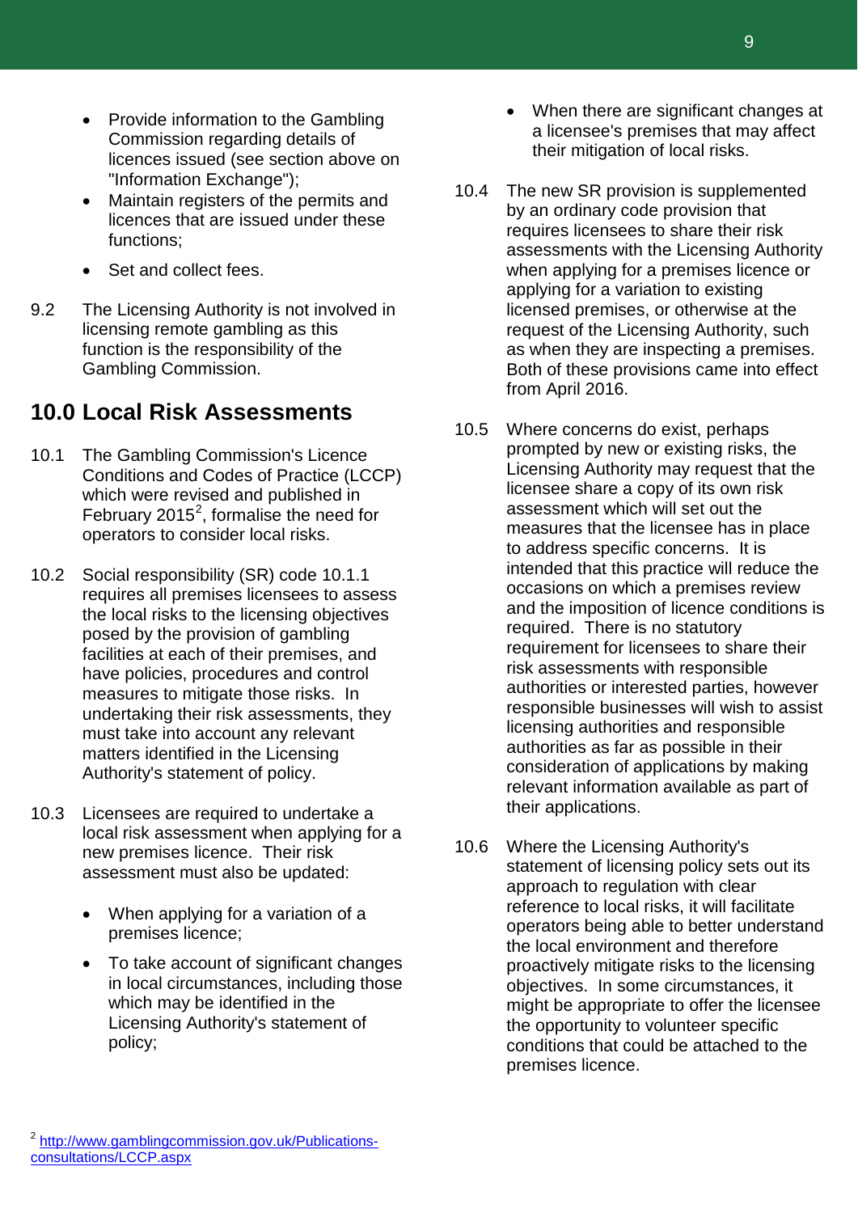- Provide information to the Gambling Commission regarding details of licences issued (see section above on "Information Exchange");
- Maintain registers of the permits and licences that are issued under these functions;
- Set and collect fees.

9.2 The Licensing Authority is not involved in licensing remote gambling as this function is the responsibility of the Gambling Commission.

## 10.0 Local Risk Assessments

10.1 The Gambling Commission's Licence Conditions and Codes of Practice (LCCP) which were revised and published in February 2015[2], formalise the need for operators to consider local risks.

10.2 Social responsibility (SR) code 10.1.1 requires all premises licensees to assess the local risks to the licensing objectives posed by the provision of gambling facilities at each of their premises, and have policies, procedures and control measures to mitigate those risks. In undertaking their risk assessments, they must take into account any relevant matters identified in the Licensing Authority's statement of policy.

10.3 Licensees are required to undertake a local risk assessment when applying for a new premises licence. Their risk assessment must also be updated:

- When applying for a variation of a premises licence;
- To take account of significant changes in local circumstances, including those which may be identified in the Licensing Authority's statement of policy;
- When there are significant changes at a licensee's premises that may affect their mitigation of local risks.

10.4 The new SR provision is supplemented by an ordinary code provision that requires licensees to share their risk assessments with the Licensing Authority when applying for a premises licence or applying for a variation to existing licensed premises, or otherwise at the request of the Licensing Authority, such as when they are inspecting a premises. Both of these provisions came into effect from April 2016.

10.5 Where concerns do exist, perhaps prompted by new or existing risks, the Licensing Authority may request that the licensee share a copy of its own risk assessment which will set out the measures that the licensee has in place to address specific concerns. It is intended that this practice will reduce the occasions on which a premises review and the imposition of licence conditions is required. There is no statutory requirement for licensees to share their risk assessments with responsible authorities or interested parties, however responsible businesses will wish to assist licensing authorities and responsible authorities as far as possible in their consideration of applications by making relevant information available as part of their applications.

10.6 Where the Licensing Authority's statement of licensing policy sets out its approach to regulation with clear reference to local risks, it will facilitate operators being able to better understand the local environment and therefore proactively mitigate risks to the licensing objectives. In some circumstances, it might be appropriate to offer the licensee the opportunity to volunteer specific conditions that could be attached to the premises licence.

[2] http://www.gamblingcommission.gov.uk/Publications-consultations/LCCP.aspx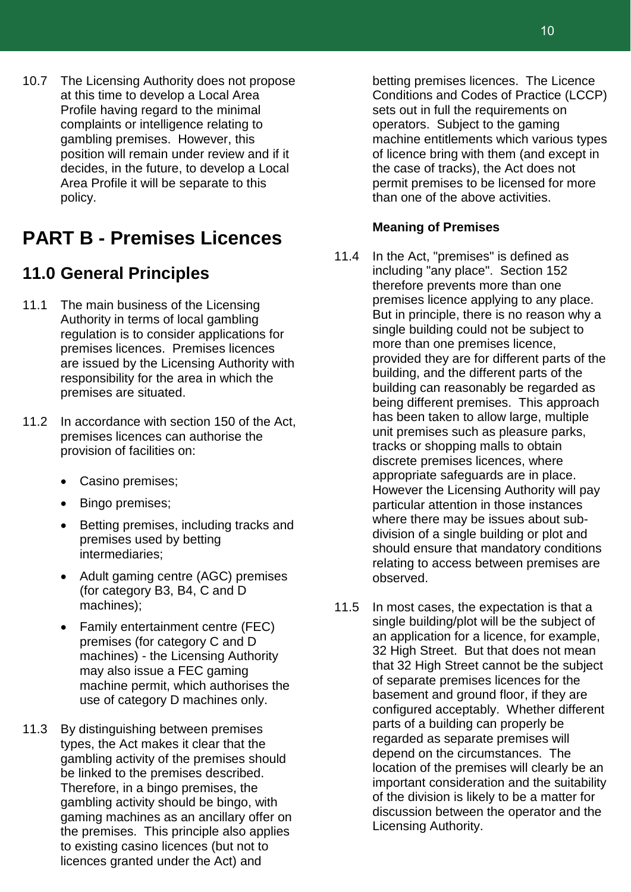10.7 The Licensing Authority does not propose at this time to develop a Local Area Profile having regard to the minimal complaints or intelligence relating to gambling premises. However, this position will remain under review and if it decides, in the future, to develop a Local Area Profile it will be separate to this policy.

# PART B - Premises Licences

## 11.0 General Principles

11.1 The main business of the Licensing Authority in terms of local gambling regulation is to consider applications for premises licences. Premises licences are issued by the Licensing Authority with responsibility for the area in which the premises are situated.

11.2 In accordance with section 150 of the Act, premises licences can authorise the provision of facilities on:

- Casino premises;
- Bingo premises;
- Betting premises, including tracks and premises used by betting intermediaries;
- Adult gaming centre (AGC) premises (for category B3, B4, C and D machines);
- Family entertainment centre (FEC) premises (for category C and D machines) - the Licensing Authority may also issue a FEC gaming machine permit, which authorises the use of category D machines only.

11.3 By distinguishing between premises types, the Act makes it clear that the gambling activity of the premises should be linked to the premises described. Therefore, in a bingo premises, the gambling activity should be bingo, with gaming machines as an ancillary offer on the premises. This principle also applies to existing casino licences (but not to licences granted under the Act) and betting premises licences. The Licence Conditions and Codes of Practice (LCCP) sets out in full the requirements on operators. Subject to the gaming machine entitlements which various types of licence bring with them (and except in the case of tracks), the Act does not permit premises to be licensed for more than one of the above activities.

**Meaning of Premises**

11.4 In the Act, "premises" is defined as including "any place". Section 152 therefore prevents more than one premises licence applying to any place. But in principle, there is no reason why a single building could not be subject to more than one premises licence, provided they are for different parts of the building, and the different parts of the building can reasonably be regarded as being different premises. This approach has been taken to allow large, multiple unit premises such as pleasure parks, tracks or shopping malls to obtain discrete premises licences, where appropriate safeguards are in place. However the Licensing Authority will pay particular attention in those instances where there may be issues about sub-division of a single building or plot and should ensure that mandatory conditions relating to access between premises are observed.

11.5 In most cases, the expectation is that a single building/plot will be the subject of an application for a licence, for example, 32 High Street. But that does not mean that 32 High Street cannot be the subject of separate premises licences for the basement and ground floor, if they are configured acceptably. Whether different parts of a building can properly be regarded as separate premises will depend on the circumstances. The location of the premises will clearly be an important consideration and the suitability of the division is likely to be a matter for discussion between the operator and the Licensing Authority.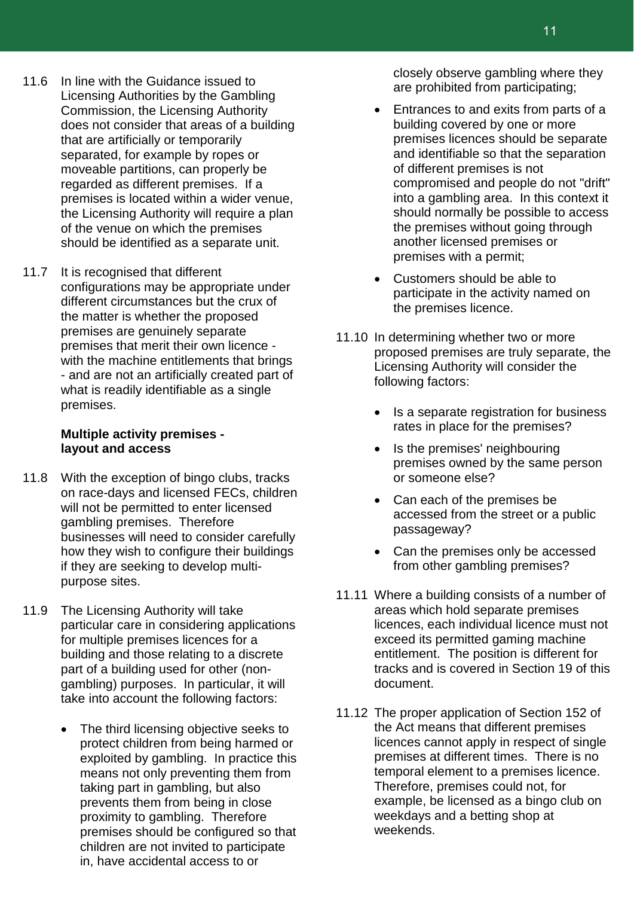11.6 In line with the Guidance issued to Licensing Authorities by the Gambling Commission, the Licensing Authority does not consider that areas of a building that are artificially or temporarily separated, for example by ropes or moveable partitions, can properly be regarded as different premises. If a premises is located within a wider venue, the Licensing Authority will require a plan of the venue on which the premises should be identified as a separate unit.

11.7 It is recognised that different configurations may be appropriate under different circumstances but the crux of the matter is whether the proposed premises are genuinely separate premises that merit their own licence - with the machine entitlements that brings - and are not an artificially created part of what is readily identifiable as a single premises.

**Multiple activity premises - layout and access**

11.8 With the exception of bingo clubs, tracks on race-days and licensed FECs, children will not be permitted to enter licensed gambling premises. Therefore businesses will need to consider carefully how they wish to configure their buildings if they are seeking to develop multi-purpose sites.

11.9 The Licensing Authority will take particular care in considering applications for multiple premises licences for a building and those relating to a discrete part of a building used for other (non-gambling) purposes. In particular, it will take into account the following factors:

- The third licensing objective seeks to protect children from being harmed or exploited by gambling. In practice this means not only preventing them from taking part in gambling, but also prevents them from being in close proximity to gambling. Therefore premises should be configured so that children are not invited to participate in, have accidental access to or closely observe gambling where they are prohibited from participating;
- Entrances to and exits from parts of a building covered by one or more premises licences should be separate and identifiable so that the separation of different premises is not compromised and people do not "drift" into a gambling area. In this context it should normally be possible to access the premises without going through another licensed premises or premises with a permit;
- Customers should be able to participate in the activity named on the premises licence.

11.10 In determining whether two or more proposed premises are truly separate, the Licensing Authority will consider the following factors:

- Is a separate registration for business rates in place for the premises?
- Is the premises' neighbouring premises owned by the same person or someone else?
- Can each of the premises be accessed from the street or a public passageway?
- Can the premises only be accessed from other gambling premises?

11.11 Where a building consists of a number of areas which hold separate premises licences, each individual licence must not exceed its permitted gaming machine entitlement. The position is different for tracks and is covered in Section 19 of this document.

11.12 The proper application of Section 152 of the Act means that different premises licences cannot apply in respect of single premises at different times. There is no temporal element to a premises licence. Therefore, premises could not, for example, be licensed as a bingo club on weekdays and a betting shop at weekends.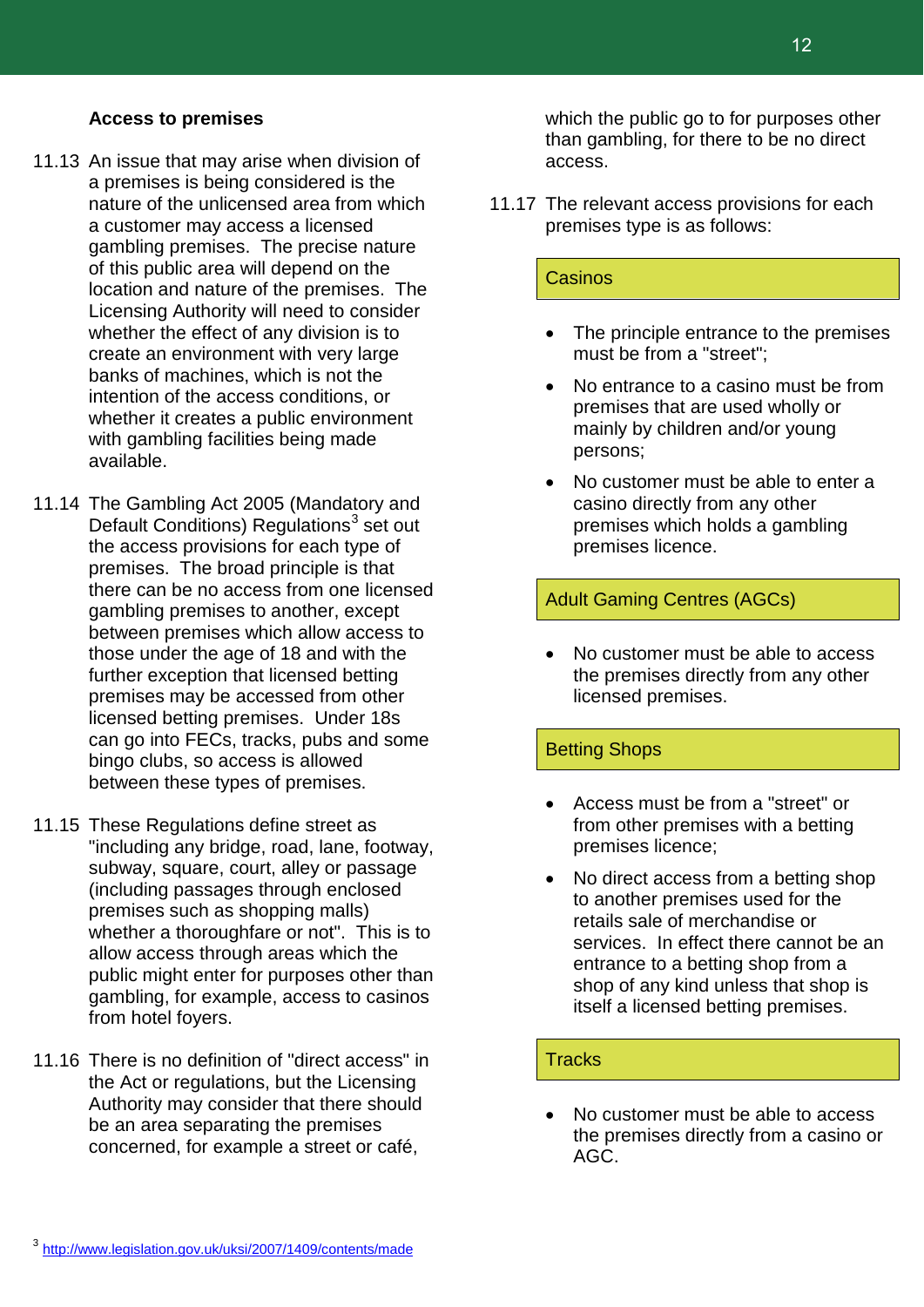### Access to premises

11.13 An issue that may arise when division of a premises is being considered is the nature of the unlicensed area from which a customer may access a licensed gambling premises. The precise nature of this public area will depend on the location and nature of the premises. The Licensing Authority will need to consider whether the effect of any division is to create an environment with very large banks of machines, which is not the intention of the access conditions, or whether it creates a public environment with gambling facilities being made available.

11.14 The Gambling Act 2005 (Mandatory and Default Conditions) Regulations[3] set out the access provisions for each type of premises. The broad principle is that there can be no access from one licensed gambling premises to another, except between premises which allow access to those under the age of 18 and with the further exception that licensed betting premises may be accessed from other licensed betting premises. Under 18s can go into FECs, tracks, pubs and some bingo clubs, so access is allowed between these types of premises.

11.15 These Regulations define street as "including any bridge, road, lane, footway, subway, square, court, alley or passage (including passages through enclosed premises such as shopping malls) whether a thoroughfare or not". This is to allow access through areas which the public might enter for purposes other than gambling, for example, access to casinos from hotel foyers.

11.16 There is no definition of "direct access" in the Act or regulations, but the Licensing Authority may consider that there should be an area separating the premises concerned, for example a street or café, which the public go to for purposes other than gambling, for there to be no direct access.

11.17 The relevant access provisions for each premises type is as follows:

**Casinos**

- The principle entrance to the premises must be from a "street";
- No entrance to a casino must be from premises that are used wholly or mainly by children and/or young persons;
- No customer must be able to enter a casino directly from any other premises which holds a gambling premises licence.

**Adult Gaming Centres (AGCs)**

- No customer must be able to access the premises directly from any other licensed premises.

**Betting Shops**

- Access must be from a "street" or from other premises with a betting premises licence;
- No direct access from a betting shop to another premises used for the retails sale of merchandise or services. In effect there cannot be an entrance to a betting shop from a shop of any kind unless that shop is itself a licensed betting premises.

**Tracks**

- No customer must be able to access the premises directly from a casino or AGC.

[3] http://www.legislation.gov.uk/uksi/2007/1409/contents/made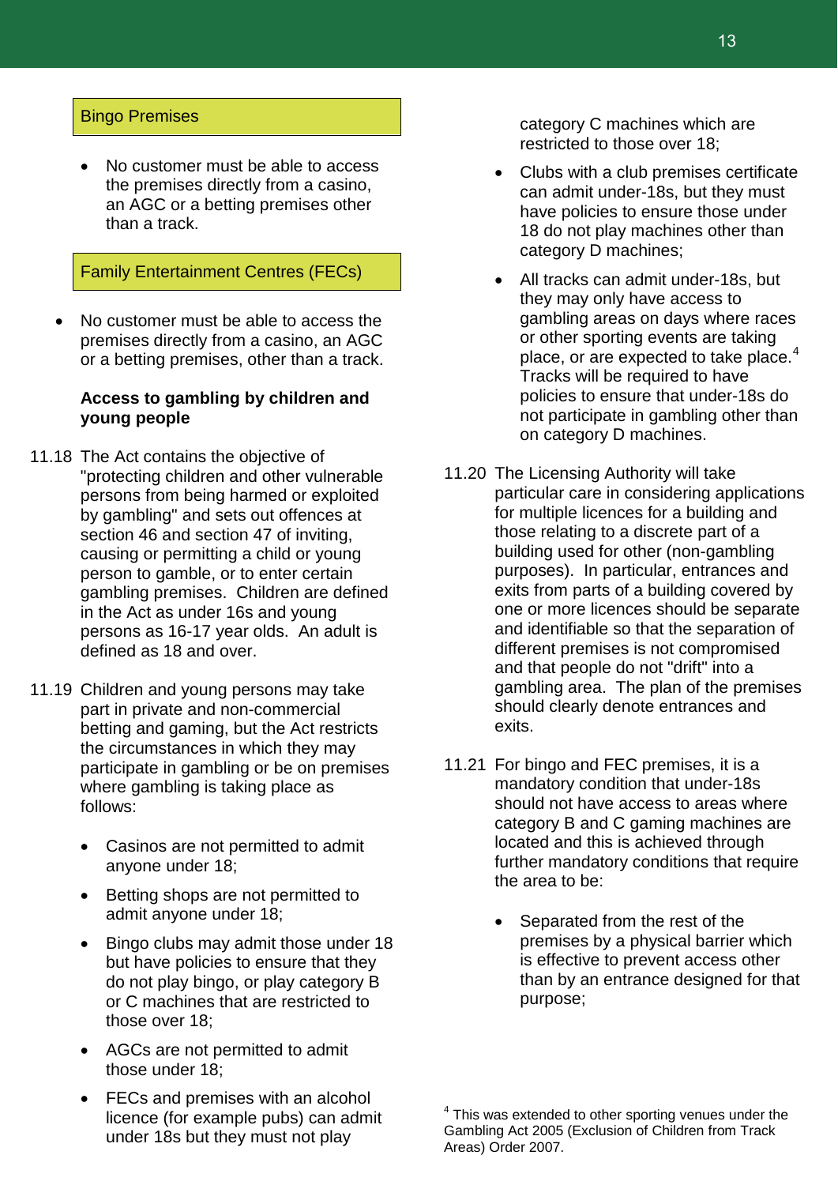### Bingo Premises

- No customer must be able to access the premises directly from a casino, an AGC or a betting premises other than a track.

### Family Entertainment Centres (FECs)

- No customer must be able to access the premises directly from a casino, an AGC or a betting premises, other than a track.

**Access to gambling by children and young people**

11.18 The Act contains the objective of "protecting children and other vulnerable persons from being harmed or exploited by gambling" and sets out offences at section 46 and section 47 of inviting, causing or permitting a child or young person to gamble, or to enter certain gambling premises. Children are defined in the Act as under 16s and young persons as 16-17 year olds. An adult is defined as 18 and over.

11.19 Children and young persons may take part in private and non-commercial betting and gaming, but the Act restricts the circumstances in which they may participate in gambling or be on premises where gambling is taking place as follows:

- Casinos are not permitted to admit anyone under 18;
- Betting shops are not permitted to admit anyone under 18;
- Bingo clubs may admit those under 18 but have policies to ensure that they do not play bingo, or play category B or C machines that are restricted to those over 18;
- AGCs are not permitted to admit those under 18;
- FECs and premises with an alcohol licence (for example pubs) can admit under 18s but they must not play category C machines which are restricted to those over 18;
- Clubs with a club premises certificate can admit under-18s, but they must have policies to ensure those under 18 do not play machines other than category D machines;
- All tracks can admit under-18s, but they may only have access to gambling areas on days where races or other sporting events are taking place, or are expected to take place.[4] Tracks will be required to have policies to ensure that under-18s do not participate in gambling other than on category D machines.

11.20 The Licensing Authority will take particular care in considering applications for multiple licences for a building and those relating to a discrete part of a building used for other (non-gambling purposes). In particular, entrances and exits from parts of a building covered by one or more licences should be separate and identifiable so that the separation of different premises is not compromised and that people do not "drift" into a gambling area. The plan of the premises should clearly denote entrances and exits.

11.21 For bingo and FEC premises, it is a mandatory condition that under-18s should not have access to areas where category B and C gaming machines are located and this is achieved through further mandatory conditions that require the area to be:

- Separated from the rest of the premises by a physical barrier which is effective to prevent access other than by an entrance designed for that purpose;

[4] This was extended to other sporting venues under the Gambling Act 2005 (Exclusion of Children from Track Areas) Order 2007.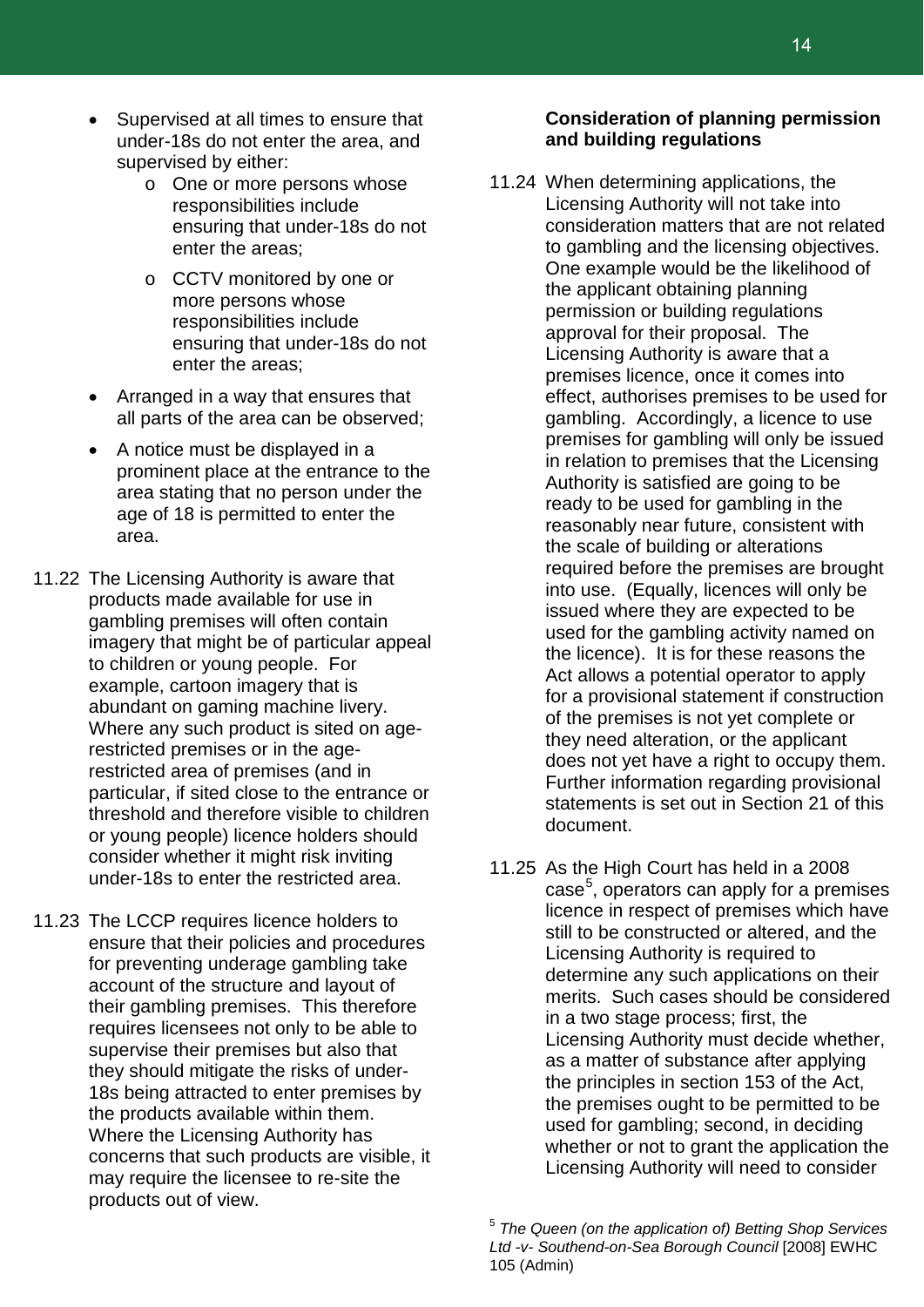- Supervised at all times to ensure that under-18s do not enter the area, and supervised by either:
    - One or more persons whose responsibilities include ensuring that under-18s do not enter the areas;
    - CCTV monitored by one or more persons whose responsibilities include ensuring that under-18s do not enter the areas;
- Arranged in a way that ensures that all parts of the area can be observed;
- A notice must be displayed in a prominent place at the entrance to the area stating that no person under the age of 18 is permitted to enter the area.

11.22 The Licensing Authority is aware that products made available for use in gambling premises will often contain imagery that might be of particular appeal to children or young people. For example, cartoon imagery that is abundant on gaming machine livery. Where any such product is sited on age-restricted premises or in the age-restricted area of premises (and in particular, if sited close to the entrance or threshold and therefore visible to children or young people) licence holders should consider whether it might risk inviting under-18s to enter the restricted area.

11.23 The LCCP requires licence holders to ensure that their policies and procedures for preventing underage gambling take account of the structure and layout of their gambling premises. This therefore requires licensees not only to be able to supervise their premises but also that they should mitigate the risks of under-18s being attracted to enter premises by the products available within them. Where the Licensing Authority has concerns that such products are visible, it may require the licensee to re-site the products out of view.

**Consideration of planning permission and building regulations**

11.24 When determining applications, the Licensing Authority will not take into consideration matters that are not related to gambling and the licensing objectives. One example would be the likelihood of the applicant obtaining planning permission or building regulations approval for their proposal. The Licensing Authority is aware that a premises licence, once it comes into effect, authorises premises to be used for gambling. Accordingly, a licence to use premises for gambling will only be issued in relation to premises that the Licensing Authority is satisfied are going to be ready to be used for gambling in the reasonably near future, consistent with the scale of building or alterations required before the premises are brought into use. (Equally, licences will only be issued where they are expected to be used for the gambling activity named on the licence). It is for these reasons the Act allows a potential operator to apply for a provisional statement if construction of the premises is not yet complete or they need alteration, or the applicant does not yet have a right to occupy them. Further information regarding provisional statements is set out in Section 21 of this document.

11.25 As the High Court has held in a 2008 case[5], operators can apply for a premises licence in respect of premises which have still to be constructed or altered, and the Licensing Authority is required to determine any such applications on their merits. Such cases should be considered in a two stage process; first, the Licensing Authority must decide whether, as a matter of substance after applying the principles in section 153 of the Act, the premises ought to be permitted to be used for gambling; second, in deciding whether or not to grant the application the Licensing Authority will need to consider

[5] *The Queen (on the application of) Betting Shop Services Ltd -v- Southend-on-Sea Borough Council* [2008] EWHC 105 (Admin)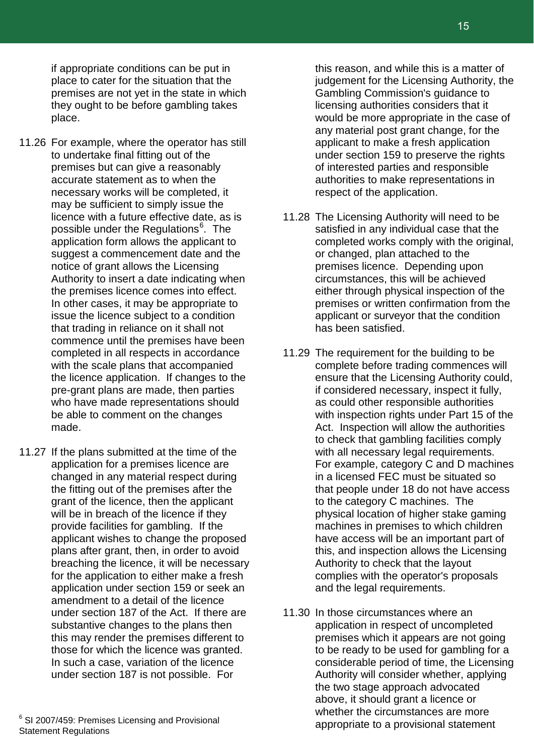if appropriate conditions can be put in place to cater for the situation that the premises are not yet in the state in which they ought to be before gambling takes place.

11.26 For example, where the operator has still to undertake final fitting out of the premises but can give a reasonably accurate statement as to when the necessary works will be completed, it may be sufficient to simply issue the licence with a future effective date, as is possible under the Regulations[6]. The application form allows the applicant to suggest a commencement date and the notice of grant allows the Licensing Authority to insert a date indicating when the premises licence comes into effect. In other cases, it may be appropriate to issue the licence subject to a condition that trading in reliance on it shall not commence until the premises have been completed in all respects in accordance with the scale plans that accompanied the licence application. If changes to the pre-grant plans are made, then parties who have made representations should be able to comment on the changes made.

11.27 If the plans submitted at the time of the application for a premises licence are changed in any material respect during the fitting out of the premises after the grant of the licence, then the applicant will be in breach of the licence if they provide facilities for gambling. If the applicant wishes to change the proposed plans after grant, then, in order to avoid breaching the licence, it will be necessary for the application to either make a fresh application under section 159 or seek an amendment to a detail of the licence under section 187 of the Act. If there are substantive changes to the plans then this may render the premises different to those for which the licence was granted. In such a case, variation of the licence under section 187 is not possible. For this reason, and while this is a matter of judgement for the Licensing Authority, the Gambling Commission's guidance to licensing authorities considers that it would be more appropriate in the case of any material post grant change, for the applicant to make a fresh application under section 159 to preserve the rights of interested parties and responsible authorities to make representations in respect of the application.

11.28 The Licensing Authority will need to be satisfied in any individual case that the completed works comply with the original, or changed, plan attached to the premises licence. Depending upon circumstances, this will be achieved either through physical inspection of the premises or written confirmation from the applicant or surveyor that the condition has been satisfied.

11.29 The requirement for the building to be complete before trading commences will ensure that the Licensing Authority could, if considered necessary, inspect it fully, as could other responsible authorities with inspection rights under Part 15 of the Act. Inspection will allow the authorities to check that gambling facilities comply with all necessary legal requirements. For example, category C and D machines in a licensed FEC must be situated so that people under 18 do not have access to the category C machines. The physical location of higher stake gaming machines in premises to which children have access will be an important part of this, and inspection allows the Licensing Authority to check that the layout complies with the operator's proposals and the legal requirements.

11.30 In those circumstances where an application in respect of uncompleted premises which it appears are not going to be ready to be used for gambling for a considerable period of time, the Licensing Authority will consider whether, applying the two stage approach advocated above, it should grant a licence or whether the circumstances are more appropriate to a provisional statement

[6] SI 2007/459: Premises Licensing and Provisional Statement Regulations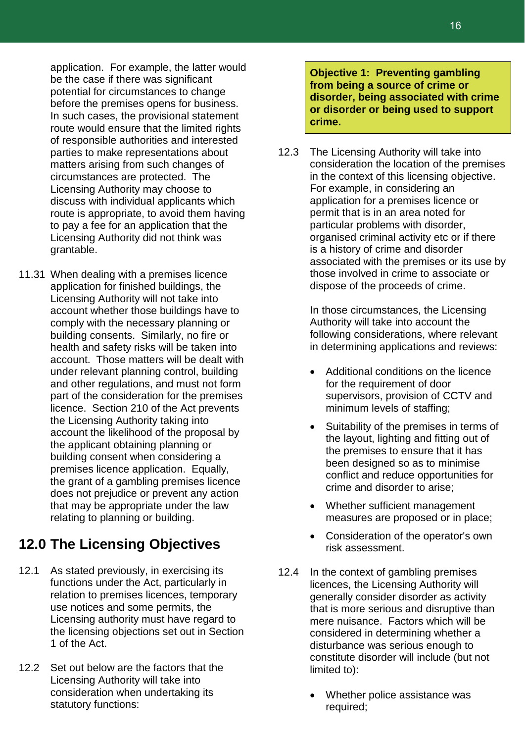application. For example, the latter would be the case if there was significant potential for circumstances to change before the premises opens for business. In such cases, the provisional statement route would ensure that the limited rights of responsible authorities and interested parties to make representations about matters arising from such changes of circumstances are protected. The Licensing Authority may choose to discuss with individual applicants which route is appropriate, to avoid them having to pay a fee for an application that the Licensing Authority did not think was grantable.

11.31 When dealing with a premises licence application for finished buildings, the Licensing Authority will not take into account whether those buildings have to comply with the necessary planning or building consents. Similarly, no fire or health and safety risks will be taken into account. Those matters will be dealt with under relevant planning control, building and other regulations, and must not form part of the consideration for the premises licence. Section 210 of the Act prevents the Licensing Authority taking into account the likelihood of the proposal by the applicant obtaining planning or building consent when considering a premises licence application. Equally, the grant of a gambling premises licence does not prejudice or prevent any action that may be appropriate under the law relating to planning or building.

## 12.0 The Licensing Objectives

12.1 As stated previously, in exercising its functions under the Act, particularly in relation to premises licences, temporary use notices and some permits, the Licensing authority must have regard to the licensing objections set out in Section 1 of the Act.

12.2 Set out below are the factors that the Licensing Authority will take into consideration when undertaking its statutory functions:

**Objective 1: Preventing gambling from being a source of crime or disorder, being associated with crime or disorder or being used to support crime.**

12.3 The Licensing Authority will take into consideration the location of the premises in the context of this licensing objective. For example, in considering an application for a premises licence or permit that is in an area noted for particular problems with disorder, organised criminal activity etc or if there is a history of crime and disorder associated with the premises or its use by those involved in crime to associate or dispose of the proceeds of crime.

In those circumstances, the Licensing Authority will take into account the following considerations, where relevant in determining applications and reviews:

- Additional conditions on the licence for the requirement of door supervisors, provision of CCTV and minimum levels of staffing;
- Suitability of the premises in terms of the layout, lighting and fitting out of the premises to ensure that it has been designed so as to minimise conflict and reduce opportunities for crime and disorder to arise;
- Whether sufficient management measures are proposed or in place;
- Consideration of the operator's own risk assessment.

12.4 In the context of gambling premises licences, the Licensing Authority will generally consider disorder as activity that is more serious and disruptive than mere nuisance. Factors which will be considered in determining whether a disturbance was serious enough to constitute disorder will include (but not limited to):

- Whether police assistance was required;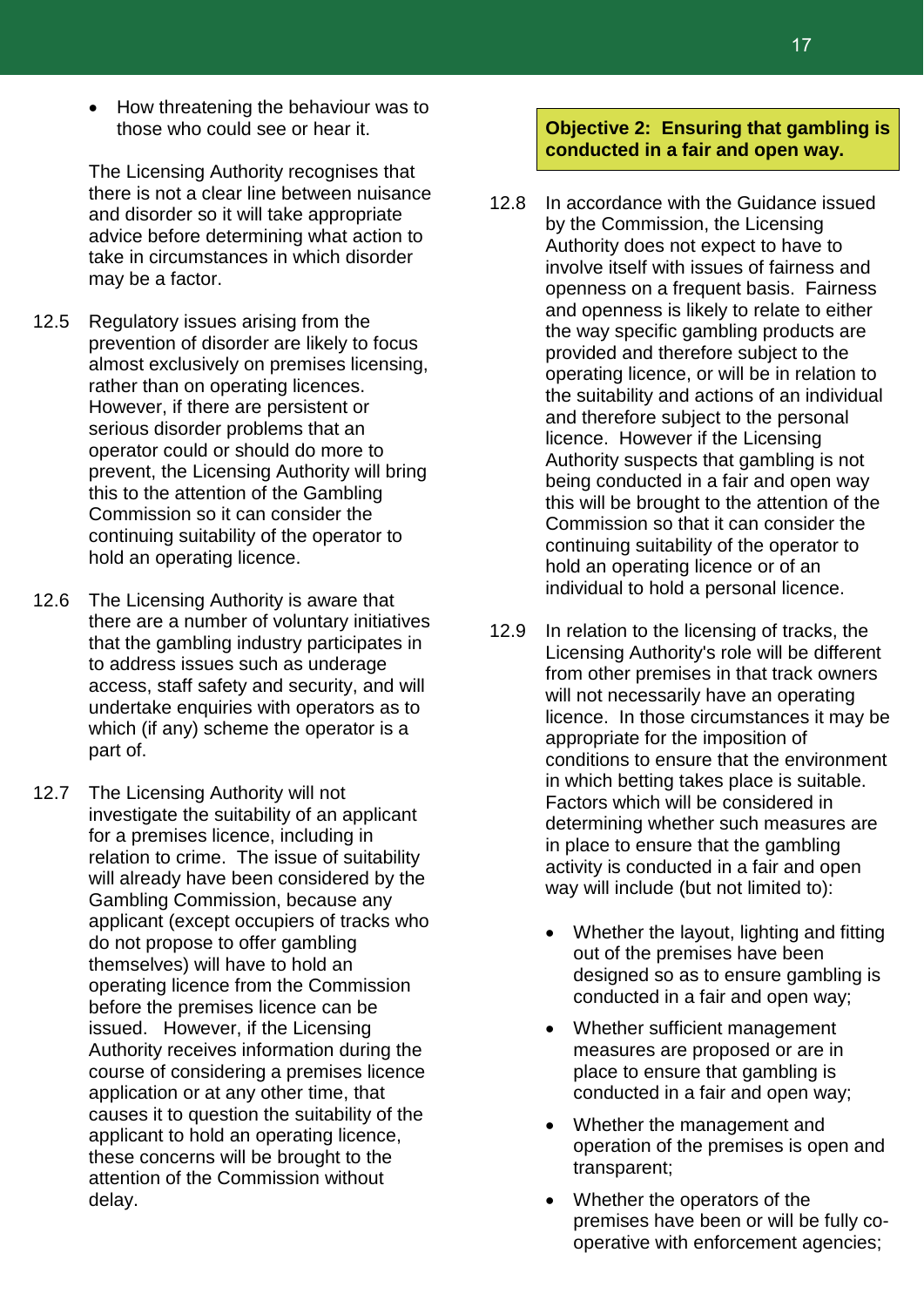- How threatening the behaviour was to those who could see or hear it.

The Licensing Authority recognises that there is not a clear line between nuisance and disorder so it will take appropriate advice before determining what action to take in circumstances in which disorder may be a factor.

12.5 Regulatory issues arising from the prevention of disorder are likely to focus almost exclusively on premises licensing, rather than on operating licences. However, if there are persistent or serious disorder problems that an operator could or should do more to prevent, the Licensing Authority will bring this to the attention of the Gambling Commission so it can consider the continuing suitability of the operator to hold an operating licence.

12.6 The Licensing Authority is aware that there are a number of voluntary initiatives that the gambling industry participates in to address issues such as underage access, staff safety and security, and will undertake enquiries with operators as to which (if any) scheme the operator is a part of.

12.7 The Licensing Authority will not investigate the suitability of an applicant for a premises licence, including in relation to crime. The issue of suitability will already have been considered by the Gambling Commission, because any applicant (except occupiers of tracks who do not propose to offer gambling themselves) will have to hold an operating licence from the Commission before the premises licence can be issued. However, if the Licensing Authority receives information during the course of considering a premises licence application or at any other time, that causes it to question the suitability of the applicant to hold an operating licence, these concerns will be brought to the attention of the Commission without delay.

**Objective 2: Ensuring that gambling is conducted in a fair and open way.**

12.8 In accordance with the Guidance issued by the Commission, the Licensing Authority does not expect to have to involve itself with issues of fairness and openness on a frequent basis. Fairness and openness is likely to relate to either the way specific gambling products are provided and therefore subject to the operating licence, or will be in relation to the suitability and actions of an individual and therefore subject to the personal licence. However if the Licensing Authority suspects that gambling is not being conducted in a fair and open way this will be brought to the attention of the Commission so that it can consider the continuing suitability of the operator to hold an operating licence or of an individual to hold a personal licence.

12.9 In relation to the licensing of tracks, the Licensing Authority's role will be different from other premises in that track owners will not necessarily have an operating licence. In those circumstances it may be appropriate for the imposition of conditions to ensure that the environment in which betting takes place is suitable. Factors which will be considered in determining whether such measures are in place to ensure that the gambling activity is conducted in a fair and open way will include (but not limited to):

- Whether the layout, lighting and fitting out of the premises have been designed so as to ensure gambling is conducted in a fair and open way;
- Whether sufficient management measures are proposed or are in place to ensure that gambling is conducted in a fair and open way;
- Whether the management and operation of the premises is open and transparent;
- Whether the operators of the premises have been or will be fully co-operative with enforcement agencies;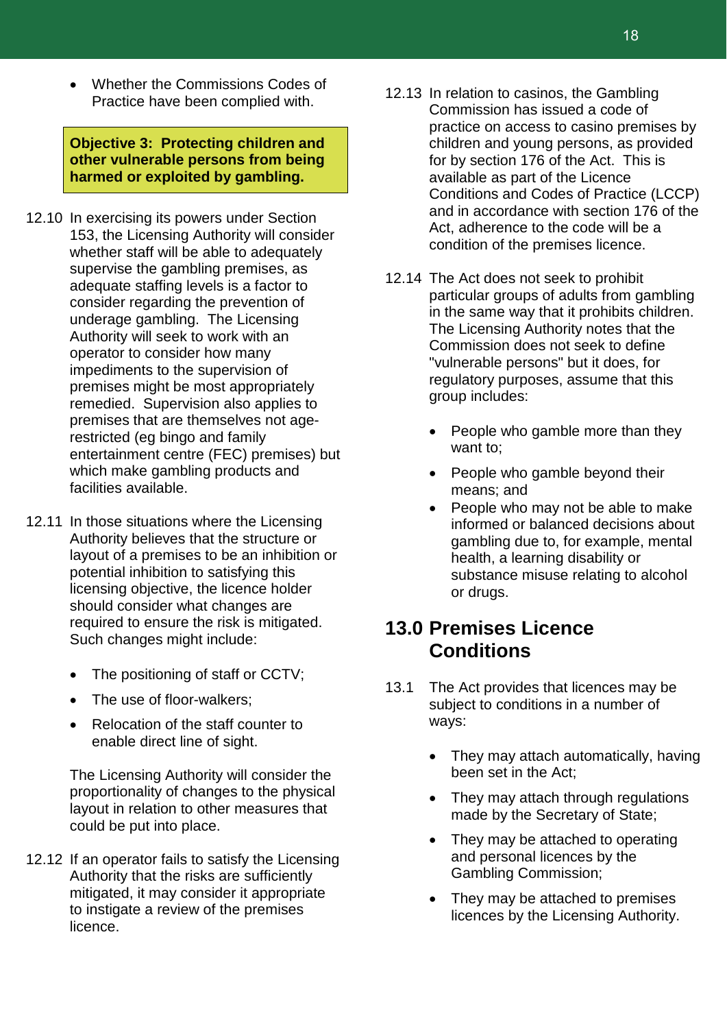- Whether the Commissions Codes of Practice have been complied with.

**Objective 3: Protecting children and other vulnerable persons from being harmed or exploited by gambling.**

12.10 In exercising its powers under Section 153, the Licensing Authority will consider whether staff will be able to adequately supervise the gambling premises, as adequate staffing levels is a factor to consider regarding the prevention of underage gambling. The Licensing Authority will seek to work with an operator to consider how many impediments to the supervision of premises might be most appropriately remedied. Supervision also applies to premises that are themselves not age-restricted (eg bingo and family entertainment centre (FEC) premises) but which make gambling products and facilities available.

12.11 In those situations where the Licensing Authority believes that the structure or layout of a premises to be an inhibition or potential inhibition to satisfying this licensing objective, the licence holder should consider what changes are required to ensure the risk is mitigated. Such changes might include:

- The positioning of staff or CCTV;
- The use of floor-walkers;
- Relocation of the staff counter to enable direct line of sight.

The Licensing Authority will consider the proportionality of changes to the physical layout in relation to other measures that could be put into place.

12.12 If an operator fails to satisfy the Licensing Authority that the risks are sufficiently mitigated, it may consider it appropriate to instigate a review of the premises licence.

12.13 In relation to casinos, the Gambling Commission has issued a code of practice on access to casino premises by children and young persons, as provided for by section 176 of the Act. This is available as part of the Licence Conditions and Codes of Practice (LCCP) and in accordance with section 176 of the Act, adherence to the code will be a condition of the premises licence.

12.14 The Act does not seek to prohibit particular groups of adults from gambling in the same way that it prohibits children. The Licensing Authority notes that the Commission does not seek to define "vulnerable persons" but it does, for regulatory purposes, assume that this group includes:

- People who gamble more than they want to;
- People who gamble beyond their means; and
- People who may not be able to make informed or balanced decisions about gambling due to, for example, mental health, a learning disability or substance misuse relating to alcohol or drugs.

## 13.0 Premises Licence Conditions

13.1 The Act provides that licences may be subject to conditions in a number of ways:

- They may attach automatically, having been set in the Act;
- They may attach through regulations made by the Secretary of State;
- They may be attached to operating and personal licences by the Gambling Commission;
- They may be attached to premises licences by the Licensing Authority.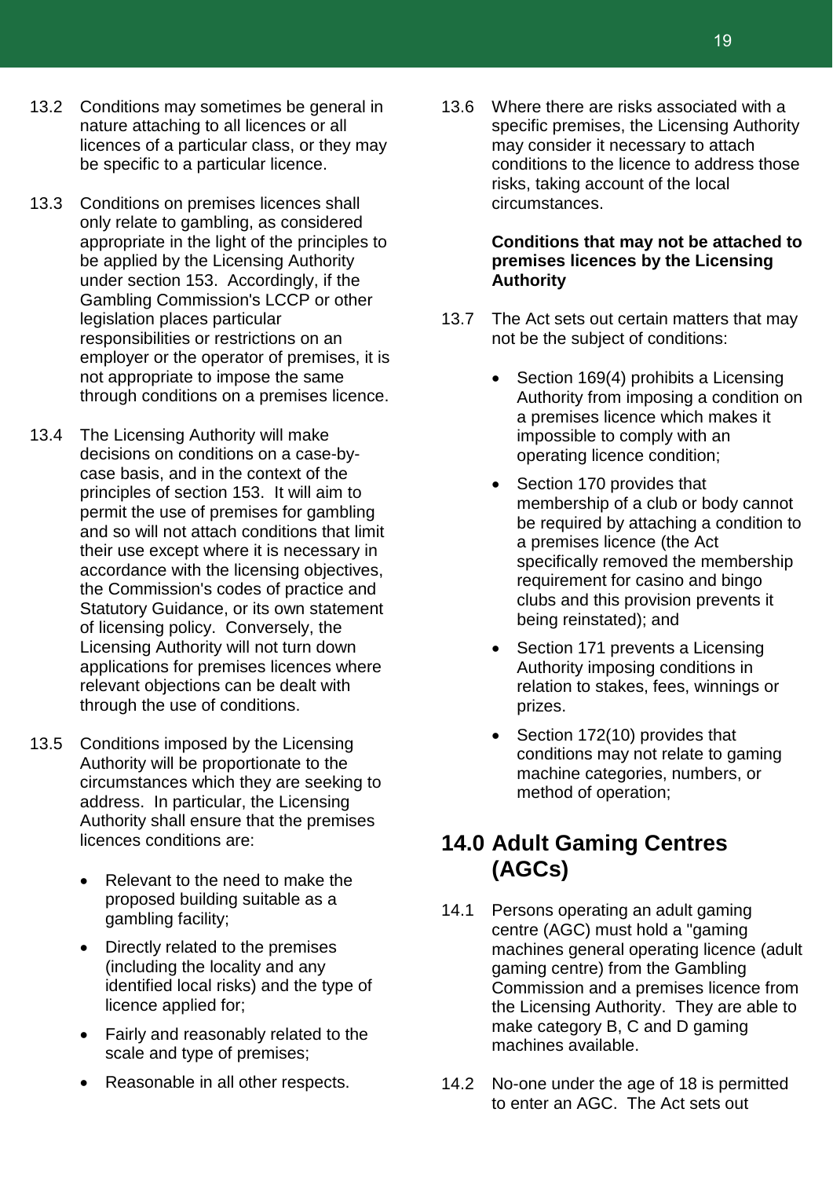13.2 Conditions may sometimes be general in nature attaching to all licences or all licences of a particular class, or they may be specific to a particular licence.

13.3 Conditions on premises licences shall only relate to gambling, as considered appropriate in the light of the principles to be applied by the Licensing Authority under section 153. Accordingly, if the Gambling Commission's LCCP or other legislation places particular responsibilities or restrictions on an employer or the operator of premises, it is not appropriate to impose the same through conditions on a premises licence.

13.4 The Licensing Authority will make decisions on conditions on a case-by-case basis, and in the context of the principles of section 153. It will aim to permit the use of premises for gambling and so will not attach conditions that limit their use except where it is necessary in accordance with the licensing objectives, the Commission's codes of practice and Statutory Guidance, or its own statement of licensing policy. Conversely, the Licensing Authority will not turn down applications for premises licences where relevant objections can be dealt with through the use of conditions.

13.5 Conditions imposed by the Licensing Authority will be proportionate to the circumstances which they are seeking to address. In particular, the Licensing Authority shall ensure that the premises licences conditions are:

- Relevant to the need to make the proposed building suitable as a gambling facility;
- Directly related to the premises (including the locality and any identified local risks) and the type of licence applied for;
- Fairly and reasonably related to the scale and type of premises;
- Reasonable in all other respects.

13.6 Where there are risks associated with a specific premises, the Licensing Authority may consider it necessary to attach conditions to the licence to address those risks, taking account of the local circumstances.

**Conditions that may not be attached to premises licences by the Licensing Authority**

13.7 The Act sets out certain matters that may not be the subject of conditions:

- Section 169(4) prohibits a Licensing Authority from imposing a condition on a premises licence which makes it impossible to comply with an operating licence condition;
- Section 170 provides that membership of a club or body cannot be required by attaching a condition to a premises licence (the Act specifically removed the membership requirement for casino and bingo clubs and this provision prevents it being reinstated); and
- Section 171 prevents a Licensing Authority imposing conditions in relation to stakes, fees, winnings or prizes.
- Section 172(10) provides that conditions may not relate to gaming machine categories, numbers, or method of operation;

## 14.0 Adult Gaming Centres (AGCs)

14.1 Persons operating an adult gaming centre (AGC) must hold a "gaming machines general operating licence (adult gaming centre) from the Gambling Commission and a premises licence from the Licensing Authority. They are able to make category B, C and D gaming machines available.

14.2 No-one under the age of 18 is permitted to enter an AGC. The Act sets out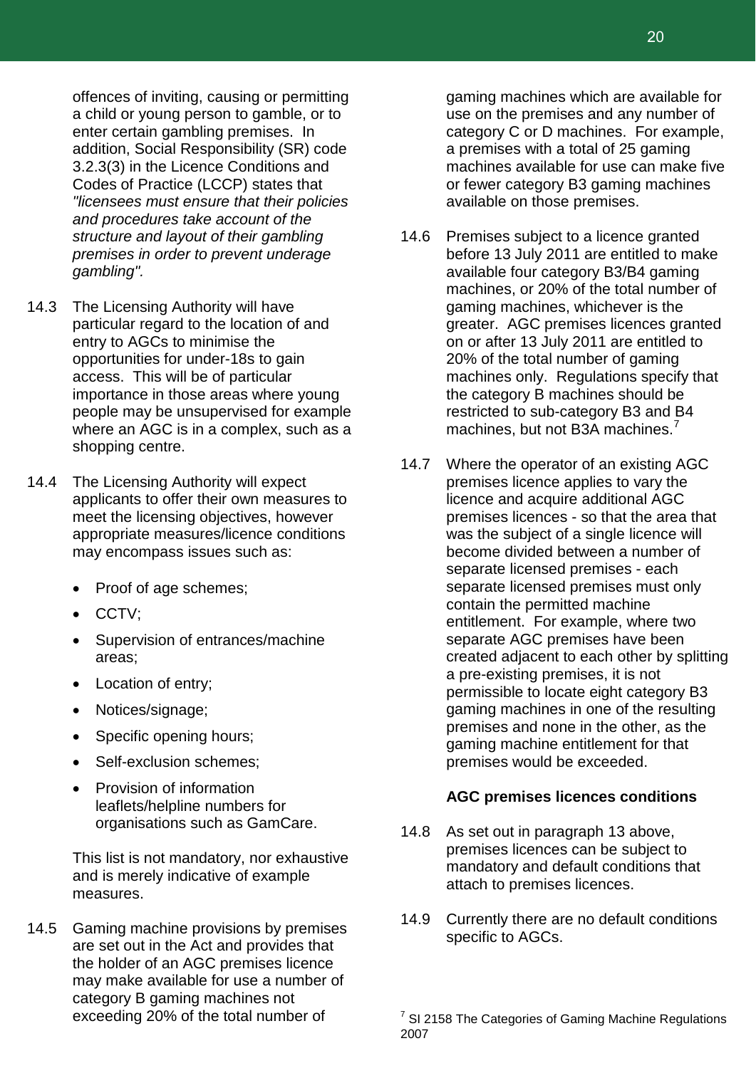offences of inviting, causing or permitting a child or young person to gamble, or to enter certain gambling premises. In addition, Social Responsibility (SR) code 3.2.3(3) in the Licence Conditions and Codes of Practice (LCCP) states that *"licensees must ensure that their policies and procedures take account of the structure and layout of their gambling premises in order to prevent underage gambling".*

14.3 The Licensing Authority will have particular regard to the location of and entry to AGCs to minimise the opportunities for under-18s to gain access. This will be of particular importance in those areas where young people may be unsupervised for example where an AGC is in a complex, such as a shopping centre.

14.4 The Licensing Authority will expect applicants to offer their own measures to meet the licensing objectives, however appropriate measures/licence conditions may encompass issues such as:

- Proof of age schemes;
- CCTV;
- Supervision of entrances/machine areas;
- Location of entry;
- Notices/signage;
- Specific opening hours;
- Self-exclusion schemes;
- Provision of information leaflets/helpline numbers for organisations such as GamCare.

This list is not mandatory, nor exhaustive and is merely indicative of example measures.

14.5 Gaming machine provisions by premises are set out in the Act and provides that the holder of an AGC premises licence may make available for use a number of category B gaming machines not exceeding 20% of the total number of gaming machines which are available for use on the premises and any number of category C or D machines. For example, a premises with a total of 25 gaming machines available for use can make five or fewer category B3 gaming machines available on those premises.

14.6 Premises subject to a licence granted before 13 July 2011 are entitled to make available four category B3/B4 gaming machines, or 20% of the total number of gaming machines, whichever is the greater. AGC premises licences granted on or after 13 July 2011 are entitled to 20% of the total number of gaming machines only. Regulations specify that the category B machines should be restricted to sub-category B3 and B4 machines, but not B3A machines.[7]

14.7 Where the operator of an existing AGC premises licence applies to vary the licence and acquire additional AGC premises licences - so that the area that was the subject of a single licence will become divided between a number of separate licensed premises - each separate licensed premises must only contain the permitted machine entitlement. For example, where two separate AGC premises have been created adjacent to each other by splitting a pre-existing premises, it is not permissible to locate eight category B3 gaming machines in one of the resulting premises and none in the other, as the gaming machine entitlement for that premises would be exceeded.

**AGC premises licences conditions**

14.8 As set out in paragraph 13 above, premises licences can be subject to mandatory and default conditions that attach to premises licences.

14.9 Currently there are no default conditions specific to AGCs.

[7] SI 2158 The Categories of Gaming Machine Regulations 2007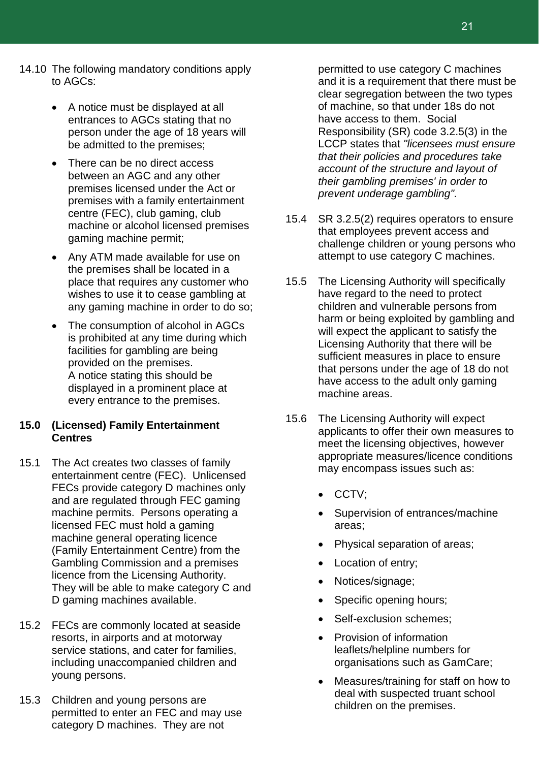14.10 The following mandatory conditions apply to AGCs:

- A notice must be displayed at all entrances to AGCs stating that no person under the age of 18 years will be admitted to the premises;
- There can be no direct access between an AGC and any other premises licensed under the Act or premises with a family entertainment centre (FEC), club gaming, club machine or alcohol licensed premises gaming machine permit;
- Any ATM made available for use on the premises shall be located in a place that requires any customer who wishes to use it to cease gambling at any gaming machine in order to do so;
- The consumption of alcohol in AGCs is prohibited at any time during which facilities for gambling are being provided on the premises. A notice stating this should be displayed in a prominent place at every entrance to the premises.

## 15.0 (Licensed) Family Entertainment Centres

15.1 The Act creates two classes of family entertainment centre (FEC). Unlicensed FECs provide category D machines only and are regulated through FEC gaming machine permits. Persons operating a licensed FEC must hold a gaming machine general operating licence (Family Entertainment Centre) from the Gambling Commission and a premises licence from the Licensing Authority. They will be able to make category C and D gaming machines available.

15.2 FECs are commonly located at seaside resorts, in airports and at motorway service stations, and cater for families, including unaccompanied children and young persons.

15.3 Children and young persons are permitted to enter an FEC and may use category D machines. They are not permitted to use category C machines and it is a requirement that there must be clear segregation between the two types of machine, so that under 18s do not have access to them. Social Responsibility (SR) code 3.2.5(3) in the LCCP states that *"licensees must ensure that their policies and procedures take account of the structure and layout of their gambling premises' in order to prevent underage gambling".*

15.4 SR 3.2.5(2) requires operators to ensure that employees prevent access and challenge children or young persons who attempt to use category C machines.

15.5 The Licensing Authority will specifically have regard to the need to protect children and vulnerable persons from harm or being exploited by gambling and will expect the applicant to satisfy the Licensing Authority that there will be sufficient measures in place to ensure that persons under the age of 18 do not have access to the adult only gaming machine areas.

15.6 The Licensing Authority will expect applicants to offer their own measures to meet the licensing objectives, however appropriate measures/licence conditions may encompass issues such as:

- CCTV;
- Supervision of entrances/machine areas;
- Physical separation of areas;
- Location of entry;
- Notices/signage;
- Specific opening hours;
- Self-exclusion schemes;
- Provision of information leaflets/helpline numbers for organisations such as GamCare;
- Measures/training for staff on how to deal with suspected truant school children on the premises.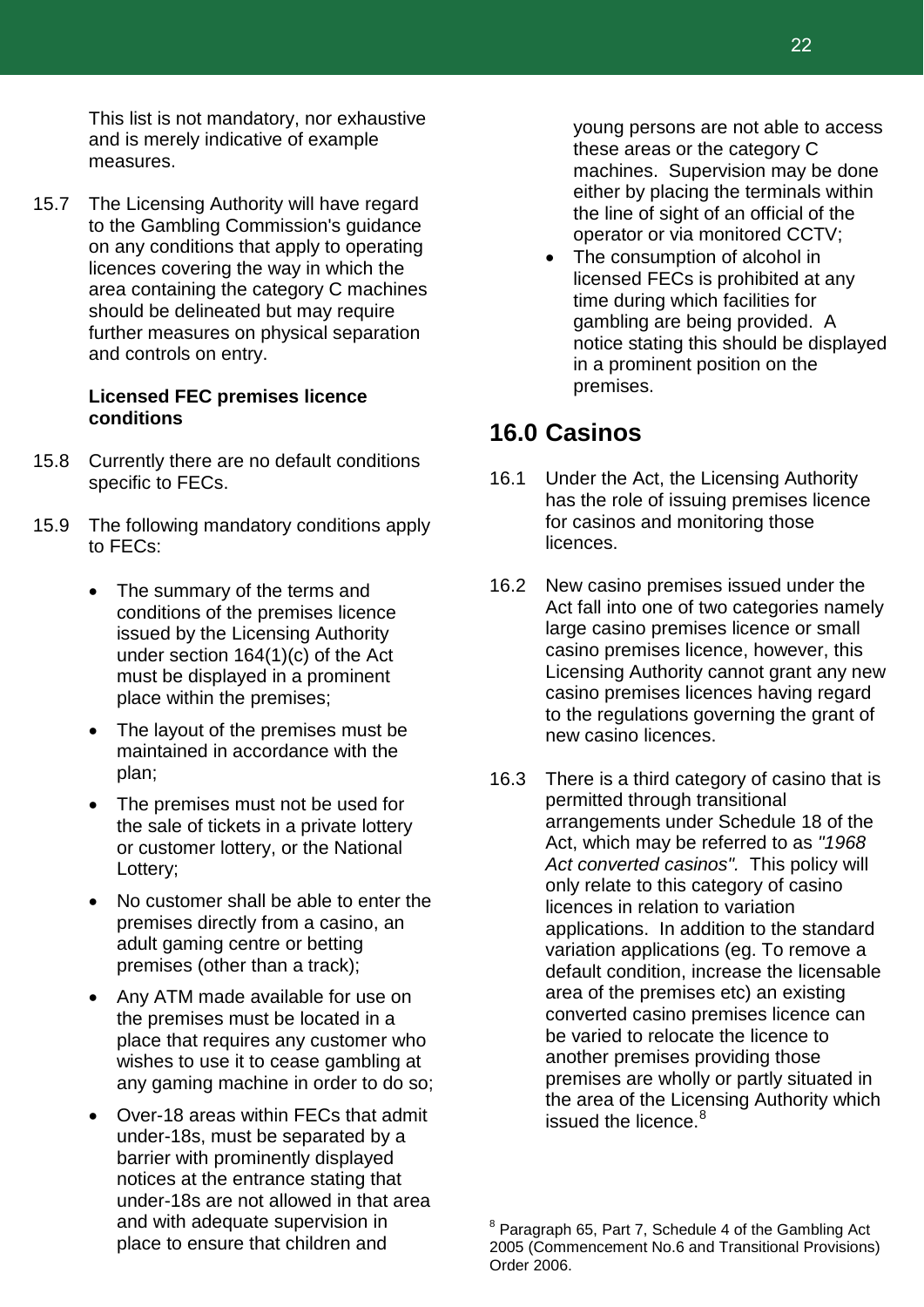This list is not mandatory, nor exhaustive and is merely indicative of example measures.

15.7 The Licensing Authority will have regard to the Gambling Commission's guidance on any conditions that apply to operating licences covering the way in which the area containing the category C machines should be delineated but may require further measures on physical separation and controls on entry.

**Licensed FEC premises licence conditions**

15.8 Currently there are no default conditions specific to FECs.

15.9 The following mandatory conditions apply to FECs:

- The summary of the terms and conditions of the premises licence issued by the Licensing Authority under section 164(1)(c) of the Act must be displayed in a prominent place within the premises;
- The layout of the premises must be maintained in accordance with the plan;
- The premises must not be used for the sale of tickets in a private lottery or customer lottery, or the National Lottery;
- No customer shall be able to enter the premises directly from a casino, an adult gaming centre or betting premises (other than a track);
- Any ATM made available for use on the premises must be located in a place that requires any customer who wishes to use it to cease gambling at any gaming machine in order to do so;
- Over-18 areas within FECs that admit under-18s, must be separated by a barrier with prominently displayed notices at the entrance stating that under-18s are not allowed in that area and with adequate supervision in place to ensure that children and young persons are not able to access these areas or the category C machines. Supervision may be done either by placing the terminals within the line of sight of an official of the operator or via monitored CCTV;
- The consumption of alcohol in licensed FECs is prohibited at any time during which facilities for gambling are being provided. A notice stating this should be displayed in a prominent position on the premises.

## 16.0 Casinos

16.1 Under the Act, the Licensing Authority has the role of issuing premises licence for casinos and monitoring those licences.

16.2 New casino premises issued under the Act fall into one of two categories namely large casino premises licence or small casino premises licence, however, this Licensing Authority cannot grant any new casino premises licences having regard to the regulations governing the grant of new casino licences.

16.3 There is a third category of casino that is permitted through transitional arrangements under Schedule 18 of the Act, which may be referred to as *"1968 Act converted casinos".* This policy will only relate to this category of casino licences in relation to variation applications. In addition to the standard variation applications (eg. To remove a default condition, increase the licensable area of the premises etc) an existing converted casino premises licence can be varied to relocate the licence to another premises providing those premises are wholly or partly situated in the area of the Licensing Authority which issued the licence.[8]

[8] Paragraph 65, Part 7, Schedule 4 of the Gambling Act 2005 (Commencement No.6 and Transitional Provisions) Order 2006.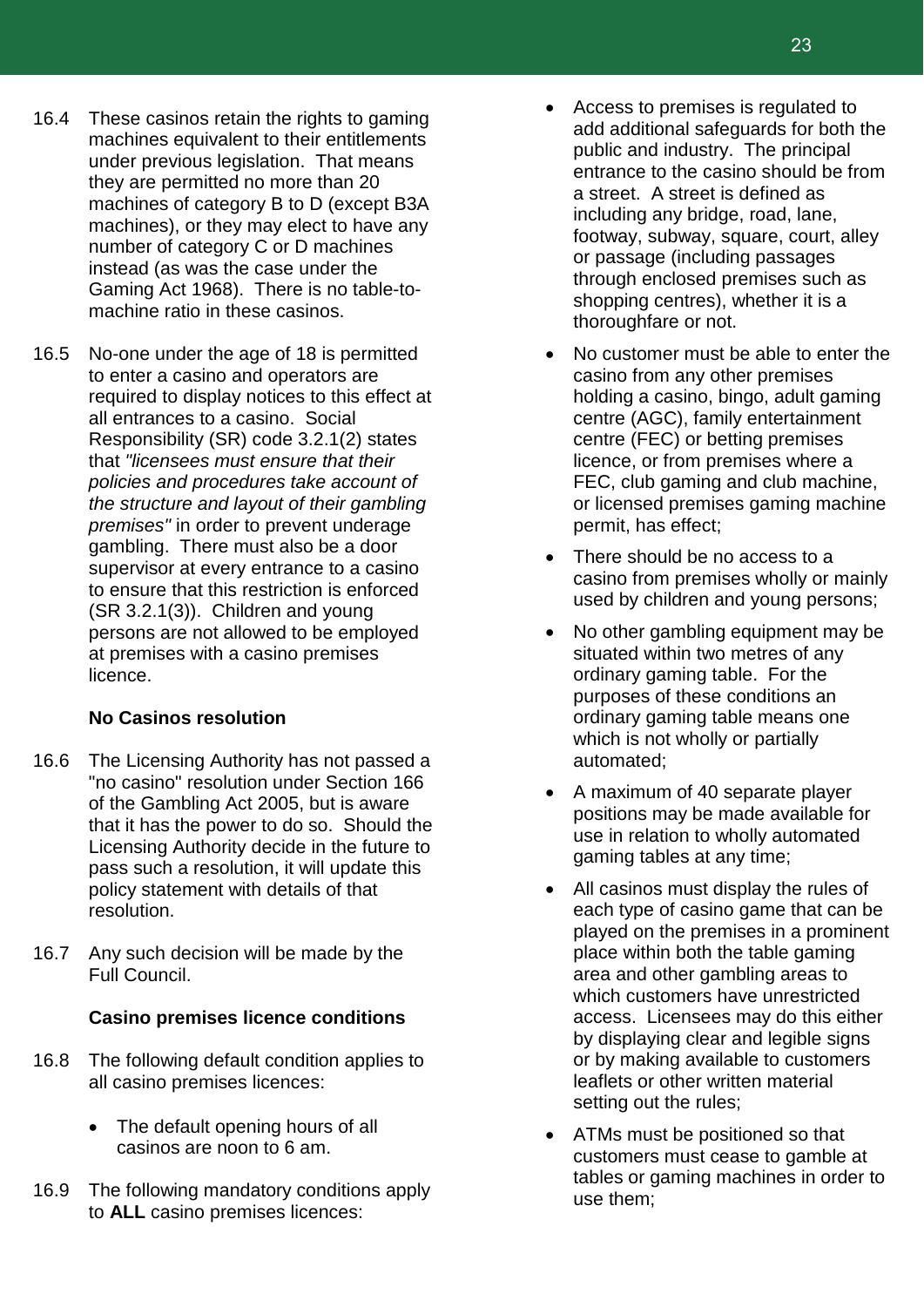16.4 These casinos retain the rights to gaming machines equivalent to their entitlements under previous legislation. That means they are permitted no more than 20 machines of category B to D (except B3A machines), or they may elect to have any number of category C or D machines instead (as was the case under the Gaming Act 1968). There is no table-to-machine ratio in these casinos.

16.5 No-one under the age of 18 is permitted to enter a casino and operators are required to display notices to this effect at all entrances to a casino. Social Responsibility (SR) code 3.2.1(2) states that *"licensees must ensure that their policies and procedures take account of the structure and layout of their gambling premises"* in order to prevent underage gambling. There must also be a door supervisor at every entrance to a casino to ensure that this restriction is enforced (SR 3.2.1(3)). Children and young persons are not allowed to be employed at premises with a casino premises licence.

**No Casinos resolution**

16.6 The Licensing Authority has not passed a "no casino" resolution under Section 166 of the Gambling Act 2005, but is aware that it has the power to do so. Should the Licensing Authority decide in the future to pass such a resolution, it will update this policy statement with details of that resolution.

16.7 Any such decision will be made by the Full Council.

**Casino premises licence conditions**

16.8 The following default condition applies to all casino premises licences:

- The default opening hours of all casinos are noon to 6 am.

16.9 The following mandatory conditions apply to **ALL** casino premises licences:

- Access to premises is regulated to add additional safeguards for both the public and industry. The principal entrance to the casino should be from a street. A street is defined as including any bridge, road, lane, footway, subway, square, court, alley or passage (including passages through enclosed premises such as shopping centres), whether it is a thoroughfare or not.
- No customer must be able to enter the casino from any other premises holding a casino, bingo, adult gaming centre (AGC), family entertainment centre (FEC) or betting premises licence, or from premises where a FEC, club gaming and club machine, or licensed premises gaming machine permit, has effect;
- There should be no access to a casino from premises wholly or mainly used by children and young persons;
- No other gambling equipment may be situated within two metres of any ordinary gaming table. For the purposes of these conditions an ordinary gaming table means one which is not wholly or partially automated;
- A maximum of 40 separate player positions may be made available for use in relation to wholly automated gaming tables at any time;
- All casinos must display the rules of each type of casino game that can be played on the premises in a prominent place within both the table gaming area and other gambling areas to which customers have unrestricted access. Licensees may do this either by displaying clear and legible signs or by making available to customers leaflets or other written material setting out the rules;
- ATMs must be positioned so that customers must cease to gamble at tables or gaming machines in order to use them;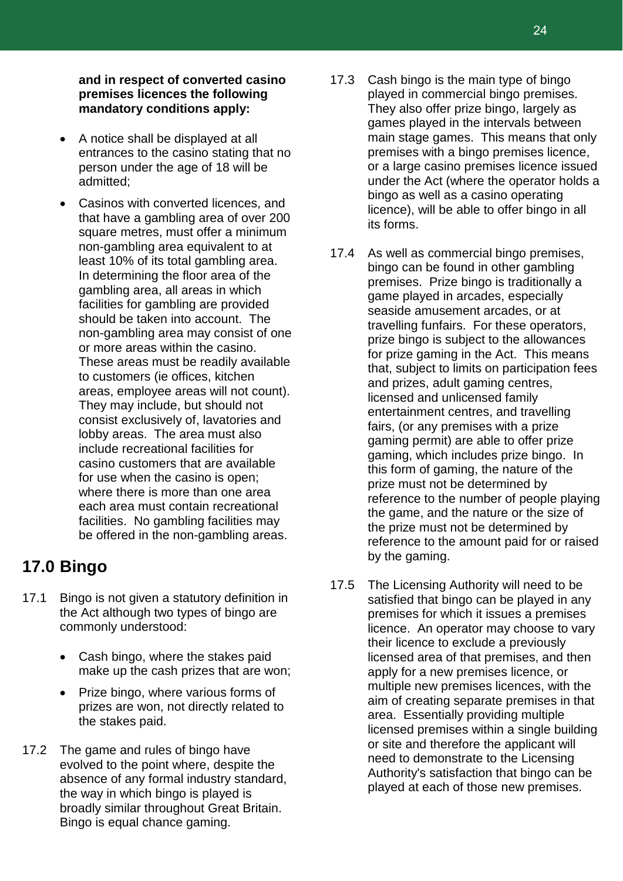**and in respect of converted casino premises licences the following mandatory conditions apply:**

- A notice shall be displayed at all entrances to the casino stating that no person under the age of 18 will be admitted;
- Casinos with converted licences, and that have a gambling area of over 200 square metres, must offer a minimum non-gambling area equivalent to at least 10% of its total gambling area. In determining the floor area of the gambling area, all areas in which facilities for gambling are provided should be taken into account. The non-gambling area may consist of one or more areas within the casino. These areas must be readily available to customers (ie offices, kitchen areas, employee areas will not count). They may include, but should not consist exclusively of, lavatories and lobby areas. The area must also include recreational facilities for casino customers that are available for use when the casino is open; where there is more than one area each area must contain recreational facilities. No gambling facilities may be offered in the non-gambling areas.

## 17.0 Bingo

17.1 Bingo is not given a statutory definition in the Act although two types of bingo are commonly understood:

- Cash bingo, where the stakes paid make up the cash prizes that are won;
- Prize bingo, where various forms of prizes are won, not directly related to the stakes paid.

17.2 The game and rules of bingo have evolved to the point where, despite the absence of any formal industry standard, the way in which bingo is played is broadly similar throughout Great Britain. Bingo is equal chance gaming.

17.3 Cash bingo is the main type of bingo played in commercial bingo premises. They also offer prize bingo, largely as games played in the intervals between main stage games. This means that only premises with a bingo premises licence, or a large casino premises licence issued under the Act (where the operator holds a bingo as well as a casino operating licence), will be able to offer bingo in all its forms.

17.4 As well as commercial bingo premises, bingo can be found in other gambling premises. Prize bingo is traditionally a game played in arcades, especially seaside amusement arcades, or at travelling funfairs. For these operators, prize bingo is subject to the allowances for prize gaming in the Act. This means that, subject to limits on participation fees and prizes, adult gaming centres, licensed and unlicensed family entertainment centres, and travelling fairs, (or any premises with a prize gaming permit) are able to offer prize gaming, which includes prize bingo. In this form of gaming, the nature of the prize must not be determined by reference to the number of people playing the game, and the nature or the size of the prize must not be determined by reference to the amount paid for or raised by the gaming.

17.5 The Licensing Authority will need to be satisfied that bingo can be played in any premises for which it issues a premises licence. An operator may choose to vary their licence to exclude a previously licensed area of that premises, and then apply for a new premises licence, or multiple new premises licences, with the aim of creating separate premises in that area. Essentially providing multiple licensed premises within a single building or site and therefore the applicant will need to demonstrate to the Licensing Authority's satisfaction that bingo can be played at each of those new premises.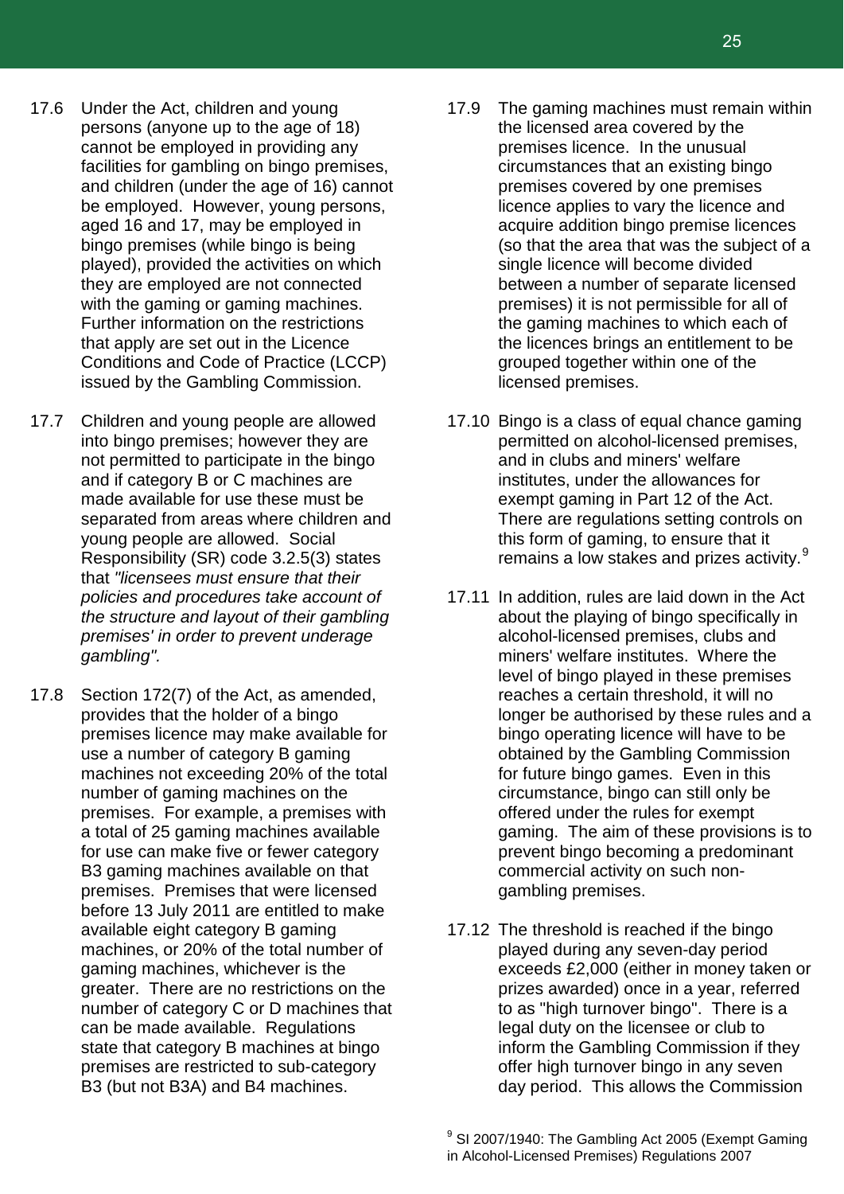17.6 Under the Act, children and young persons (anyone up to the age of 18) cannot be employed in providing any facilities for gambling on bingo premises, and children (under the age of 16) cannot be employed. However, young persons, aged 16 and 17, may be employed in bingo premises (while bingo is being played), provided the activities on which they are employed are not connected with the gaming or gaming machines. Further information on the restrictions that apply are set out in the Licence Conditions and Code of Practice (LCCP) issued by the Gambling Commission.

17.7 Children and young people are allowed into bingo premises; however they are not permitted to participate in the bingo and if category B or C machines are made available for use these must be separated from areas where children and young people are allowed. Social Responsibility (SR) code 3.2.5(3) states that *"licensees must ensure that their policies and procedures take account of the structure and layout of their gambling premises' in order to prevent underage gambling".*

17.8 Section 172(7) of the Act, as amended, provides that the holder of a bingo premises licence may make available for use a number of category B gaming machines not exceeding 20% of the total number of gaming machines on the premises. For example, a premises with a total of 25 gaming machines available for use can make five or fewer category B3 gaming machines available on that premises. Premises that were licensed before 13 July 2011 are entitled to make available eight category B gaming machines, or 20% of the total number of gaming machines, whichever is the greater. There are no restrictions on the number of category C or D machines that can be made available. Regulations state that category B machines at bingo premises are restricted to sub-category B3 (but not B3A) and B4 machines.

17.9 The gaming machines must remain within the licensed area covered by the premises licence. In the unusual circumstances that an existing bingo premises covered by one premises licence applies to vary the licence and acquire addition bingo premise licences (so that the area that was the subject of a single licence will become divided between a number of separate licensed premises) it is not permissible for all of the gaming machines to which each of the licences brings an entitlement to be grouped together within one of the licensed premises.

17.10 Bingo is a class of equal chance gaming permitted on alcohol-licensed premises, and in clubs and miners' welfare institutes, under the allowances for exempt gaming in Part 12 of the Act. There are regulations setting controls on this form of gaming, to ensure that it remains a low stakes and prizes activity.[9]

17.11 In addition, rules are laid down in the Act about the playing of bingo specifically in alcohol-licensed premises, clubs and miners' welfare institutes. Where the level of bingo played in these premises reaches a certain threshold, it will no longer be authorised by these rules and a bingo operating licence will have to be obtained by the Gambling Commission for future bingo games. Even in this circumstance, bingo can still only be offered under the rules for exempt gaming. The aim of these provisions is to prevent bingo becoming a predominant commercial activity on such non-gambling premises.

17.12 The threshold is reached if the bingo played during any seven-day period exceeds £2,000 (either in money taken or prizes awarded) once in a year, referred to as "high turnover bingo". There is a legal duty on the licensee or club to inform the Gambling Commission if they offer high turnover bingo in any seven day period. This allows the Commission

[9] SI 2007/1940: The Gambling Act 2005 (Exempt Gaming in Alcohol-Licensed Premises) Regulations 2007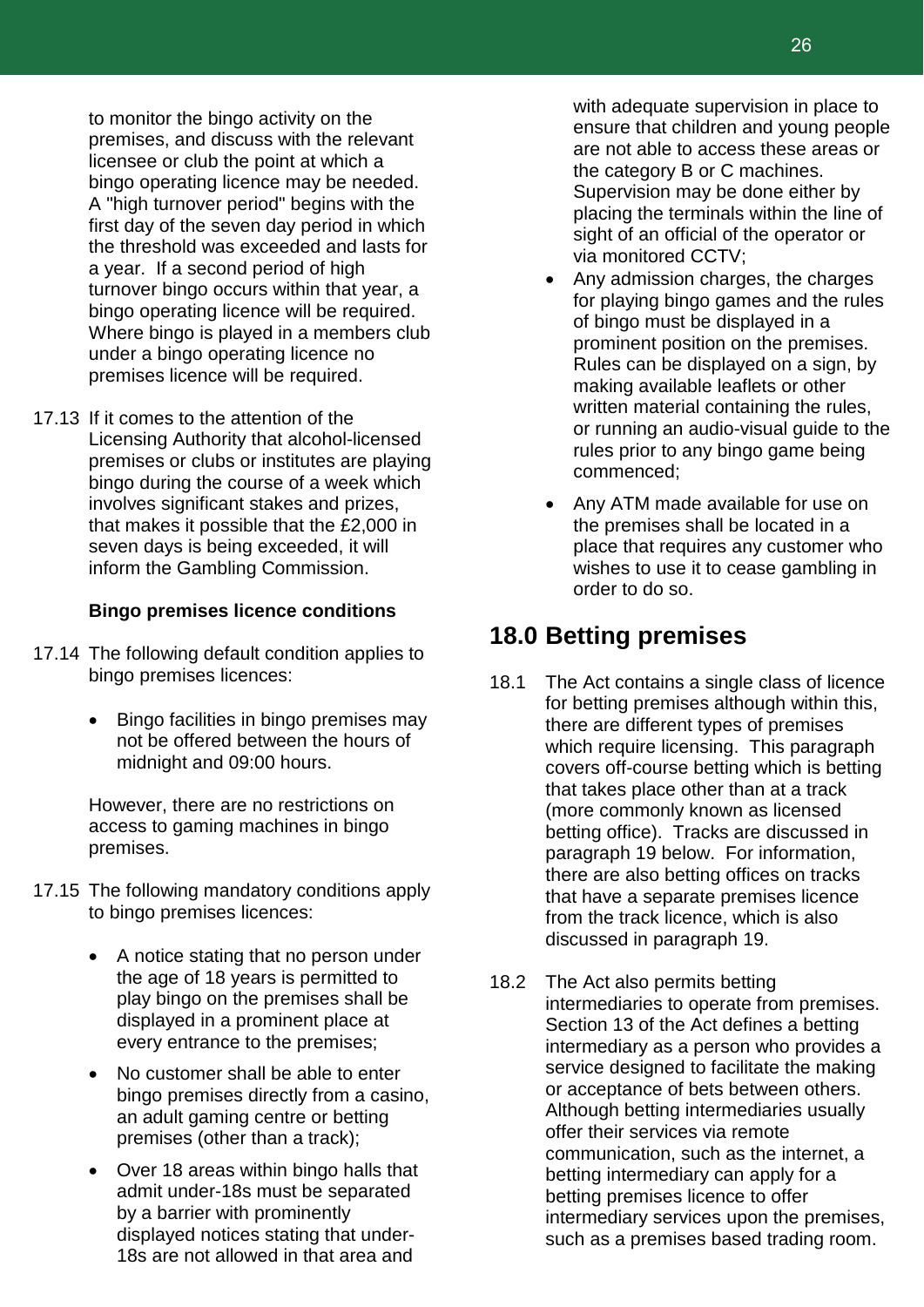to monitor the bingo activity on the premises, and discuss with the relevant licensee or club the point at which a bingo operating licence may be needed. A "high turnover period" begins with the first day of the seven day period in which the threshold was exceeded and lasts for a year. If a second period of high turnover bingo occurs within that year, a bingo operating licence will be required. Where bingo is played in a members club under a bingo operating licence no premises licence will be required.

17.13 If it comes to the attention of the Licensing Authority that alcohol-licensed premises or clubs or institutes are playing bingo during the course of a week which involves significant stakes and prizes, that makes it possible that the £2,000 in seven days is being exceeded, it will inform the Gambling Commission.

**Bingo premises licence conditions**

17.14 The following default condition applies to bingo premises licences:

- Bingo facilities in bingo premises may not be offered between the hours of midnight and 09:00 hours.

However, there are no restrictions on access to gaming machines in bingo premises.

17.15 The following mandatory conditions apply to bingo premises licences:

- A notice stating that no person under the age of 18 years is permitted to play bingo on the premises shall be displayed in a prominent place at every entrance to the premises;
- No customer shall be able to enter bingo premises directly from a casino, an adult gaming centre or betting premises (other than a track);
- Over 18 areas within bingo halls that admit under-18s must be separated by a barrier with prominently displayed notices stating that under-18s are not allowed in that area and with adequate supervision in place to ensure that children and young people are not able to access these areas or the category B or C machines. Supervision may be done either by placing the terminals within the line of sight of an official of the operator or via monitored CCTV;
- Any admission charges, the charges for playing bingo games and the rules of bingo must be displayed in a prominent position on the premises. Rules can be displayed on a sign, by making available leaflets or other written material containing the rules, or running an audio-visual guide to the rules prior to any bingo game being commenced;
- Any ATM made available for use on the premises shall be located in a place that requires any customer who wishes to use it to cease gambling in order to do so.

## 18.0 Betting premises

18.1 The Act contains a single class of licence for betting premises although within this, there are different types of premises which require licensing. This paragraph covers off-course betting which is betting that takes place other than at a track (more commonly known as licensed betting office). Tracks are discussed in paragraph 19 below. For information, there are also betting offices on tracks that have a separate premises licence from the track licence, which is also discussed in paragraph 19.

18.2 The Act also permits betting intermediaries to operate from premises. Section 13 of the Act defines a betting intermediary as a person who provides a service designed to facilitate the making or acceptance of bets between others. Although betting intermediaries usually offer their services via remote communication, such as the internet, a betting intermediary can apply for a betting premises licence to offer intermediary services upon the premises, such as a premises based trading room.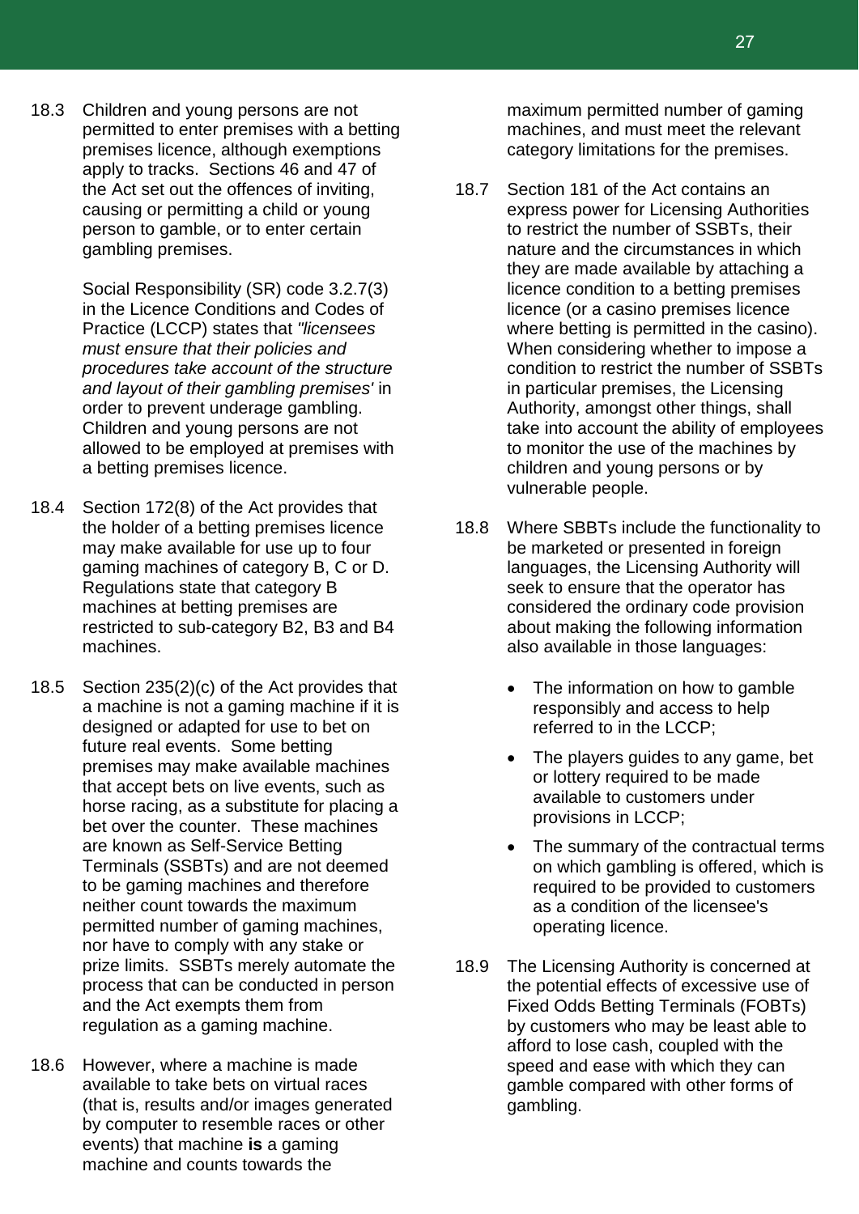18.3 Children and young persons are not permitted to enter premises with a betting premises licence, although exemptions apply to tracks. Sections 46 and 47 of the Act set out the offences of inviting, causing or permitting a child or young person to gamble, or to enter certain gambling premises.

Social Responsibility (SR) code 3.2.7(3) in the Licence Conditions and Codes of Practice (LCCP) states that *"licensees must ensure that their policies and procedures take account of the structure and layout of their gambling premises'* in order to prevent underage gambling. Children and young persons are not allowed to be employed at premises with a betting premises licence.

18.4 Section 172(8) of the Act provides that the holder of a betting premises licence may make available for use up to four gaming machines of category B, C or D. Regulations state that category B machines at betting premises are restricted to sub-category B2, B3 and B4 machines.

18.5 Section 235(2)(c) of the Act provides that a machine is not a gaming machine if it is designed or adapted for use to bet on future real events. Some betting premises may make available machines that accept bets on live events, such as horse racing, as a substitute for placing a bet over the counter. These machines are known as Self-Service Betting Terminals (SSBTs) and are not deemed to be gaming machines and therefore neither count towards the maximum permitted number of gaming machines, nor have to comply with any stake or prize limits. SSBTs merely automate the process that can be conducted in person and the Act exempts them from regulation as a gaming machine.

18.6 However, where a machine is made available to take bets on virtual races (that is, results and/or images generated by computer to resemble races or other events) that machine **is** a gaming machine and counts towards the maximum permitted number of gaming machines, and must meet the relevant category limitations for the premises.

18.7 Section 181 of the Act contains an express power for Licensing Authorities to restrict the number of SSBTs, their nature and the circumstances in which they are made available by attaching a licence condition to a betting premises licence (or a casino premises licence where betting is permitted in the casino). When considering whether to impose a condition to restrict the number of SSBTs in particular premises, the Licensing Authority, amongst other things, shall take into account the ability of employees to monitor the use of the machines by children and young persons or by vulnerable people.

18.8 Where SBBTs include the functionality to be marketed or presented in foreign languages, the Licensing Authority will seek to ensure that the operator has considered the ordinary code provision about making the following information also available in those languages:

- The information on how to gamble responsibly and access to help referred to in the LCCP;
- The players guides to any game, bet or lottery required to be made available to customers under provisions in LCCP;
- The summary of the contractual terms on which gambling is offered, which is required to be provided to customers as a condition of the licensee's operating licence.

18.9 The Licensing Authority is concerned at the potential effects of excessive use of Fixed Odds Betting Terminals (FOBTs) by customers who may be least able to afford to lose cash, coupled with the speed and ease with which they can gamble compared with other forms of gambling.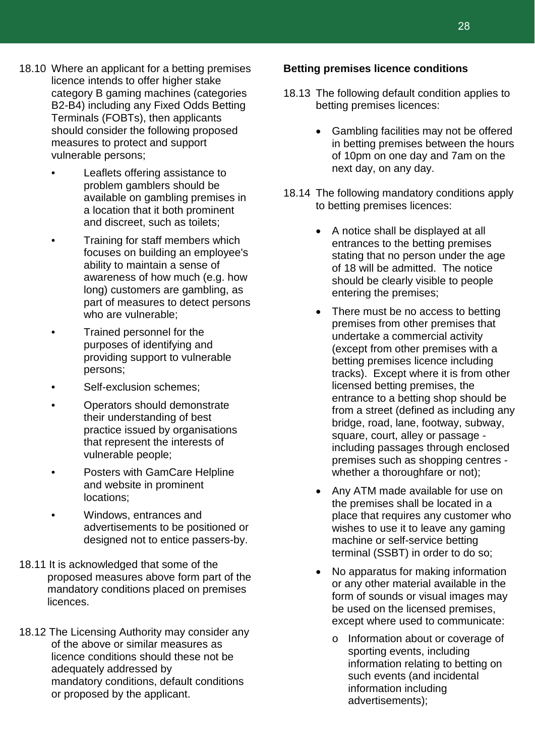18.10 Where an applicant for a betting premises licence intends to offer higher stake category B gaming machines (categories B2-B4) including any Fixed Odds Betting Terminals (FOBTs), then applicants should consider the following proposed measures to protect and support vulnerable persons;

- Leaflets offering assistance to problem gamblers should be available on gambling premises in a location that it both prominent and discreet, such as toilets;
- Training for staff members which focuses on building an employee's ability to maintain a sense of awareness of how much (e.g. how long) customers are gambling, as part of measures to detect persons who are vulnerable;
- Trained personnel for the purposes of identifying and providing support to vulnerable persons;
- Self-exclusion schemes;
- Operators should demonstrate their understanding of best practice issued by organisations that represent the interests of vulnerable people;
- Posters with GamCare Helpline and website in prominent locations;
- Windows, entrances and advertisements to be positioned or designed not to entice passers-by.

18.11 It is acknowledged that some of the proposed measures above form part of the mandatory conditions placed on premises licences.

18.12 The Licensing Authority may consider any of the above or similar measures as licence conditions should these not be adequately addressed by mandatory conditions, default conditions or proposed by the applicant.

**Betting premises licence conditions**

18.13 The following default condition applies to betting premises licences:

- Gambling facilities may not be offered in betting premises between the hours of 10pm on one day and 7am on the next day, on any day.

18.14 The following mandatory conditions apply to betting premises licences:

- A notice shall be displayed at all entrances to the betting premises stating that no person under the age of 18 will be admitted. The notice should be clearly visible to people entering the premises;
- There must be no access to betting premises from other premises that undertake a commercial activity (except from other premises with a betting premises licence including tracks). Except where it is from other licensed betting premises, the entrance to a betting shop should be from a street (defined as including any bridge, road, lane, footway, subway, square, court, alley or passage - including passages through enclosed premises such as shopping centres - whether a thoroughfare or not);
- Any ATM made available for use on the premises shall be located in a place that requires any customer who wishes to use it to leave any gaming machine or self-service betting terminal (SSBT) in order to do so;
- No apparatus for making information or any other material available in the form of sounds or visual images may be used on the licensed premises, except where used to communicate:
  - o Information about or coverage of sporting events, including information relating to betting on such events (and incidental information including advertisements);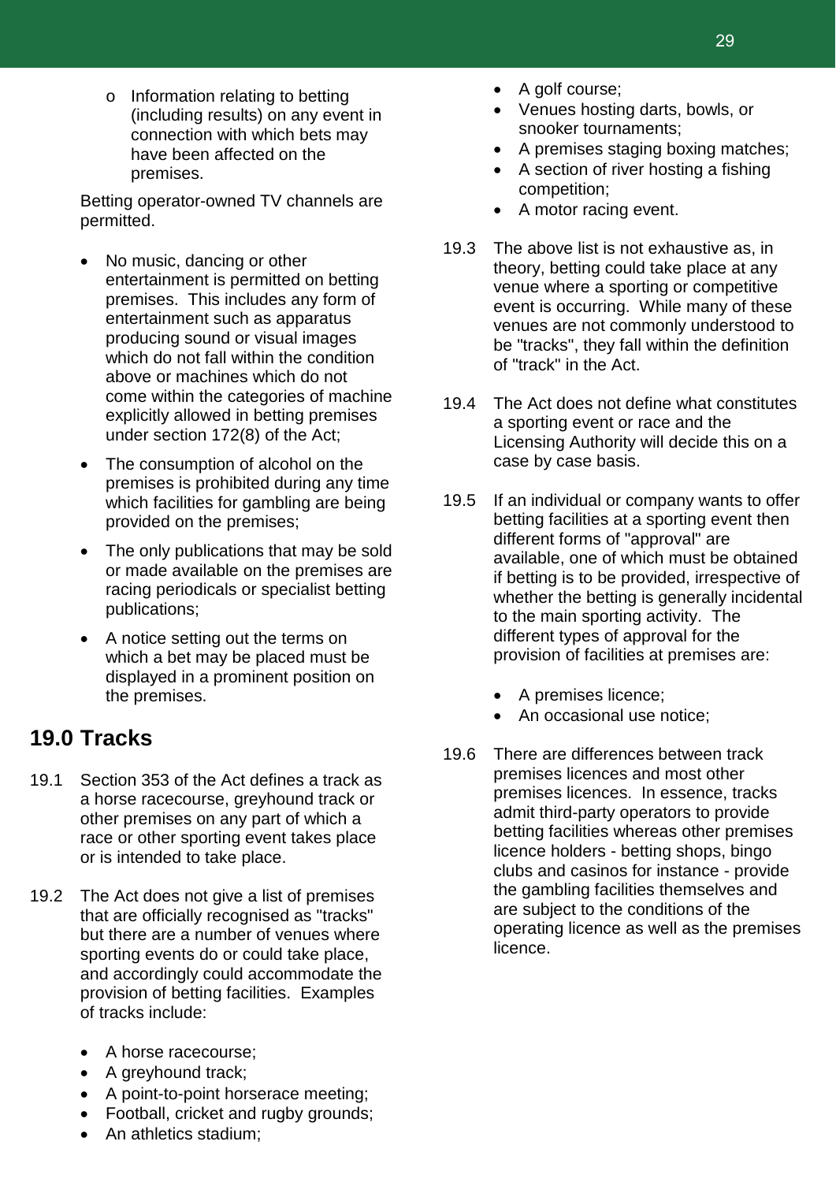- Information relating to betting (including results) on any event in connection with which bets may have been affected on the premises.

Betting operator-owned TV channels are permitted.

- No music, dancing or other entertainment is permitted on betting premises. This includes any form of entertainment such as apparatus producing sound or visual images which do not fall within the condition above or machines which do not come within the categories of machine explicitly allowed in betting premises under section 172(8) of the Act;
- The consumption of alcohol on the premises is prohibited during any time which facilities for gambling are being provided on the premises;
- The only publications that may be sold or made available on the premises are racing periodicals or specialist betting publications;
- A notice setting out the terms on which a bet may be placed must be displayed in a prominent position on the premises.

## 19.0 Tracks

19.1 Section 353 of the Act defines a track as a horse racecourse, greyhound track or other premises on any part of which a race or other sporting event takes place or is intended to take place.

19.2 The Act does not give a list of premises that are officially recognised as "tracks" but there are a number of venues where sporting events do or could take place, and accordingly could accommodate the provision of betting facilities. Examples of tracks include:

- A horse racecourse;
- A greyhound track;
- A point-to-point horserace meeting;
- Football, cricket and rugby grounds;
- An athletics stadium;
- A golf course;
- Venues hosting darts, bowls, or snooker tournaments;
- A premises staging boxing matches;
- A section of river hosting a fishing competition;
- A motor racing event.

19.3 The above list is not exhaustive as, in theory, betting could take place at any venue where a sporting or competitive event is occurring. While many of these venues are not commonly understood to be "tracks", they fall within the definition of "track" in the Act.

19.4 The Act does not define what constitutes a sporting event or race and the Licensing Authority will decide this on a case by case basis.

19.5 If an individual or company wants to offer betting facilities at a sporting event then different forms of "approval" are available, one of which must be obtained if betting is to be provided, irrespective of whether the betting is generally incidental to the main sporting activity. The different types of approval for the provision of facilities at premises are:

- A premises licence;
- An occasional use notice;

19.6 There are differences between track premises licences and most other premises licences. In essence, tracks admit third-party operators to provide betting facilities whereas other premises licence holders - betting shops, bingo clubs and casinos for instance - provide the gambling facilities themselves and are subject to the conditions of the operating licence as well as the premises licence.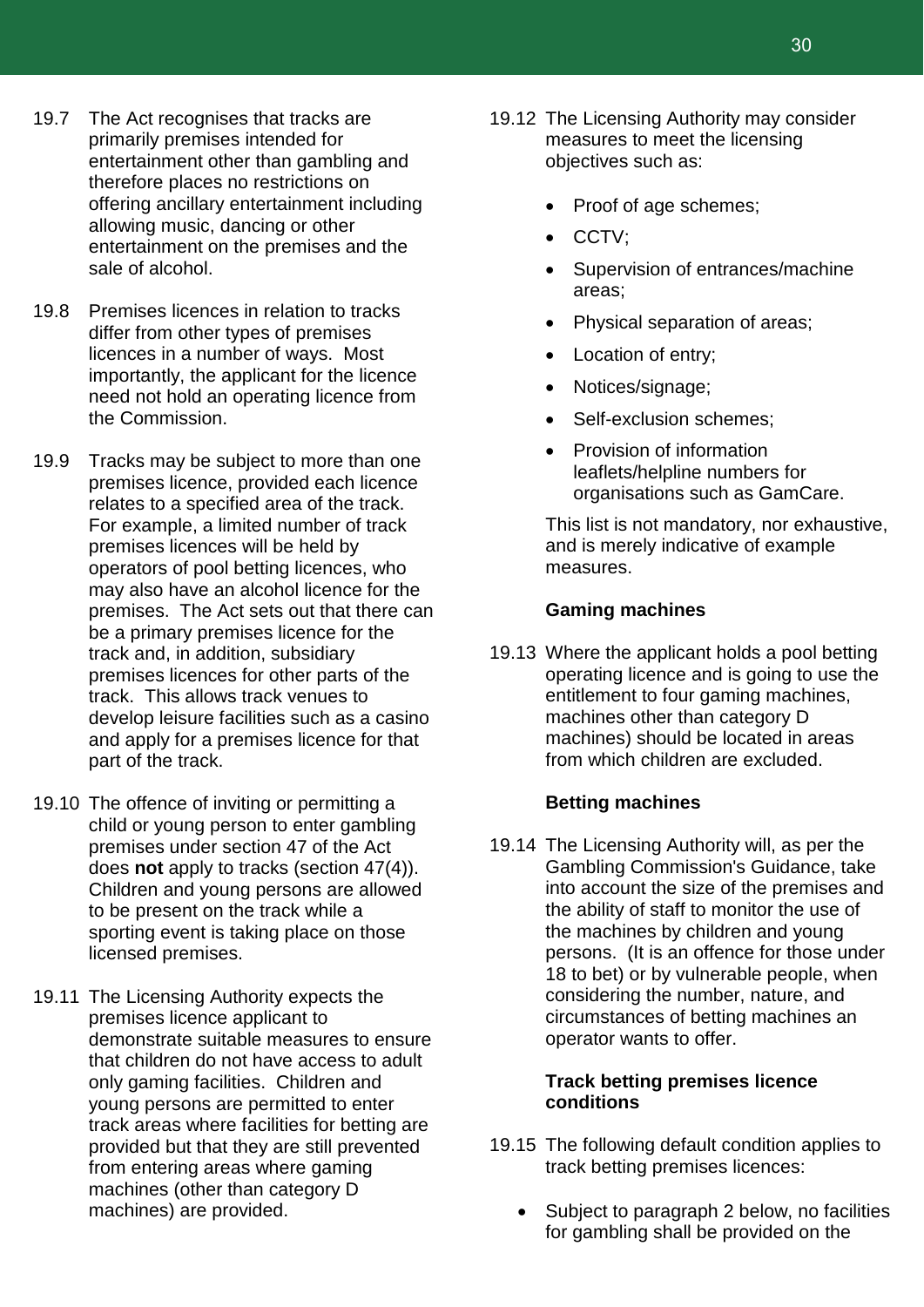19.7 The Act recognises that tracks are primarily premises intended for entertainment other than gambling and therefore places no restrictions on offering ancillary entertainment including allowing music, dancing or other entertainment on the premises and the sale of alcohol.

19.8 Premises licences in relation to tracks differ from other types of premises licences in a number of ways. Most importantly, the applicant for the licence need not hold an operating licence from the Commission.

19.9 Tracks may be subject to more than one premises licence, provided each licence relates to a specified area of the track. For example, a limited number of track premises licences will be held by operators of pool betting licences, who may also have an alcohol licence for the premises. The Act sets out that there can be a primary premises licence for the track and, in addition, subsidiary premises licences for other parts of the track. This allows track venues to develop leisure facilities such as a casino and apply for a premises licence for that part of the track.

19.10 The offence of inviting or permitting a child or young person to enter gambling premises under section 47 of the Act does **not** apply to tracks (section 47(4)). Children and young persons are allowed to be present on the track while a sporting event is taking place on those licensed premises.

19.11 The Licensing Authority expects the premises licence applicant to demonstrate suitable measures to ensure that children do not have access to adult only gaming facilities. Children and young persons are permitted to enter track areas where facilities for betting are provided but that they are still prevented from entering areas where gaming machines (other than category D machines) are provided.

19.12 The Licensing Authority may consider measures to meet the licensing objectives such as:

- Proof of age schemes;
- CCTV;
- Supervision of entrances/machine areas;
- Physical separation of areas;
- Location of entry;
- Notices/signage;
- Self-exclusion schemes;
- Provision of information leaflets/helpline numbers for organisations such as GamCare.

This list is not mandatory, nor exhaustive, and is merely indicative of example measures.

**Gaming machines**

19.13 Where the applicant holds a pool betting operating licence and is going to use the entitlement to four gaming machines, machines other than category D machines) should be located in areas from which children are excluded.

**Betting machines**

19.14 The Licensing Authority will, as per the Gambling Commission's Guidance, take into account the size of the premises and the ability of staff to monitor the use of the machines by children and young persons. (It is an offence for those under 18 to bet) or by vulnerable people, when considering the number, nature, and circumstances of betting machines an operator wants to offer.

**Track betting premises licence conditions**

19.15 The following default condition applies to track betting premises licences:

- Subject to paragraph 2 below, no facilities for gambling shall be provided on the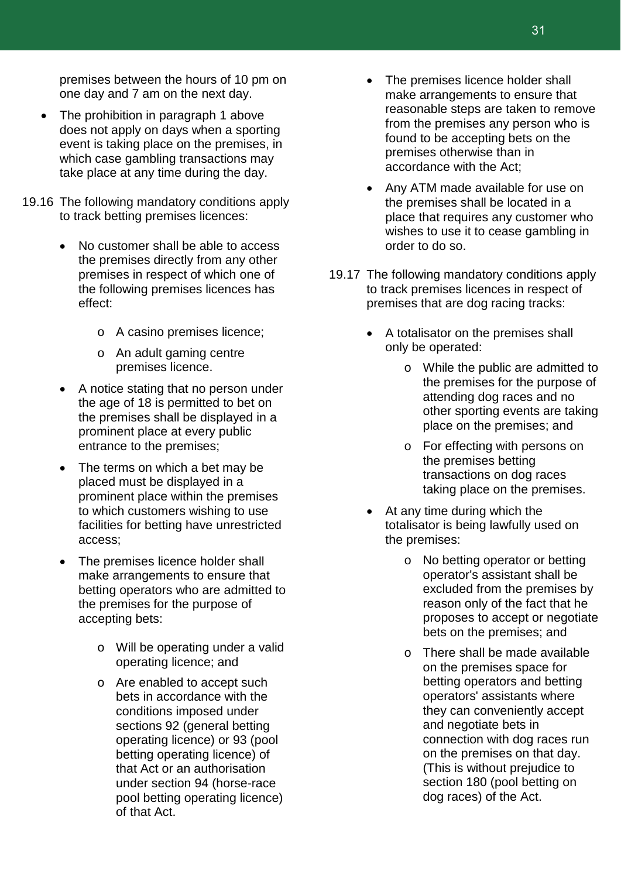premises between the hours of 10 pm on one day and 7 am on the next day.

- The prohibition in paragraph 1 above does not apply on days when a sporting event is taking place on the premises, in which case gambling transactions may take place at any time during the day.

19.16 The following mandatory conditions apply to track betting premises licences:

- No customer shall be able to access the premises directly from any other premises in respect of which one of the following premises licences has effect:
  - A casino premises licence;
  - An adult gaming centre premises licence.
- A notice stating that no person under the age of 18 is permitted to bet on the premises shall be displayed in a prominent place at every public entrance to the premises;
- The terms on which a bet may be placed must be displayed in a prominent place within the premises to which customers wishing to use facilities for betting have unrestricted access;
- The premises licence holder shall make arrangements to ensure that betting operators who are admitted to the premises for the purpose of accepting bets:
  - Will be operating under a valid operating licence; and
  - Are enabled to accept such bets in accordance with the conditions imposed under sections 92 (general betting operating licence) or 93 (pool betting operating licence) of that Act or an authorisation under section 94 (horse-race pool betting operating licence) of that Act.
- The premises licence holder shall make arrangements to ensure that reasonable steps are taken to remove from the premises any person who is found to be accepting bets on the premises otherwise than in accordance with the Act;
- Any ATM made available for use on the premises shall be located in a place that requires any customer who wishes to use it to cease gambling in order to do so.

19.17 The following mandatory conditions apply to track premises licences in respect of premises that are dog racing tracks:

- A totalisator on the premises shall only be operated:
  - While the public are admitted to the premises for the purpose of attending dog races and no other sporting events are taking place on the premises; and
  - For effecting with persons on the premises betting transactions on dog races taking place on the premises.
- At any time during which the totalisator is being lawfully used on the premises:
  - No betting operator or betting operator's assistant shall be excluded from the premises by reason only of the fact that he proposes to accept or negotiate bets on the premises; and
  - There shall be made available on the premises space for betting operators and betting operators' assistants where they can conveniently accept and negotiate bets in connection with dog races run on the premises on that day. (This is without prejudice to section 180 (pool betting on dog races) of the Act.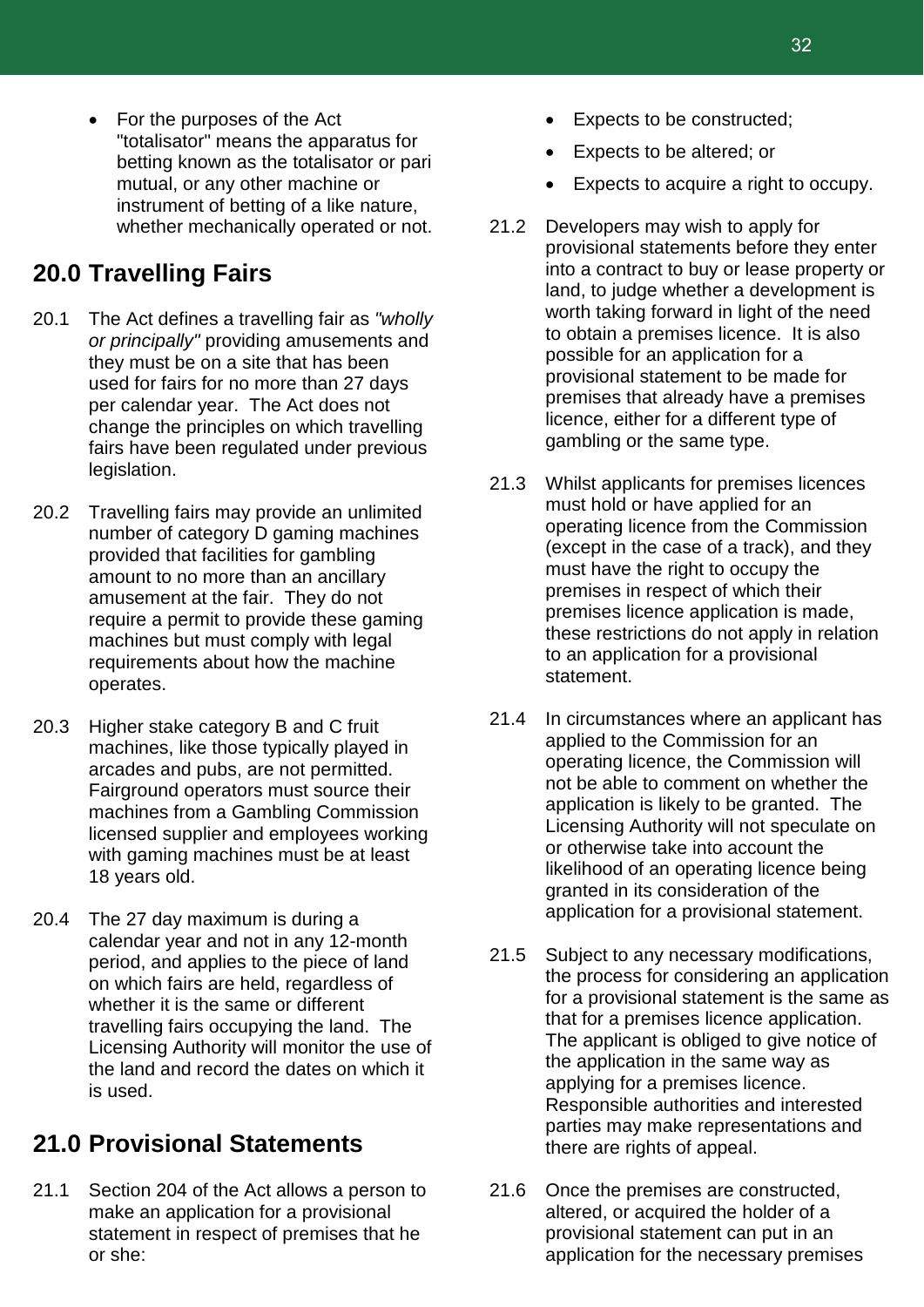- For the purposes of the Act "totalisator" means the apparatus for betting known as the totalisator or pari mutual, or any other machine or instrument of betting of a like nature, whether mechanically operated or not.

## 20.0 Travelling Fairs

20.1 The Act defines a travelling fair as *"wholly or principally"* providing amusements and they must be on a site that has been used for fairs for no more than 27 days per calendar year. The Act does not change the principles on which travelling fairs have been regulated under previous legislation.

20.2 Travelling fairs may provide an unlimited number of category D gaming machines provided that facilities for gambling amount to no more than an ancillary amusement at the fair. They do not require a permit to provide these gaming machines but must comply with legal requirements about how the machine operates.

20.3 Higher stake category B and C fruit machines, like those typically played in arcades and pubs, are not permitted. Fairground operators must source their machines from a Gambling Commission licensed supplier and employees working with gaming machines must be at least 18 years old.

20.4 The 27 day maximum is during a calendar year and not in any 12-month period, and applies to the piece of land on which fairs are held, regardless of whether it is the same or different travelling fairs occupying the land. The Licensing Authority will monitor the use of the land and record the dates on which it is used.

## 21.0 Provisional Statements

21.1 Section 204 of the Act allows a person to make an application for a provisional statement in respect of premises that he or she:

- Expects to be constructed;
- Expects to be altered; or
- Expects to acquire a right to occupy.

21.2 Developers may wish to apply for provisional statements before they enter into a contract to buy or lease property or land, to judge whether a development is worth taking forward in light of the need to obtain a premises licence. It is also possible for an application for a provisional statement to be made for premises that already have a premises licence, either for a different type of gambling or the same type.

21.3 Whilst applicants for premises licences must hold or have applied for an operating licence from the Commission (except in the case of a track), and they must have the right to occupy the premises in respect of which their premises licence application is made, these restrictions do not apply in relation to an application for a provisional statement.

21.4 In circumstances where an applicant has applied to the Commission for an operating licence, the Commission will not be able to comment on whether the application is likely to be granted. The Licensing Authority will not speculate on or otherwise take into account the likelihood of an operating licence being granted in its consideration of the application for a provisional statement.

21.5 Subject to any necessary modifications, the process for considering an application for a provisional statement is the same as that for a premises licence application. The applicant is obliged to give notice of the application in the same way as applying for a premises licence. Responsible authorities and interested parties may make representations and there are rights of appeal.

21.6 Once the premises are constructed, altered, or acquired the holder of a provisional statement can put in an application for the necessary premises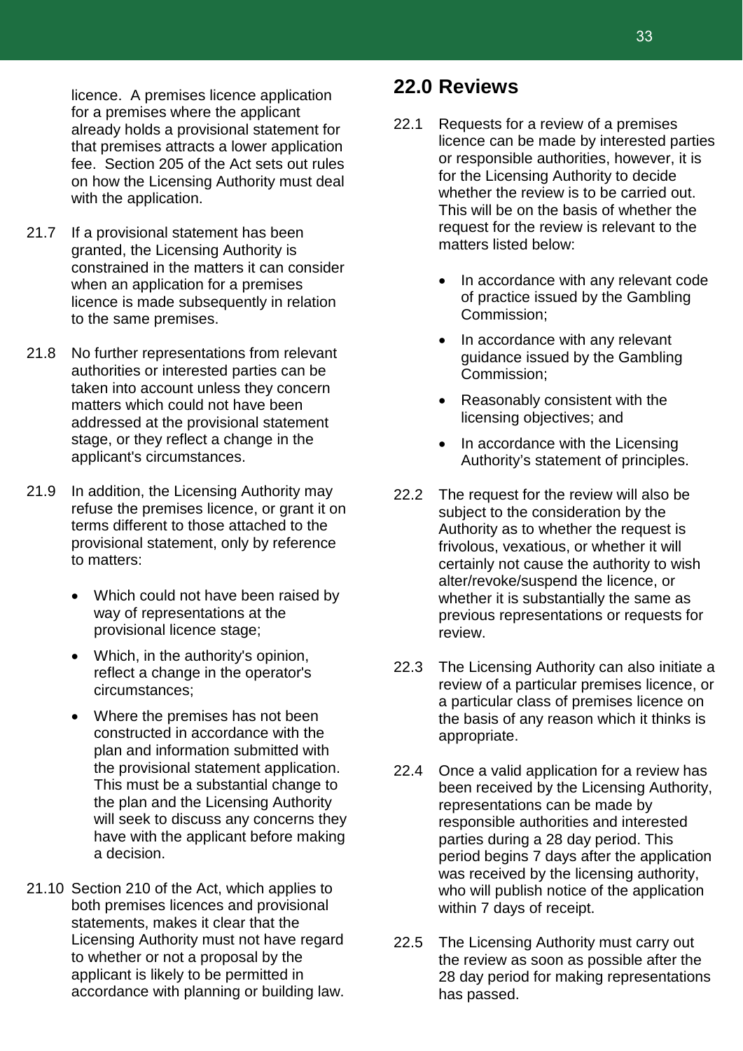licence. A premises licence application for a premises where the applicant already holds a provisional statement for that premises attracts a lower application fee. Section 205 of the Act sets out rules on how the Licensing Authority must deal with the application.

21.7 If a provisional statement has been granted, the Licensing Authority is constrained in the matters it can consider when an application for a premises licence is made subsequently in relation to the same premises.

21.8 No further representations from relevant authorities or interested parties can be taken into account unless they concern matters which could not have been addressed at the provisional statement stage, or they reflect a change in the applicant's circumstances.

21.9 In addition, the Licensing Authority may refuse the premises licence, or grant it on terms different to those attached to the provisional statement, only by reference to matters:

- Which could not have been raised by way of representations at the provisional licence stage;
- Which, in the authority's opinion, reflect a change in the operator's circumstances;
- Where the premises has not been constructed in accordance with the plan and information submitted with the provisional statement application. This must be a substantial change to the plan and the Licensing Authority will seek to discuss any concerns they have with the applicant before making a decision.

21.10 Section 210 of the Act, which applies to both premises licences and provisional statements, makes it clear that the Licensing Authority must not have regard to whether or not a proposal by the applicant is likely to be permitted in accordance with planning or building law.

## 22.0 Reviews

22.1 Requests for a review of a premises licence can be made by interested parties or responsible authorities, however, it is for the Licensing Authority to decide whether the review is to be carried out. This will be on the basis of whether the request for the review is relevant to the matters listed below:

- In accordance with any relevant code of practice issued by the Gambling Commission;
- In accordance with any relevant guidance issued by the Gambling Commission;
- Reasonably consistent with the licensing objectives; and
- In accordance with the Licensing Authority's statement of principles.

22.2 The request for the review will also be subject to the consideration by the Authority as to whether the request is frivolous, vexatious, or whether it will certainly not cause the authority to wish alter/revoke/suspend the licence, or whether it is substantially the same as previous representations or requests for review.

22.3 The Licensing Authority can also initiate a review of a particular premises licence, or a particular class of premises licence on the basis of any reason which it thinks is appropriate.

22.4 Once a valid application for a review has been received by the Licensing Authority, representations can be made by responsible authorities and interested parties during a 28 day period. This period begins 7 days after the application was received by the licensing authority, who will publish notice of the application within 7 days of receipt.

22.5 The Licensing Authority must carry out the review as soon as possible after the 28 day period for making representations has passed.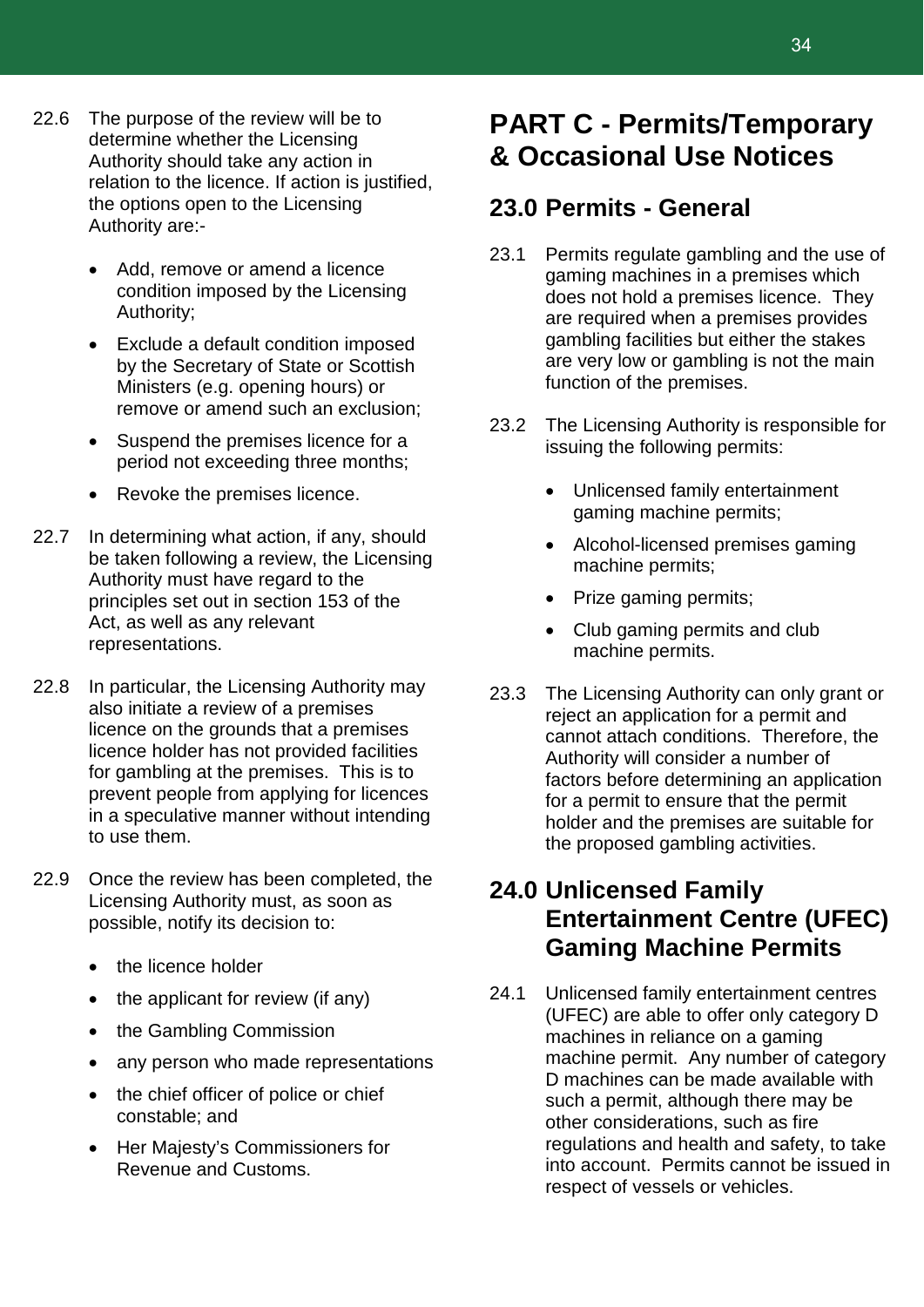22.6 The purpose of the review will be to determine whether the Licensing Authority should take any action in relation to the licence. If action is justified, the options open to the Licensing Authority are:-

- Add, remove or amend a licence condition imposed by the Licensing Authority;
- Exclude a default condition imposed by the Secretary of State or Scottish Ministers (e.g. opening hours) or remove or amend such an exclusion;
- Suspend the premises licence for a period not exceeding three months;
- Revoke the premises licence.

22.7 In determining what action, if any, should be taken following a review, the Licensing Authority must have regard to the principles set out in section 153 of the Act, as well as any relevant representations.

22.8 In particular, the Licensing Authority may also initiate a review of a premises licence on the grounds that a premises licence holder has not provided facilities for gambling at the premises. This is to prevent people from applying for licences in a speculative manner without intending to use them.

22.9 Once the review has been completed, the Licensing Authority must, as soon as possible, notify its decision to:

- the licence holder
- the applicant for review (if any)
- the Gambling Commission
- any person who made representations
- the chief officer of police or chief constable; and
- Her Majesty's Commissioners for Revenue and Customs.

# PART C - Permits/Temporary & Occasional Use Notices

## 23.0 Permits - General

23.1 Permits regulate gambling and the use of gaming machines in a premises which does not hold a premises licence. They are required when a premises provides gambling facilities but either the stakes are very low or gambling is not the main function of the premises.

23.2 The Licensing Authority is responsible for issuing the following permits:

- Unlicensed family entertainment gaming machine permits;
- Alcohol-licensed premises gaming machine permits;
- Prize gaming permits;
- Club gaming permits and club machine permits.

23.3 The Licensing Authority can only grant or reject an application for a permit and cannot attach conditions. Therefore, the Authority will consider a number of factors before determining an application for a permit to ensure that the permit holder and the premises are suitable for the proposed gambling activities.

## 24.0 Unlicensed Family Entertainment Centre (UFEC) Gaming Machine Permits

24.1 Unlicensed family entertainment centres (UFEC) are able to offer only category D machines in reliance on a gaming machine permit. Any number of category D machines can be made available with such a permit, although there may be other considerations, such as fire regulations and health and safety, to take into account. Permits cannot be issued in respect of vessels or vehicles.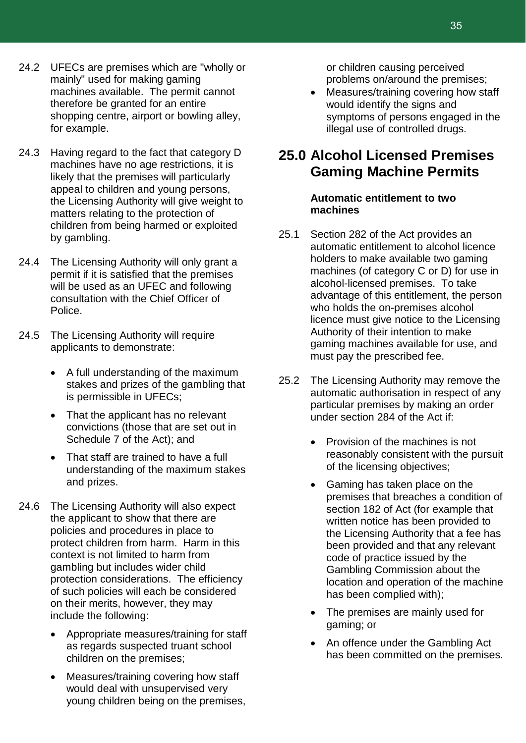24.2 UFECs are premises which are "wholly or mainly" used for making gaming machines available. The permit cannot therefore be granted for an entire shopping centre, airport or bowling alley, for example.

24.3 Having regard to the fact that category D machines have no age restrictions, it is likely that the premises will particularly appeal to children and young persons, the Licensing Authority will give weight to matters relating to the protection of children from being harmed or exploited by gambling.

24.4 The Licensing Authority will only grant a permit if it is satisfied that the premises will be used as an UFEC and following consultation with the Chief Officer of Police.

24.5 The Licensing Authority will require applicants to demonstrate:

- A full understanding of the maximum stakes and prizes of the gambling that is permissible in UFECs;
- That the applicant has no relevant convictions (those that are set out in Schedule 7 of the Act); and
- That staff are trained to have a full understanding of the maximum stakes and prizes.

24.6 The Licensing Authority will also expect the applicant to show that there are policies and procedures in place to protect children from harm. Harm in this context is not limited to harm from gambling but includes wider child protection considerations. The efficiency of such policies will each be considered on their merits, however, they may include the following:

- Appropriate measures/training for staff as regards suspected truant school children on the premises;
- Measures/training covering how staff would deal with unsupervised very young children being on the premises, or children causing perceived problems on/around the premises;
- Measures/training covering how staff would identify the signs and symptoms of persons engaged in the illegal use of controlled drugs.

## 25.0 Alcohol Licensed Premises Gaming Machine Permits

**Automatic entitlement to two machines**

25.1 Section 282 of the Act provides an automatic entitlement to alcohol licence holders to make available two gaming machines (of category C or D) for use in alcohol-licensed premises. To take advantage of this entitlement, the person who holds the on-premises alcohol licence must give notice to the Licensing Authority of their intention to make gaming machines available for use, and must pay the prescribed fee.

25.2 The Licensing Authority may remove the automatic authorisation in respect of any particular premises by making an order under section 284 of the Act if:

- Provision of the machines is not reasonably consistent with the pursuit of the licensing objectives;
- Gaming has taken place on the premises that breaches a condition of section 182 of Act (for example that written notice has been provided to the Licensing Authority that a fee has been provided and that any relevant code of practice issued by the Gambling Commission about the location and operation of the machine has been complied with);
- The premises are mainly used for gaming; or
- An offence under the Gambling Act has been committed on the premises.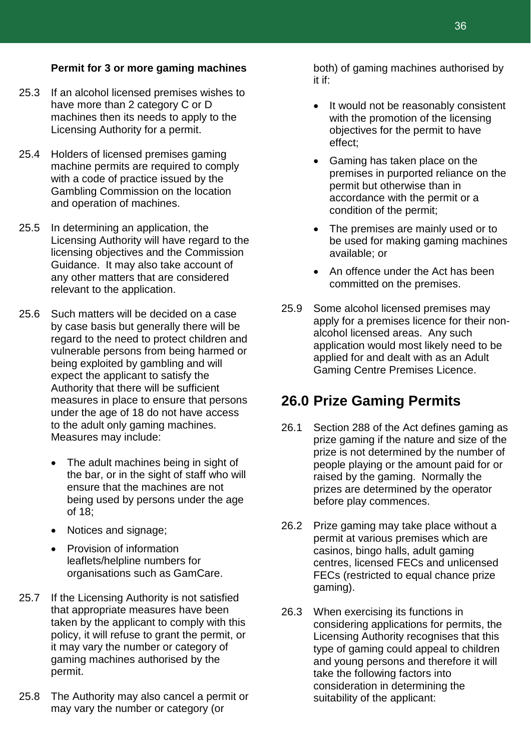**Permit for 3 or more gaming machines**

25.3 If an alcohol licensed premises wishes to have more than 2 category C or D machines then its needs to apply to the Licensing Authority for a permit.

25.4 Holders of licensed premises gaming machine permits are required to comply with a code of practice issued by the Gambling Commission on the location and operation of machines.

25.5 In determining an application, the Licensing Authority will have regard to the licensing objectives and the Commission Guidance. It may also take account of any other matters that are considered relevant to the application.

25.6 Such matters will be decided on a case by case basis but generally there will be regard to the need to protect children and vulnerable persons from being harmed or being exploited by gambling and will expect the applicant to satisfy the Authority that there will be sufficient measures in place to ensure that persons under the age of 18 do not have access to the adult only gaming machines. Measures may include:

- The adult machines being in sight of the bar, or in the sight of staff who will ensure that the machines are not being used by persons under the age of 18;
- Notices and signage;
- Provision of information leaflets/helpline numbers for organisations such as GamCare.

25.7 If the Licensing Authority is not satisfied that appropriate measures have been taken by the applicant to comply with this policy, it will refuse to grant the permit, or it may vary the number or category of gaming machines authorised by the permit.

25.8 The Authority may also cancel a permit or may vary the number or category (or both) of gaming machines authorised by it if:

- It would not be reasonably consistent with the promotion of the licensing objectives for the permit to have effect;
- Gaming has taken place on the premises in purported reliance on the permit but otherwise than in accordance with the permit or a condition of the permit;
- The premises are mainly used or to be used for making gaming machines available; or
- An offence under the Act has been committed on the premises.

25.9 Some alcohol licensed premises may apply for a premises licence for their non-alcohol licensed areas. Any such application would most likely need to be applied for and dealt with as an Adult Gaming Centre Premises Licence.

## 26.0 Prize Gaming Permits

26.1 Section 288 of the Act defines gaming as prize gaming if the nature and size of the prize is not determined by the number of people playing or the amount paid for or raised by the gaming. Normally the prizes are determined by the operator before play commences.

26.2 Prize gaming may take place without a permit at various premises which are casinos, bingo halls, adult gaming centres, licensed FECs and unlicensed FECs (restricted to equal chance prize gaming).

26.3 When exercising its functions in considering applications for permits, the Licensing Authority recognises that this type of gaming could appeal to children and young persons and therefore it will take the following factors into consideration in determining the suitability of the applicant: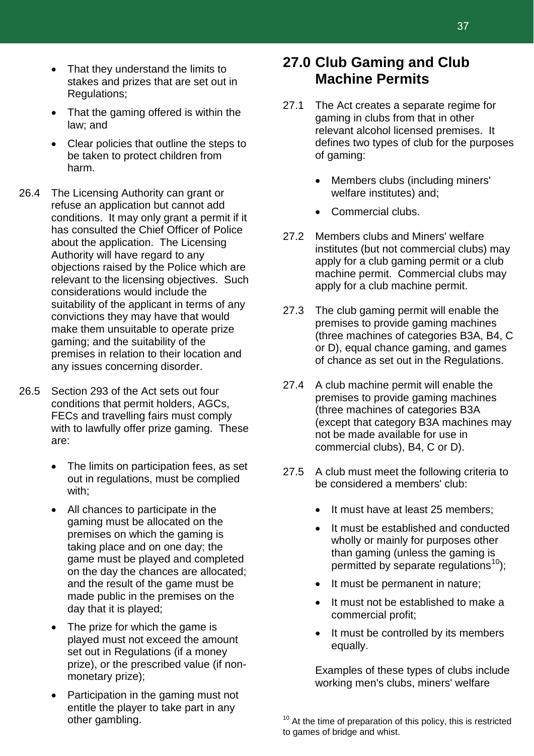- That they understand the limits to stakes and prizes that are set out in Regulations;
- That the gaming offered is within the law; and
- Clear policies that outline the steps to be taken to protect children from harm.

26.4 The Licensing Authority can grant or refuse an application but cannot add conditions. It may only grant a permit if it has consulted the Chief Officer of Police about the application. The Licensing Authority will have regard to any objections raised by the Police which are relevant to the licensing objectives. Such considerations would include the suitability of the applicant in terms of any convictions they may have that would make them unsuitable to operate prize gaming; and the suitability of the premises in relation to their location and any issues concerning disorder.

26.5 Section 293 of the Act sets out four conditions that permit holders, AGCs, FECs and travelling fairs must comply with to lawfully offer prize gaming. These are:

- The limits on participation fees, as set out in regulations, must be complied with;
- All chances to participate in the gaming must be allocated on the premises on which the gaming is taking place and on one day; the game must be played and completed on the day the chances are allocated; and the result of the game must be made public in the premises on the day that it is played;
- The prize for which the game is played must not exceed the amount set out in Regulations (if a money prize), or the prescribed value (if non-monetary prize);
- Participation in the gaming must not entitle the player to take part in any other gambling.

## 27.0 Club Gaming and Club Machine Permits

27.1 The Act creates a separate regime for gaming in clubs from that in other relevant alcohol licensed premises. It defines two types of club for the purposes of gaming:

- Members clubs (including miners' welfare institutes) and;
- Commercial clubs.

27.2 Members clubs and Miners' welfare institutes (but not commercial clubs) may apply for a club gaming permit or a club machine permit. Commercial clubs may apply for a club machine permit.

27.3 The club gaming permit will enable the premises to provide gaming machines (three machines of categories B3A, B4, C or D), equal chance gaming, and games of chance as set out in the Regulations.

27.4 A club machine permit will enable the premises to provide gaming machines (three machines of categories B3A (except that category B3A machines may not be made available for use in commercial clubs), B4, C or D).

27.5 A club must meet the following criteria to be considered a members' club:

- It must have at least 25 members;
- It must be established and conducted wholly or mainly for purposes other than gaming (unless the gaming is permitted by separate regulations[10]);
- It must be permanent in nature;
- It must not be established to make a commercial profit;
- It must be controlled by its members equally.

Examples of these types of clubs include working men's clubs, miners' welfare

[10] At the time of preparation of this policy, this is restricted to games of bridge and whist.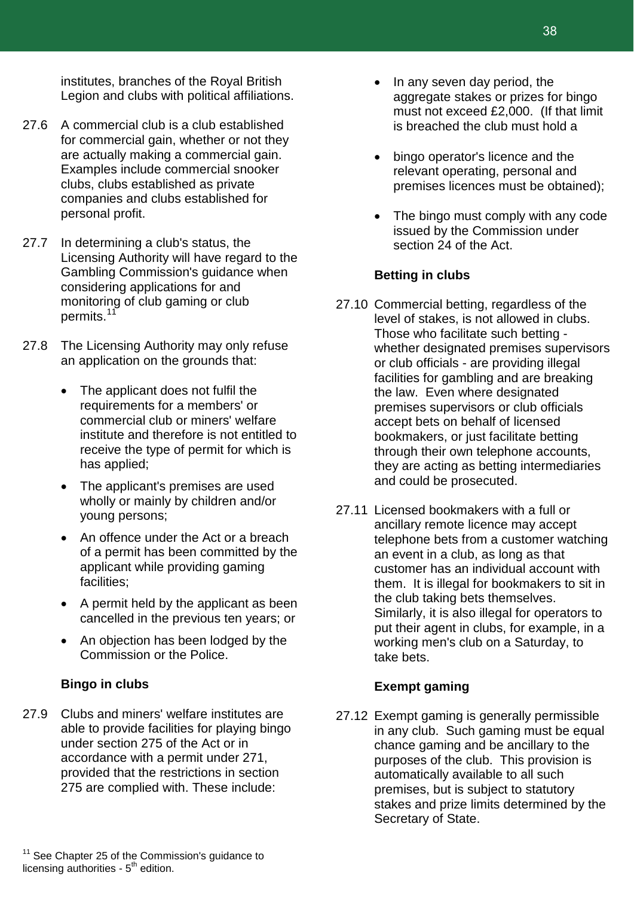institutes, branches of the Royal British Legion and clubs with political affiliations.

27.6 A commercial club is a club established for commercial gain, whether or not they are actually making a commercial gain. Examples include commercial snooker clubs, clubs established as private companies and clubs established for personal profit.

27.7 In determining a club's status, the Licensing Authority will have regard to the Gambling Commission's guidance when considering applications for and monitoring of club gaming or club permits.[11]

27.8 The Licensing Authority may only refuse an application on the grounds that:

- The applicant does not fulfil the requirements for a members' or commercial club or miners' welfare institute and therefore is not entitled to receive the type of permit for which is has applied;
- The applicant's premises are used wholly or mainly by children and/or young persons;
- An offence under the Act or a breach of a permit has been committed by the applicant while providing gaming facilities;
- A permit held by the applicant as been cancelled in the previous ten years; or
- An objection has been lodged by the Commission or the Police.

### Bingo in clubs

27.9 Clubs and miners' welfare institutes are able to provide facilities for playing bingo under section 275 of the Act or in accordance with a permit under 271, provided that the restrictions in section 275 are complied with. These include:

- In any seven day period, the aggregate stakes or prizes for bingo must not exceed £2,000. (If that limit is breached the club must hold a
- bingo operator's licence and the relevant operating, personal and premises licences must be obtained);
- The bingo must comply with any code issued by the Commission under section 24 of the Act.

### Betting in clubs

27.10 Commercial betting, regardless of the level of stakes, is not allowed in clubs. Those who facilitate such betting - whether designated premises supervisors or club officials - are providing illegal facilities for gambling and are breaking the law. Even where designated premises supervisors or club officials accept bets on behalf of licensed bookmakers, or just facilitate betting through their own telephone accounts, they are acting as betting intermediaries and could be prosecuted.

27.11 Licensed bookmakers with a full or ancillary remote licence may accept telephone bets from a customer watching an event in a club, as long as that customer has an individual account with them. It is illegal for bookmakers to sit in the club taking bets themselves. Similarly, it is also illegal for operators to put their agent in clubs, for example, in a working men's club on a Saturday, to take bets.

### Exempt gaming

27.12 Exempt gaming is generally permissible in any club. Such gaming must be equal chance gaming and be ancillary to the purposes of the club. This provision is automatically available to all such premises, but is subject to statutory stakes and prize limits determined by the Secretary of State.

[11] See Chapter 25 of the Commission's guidance to licensing authorities - 5th edition.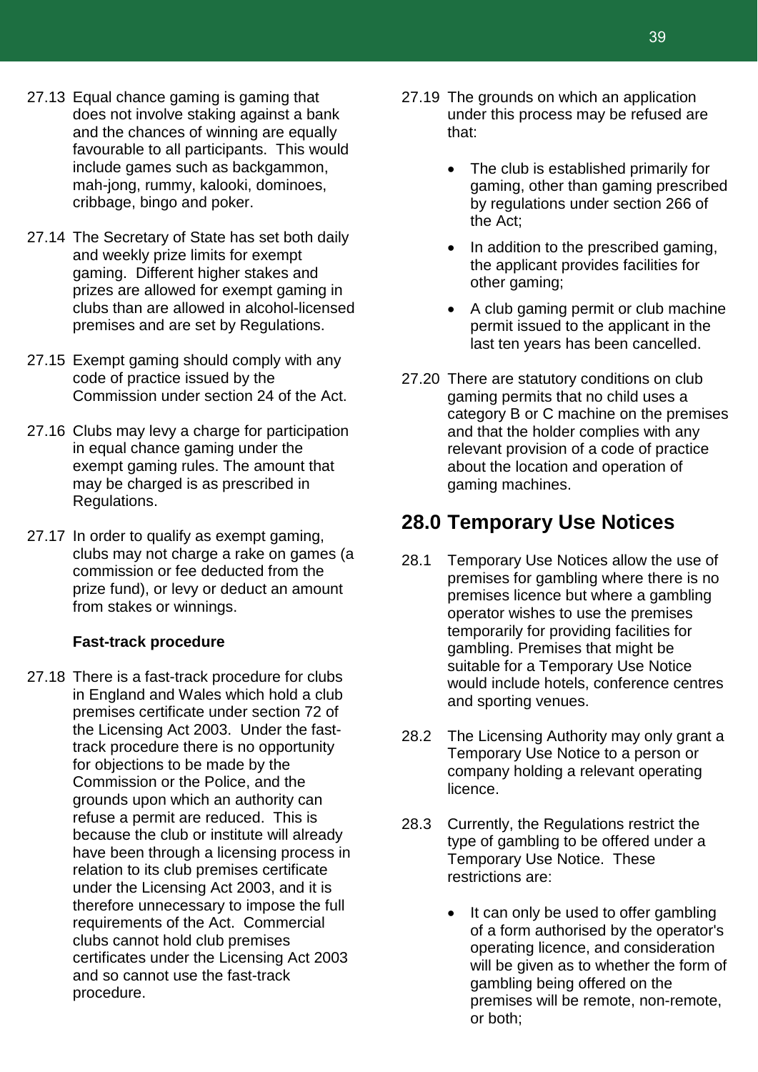27.13 Equal chance gaming is gaming that does not involve staking against a bank and the chances of winning are equally favourable to all participants. This would include games such as backgammon, mah-jong, rummy, kalooki, dominoes, cribbage, bingo and poker.

27.14 The Secretary of State has set both daily and weekly prize limits for exempt gaming. Different higher stakes and prizes are allowed for exempt gaming in clubs than are allowed in alcohol-licensed premises and are set by Regulations.

27.15 Exempt gaming should comply with any code of practice issued by the Commission under section 24 of the Act.

27.16 Clubs may levy a charge for participation in equal chance gaming under the exempt gaming rules. The amount that may be charged is as prescribed in Regulations.

27.17 In order to qualify as exempt gaming, clubs may not charge a rake on games (a commission or fee deducted from the prize fund), or levy or deduct an amount from stakes or winnings.

**Fast-track procedure**

27.18 There is a fast-track procedure for clubs in England and Wales which hold a club premises certificate under section 72 of the Licensing Act 2003. Under the fast-track procedure there is no opportunity for objections to be made by the Commission or the Police, and the grounds upon which an authority can refuse a permit are reduced. This is because the club or institute will already have been through a licensing process in relation to its club premises certificate under the Licensing Act 2003, and it is therefore unnecessary to impose the full requirements of the Act. Commercial clubs cannot hold club premises certificates under the Licensing Act 2003 and so cannot use the fast-track procedure.

27.19 The grounds on which an application under this process may be refused are that:

- The club is established primarily for gaming, other than gaming prescribed by regulations under section 266 of the Act;
- In addition to the prescribed gaming, the applicant provides facilities for other gaming;
- A club gaming permit or club machine permit issued to the applicant in the last ten years has been cancelled.

27.20 There are statutory conditions on club gaming permits that no child uses a category B or C machine on the premises and that the holder complies with any relevant provision of a code of practice about the location and operation of gaming machines.

## 28.0 Temporary Use Notices

28.1 Temporary Use Notices allow the use of premises for gambling where there is no premises licence but where a gambling operator wishes to use the premises temporarily for providing facilities for gambling. Premises that might be suitable for a Temporary Use Notice would include hotels, conference centres and sporting venues.

28.2 The Licensing Authority may only grant a Temporary Use Notice to a person or company holding a relevant operating licence.

28.3 Currently, the Regulations restrict the type of gambling to be offered under a Temporary Use Notice. These restrictions are:

- It can only be used to offer gambling of a form authorised by the operator's operating licence, and consideration will be given as to whether the form of gambling being offered on the premises will be remote, non-remote, or both;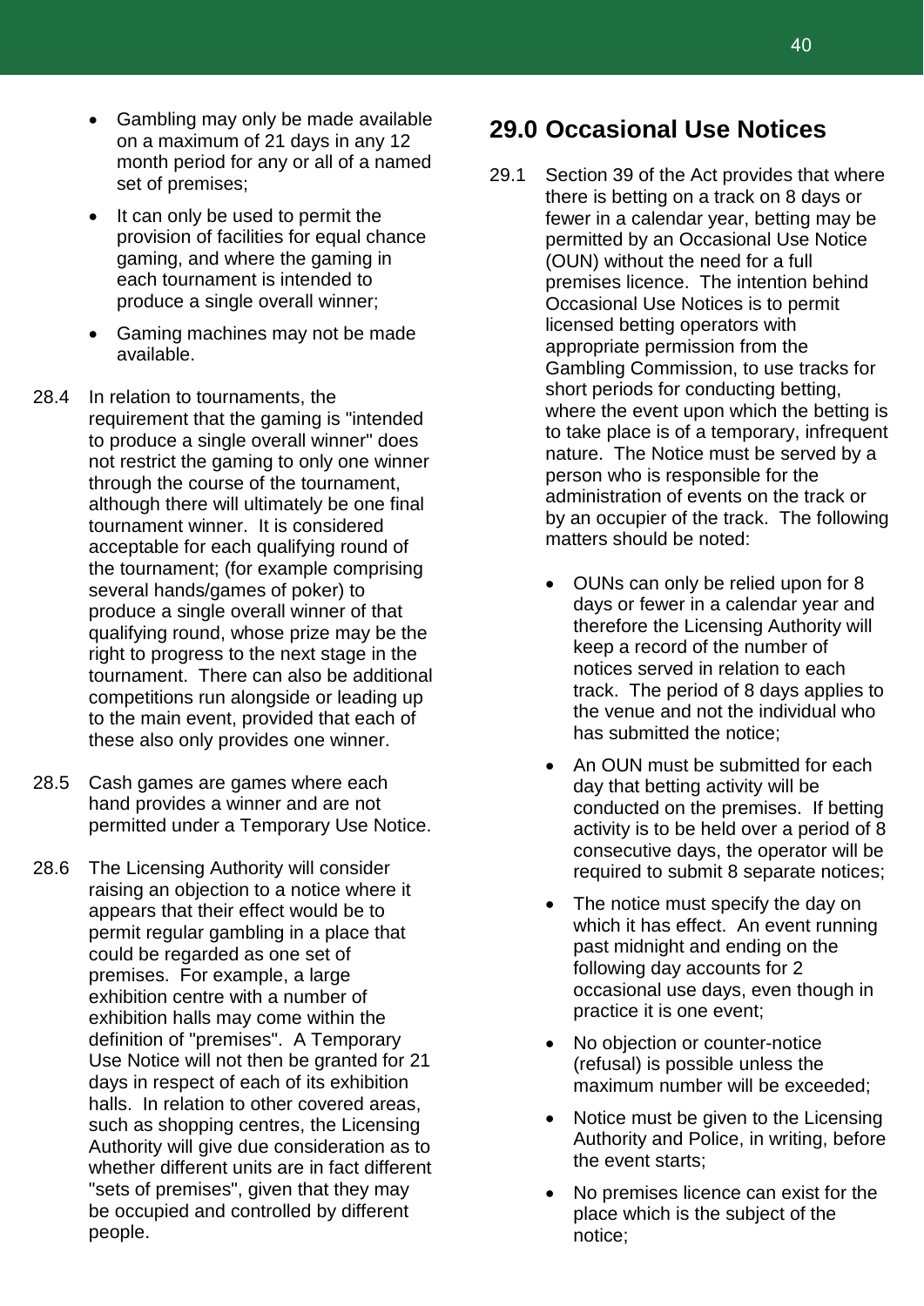- Gambling may only be made available on a maximum of 21 days in any 12 month period for any or all of a named set of premises;
- It can only be used to permit the provision of facilities for equal chance gaming, and where the gaming in each tournament is intended to produce a single overall winner;
- Gaming machines may not be made available.

28.4 In relation to tournaments, the requirement that the gaming is "intended to produce a single overall winner" does not restrict the gaming to only one winner through the course of the tournament, although there will ultimately be one final tournament winner. It is considered acceptable for each qualifying round of the tournament; (for example comprising several hands/games of poker) to produce a single overall winner of that qualifying round, whose prize may be the right to progress to the next stage in the tournament. There can also be additional competitions run alongside or leading up to the main event, provided that each of these also only provides one winner.

28.5 Cash games are games where each hand provides a winner and are not permitted under a Temporary Use Notice.

28.6 The Licensing Authority will consider raising an objection to a notice where it appears that their effect would be to permit regular gambling in a place that could be regarded as one set of premises. For example, a large exhibition centre with a number of exhibition halls may come within the definition of "premises". A Temporary Use Notice will not then be granted for 21 days in respect of each of its exhibition halls. In relation to other covered areas, such as shopping centres, the Licensing Authority will give due consideration as to whether different units are in fact different "sets of premises", given that they may be occupied and controlled by different people.

## 29.0 Occasional Use Notices

29.1 Section 39 of the Act provides that where there is betting on a track on 8 days or fewer in a calendar year, betting may be permitted by an Occasional Use Notice (OUN) without the need for a full premises licence. The intention behind Occasional Use Notices is to permit licensed betting operators with appropriate permission from the Gambling Commission, to use tracks for short periods for conducting betting, where the event upon which the betting is to take place is of a temporary, infrequent nature. The Notice must be served by a person who is responsible for the administration of events on the track or by an occupier of the track. The following matters should be noted:

- OUNs can only be relied upon for 8 days or fewer in a calendar year and therefore the Licensing Authority will keep a record of the number of notices served in relation to each track. The period of 8 days applies to the venue and not the individual who has submitted the notice;
- An OUN must be submitted for each day that betting activity will be conducted on the premises. If betting activity is to be held over a period of 8 consecutive days, the operator will be required to submit 8 separate notices;
- The notice must specify the day on which it has effect. An event running past midnight and ending on the following day accounts for 2 occasional use days, even though in practice it is one event;
- No objection or counter-notice (refusal) is possible unless the maximum number will be exceeded;
- Notice must be given to the Licensing Authority and Police, in writing, before the event starts;
- No premises licence can exist for the place which is the subject of the notice;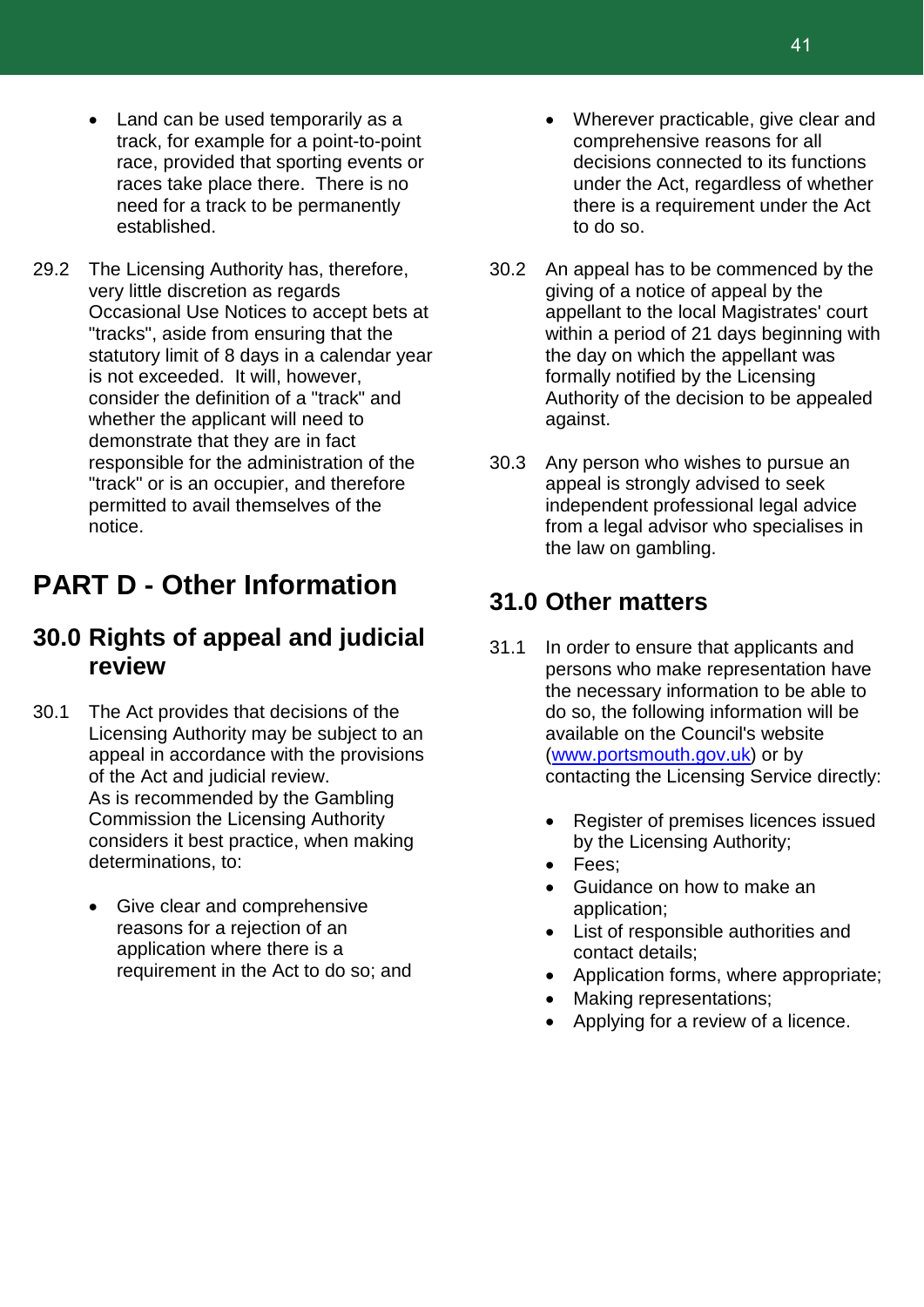- Land can be used temporarily as a track, for example for a point-to-point race, provided that sporting events or races take place there. There is no need for a track to be permanently established.

29.2 The Licensing Authority has, therefore, very little discretion as regards Occasional Use Notices to accept bets at "tracks", aside from ensuring that the statutory limit of 8 days in a calendar year is not exceeded. It will, however, consider the definition of a "track" and whether the applicant will need to demonstrate that they are in fact responsible for the administration of the "track" or is an occupier, and therefore permitted to avail themselves of the notice.

# PART D - Other Information

## 30.0 Rights of appeal and judicial review

30.1 The Act provides that decisions of the Licensing Authority may be subject to an appeal in accordance with the provisions of the Act and judicial review.
As is recommended by the Gambling Commission the Licensing Authority considers it best practice, when making determinations, to:

- Give clear and comprehensive reasons for a rejection of an application where there is a requirement in the Act to do so; and
- Wherever practicable, give clear and comprehensive reasons for all decisions connected to its functions under the Act, regardless of whether there is a requirement under the Act to do so.

30.2 An appeal has to be commenced by the giving of a notice of appeal by the appellant to the local Magistrates' court within a period of 21 days beginning with the day on which the appellant was formally notified by the Licensing Authority of the decision to be appealed against.

30.3 Any person who wishes to pursue an appeal is strongly advised to seek independent professional legal advice from a legal advisor who specialises in the law on gambling.

## 31.0 Other matters

31.1 In order to ensure that applicants and persons who make representation have the necessary information to be able to do so, the following information will be available on the Council's website ([www.portsmouth.gov.uk](http://www.portsmouth.gov.uk)) or by contacting the Licensing Service directly:

- Register of premises licences issued by the Licensing Authority;
- Fees;
- Guidance on how to make an application;
- List of responsible authorities and contact details;
- Application forms, where appropriate;
- Making representations;
- Applying for a review of a licence.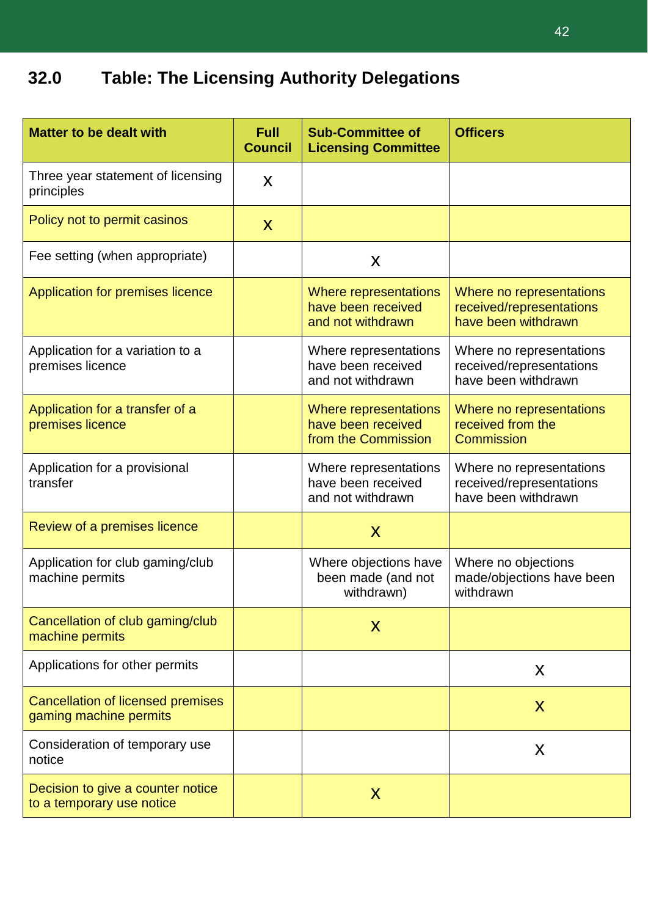## 32.0 Table: The Licensing Authority Delegations

| Matter to be dealt with | Full Council | Sub-Committee of Licensing Committee | Officers |
|---|---|---|---|
| Three year statement of licensing principles | X | | |
| Policy not to permit casinos | X | | |
| Fee setting (when appropriate) | | X | |
| Application for premises licence | | Where representations have been received and not withdrawn | Where no representations received/representations have been withdrawn |
| Application for a variation to a premises licence | | Where representations have been received and not withdrawn | Where no representations received/representations have been withdrawn |
| Application for a transfer of a premises licence | | Where representations have been received from the Commission | Where no representations received from the Commission |
| Application for a provisional transfer | | Where representations have been received and not withdrawn | Where no representations received/representations have been withdrawn |
| Review of a premises licence | | X | |
| Application for club gaming/club machine permits | | Where objections have been made (and not withdrawn) | Where no objections made/objections have been withdrawn |
| Cancellation of club gaming/club machine permits | | X | |
| Applications for other permits | | | X |
| Cancellation of licensed premises gaming machine permits | | | X |
| Consideration of temporary use notice | | | X |
| Decision to give a counter notice to a temporary use notice | | X | |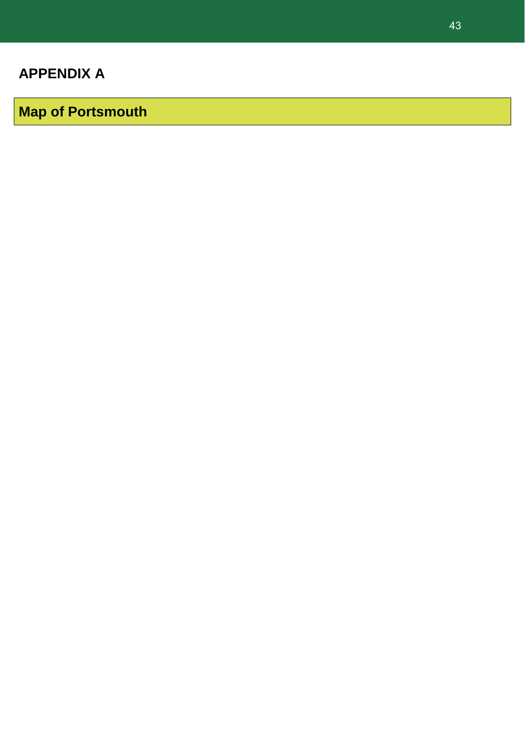## APPENDIX A

## Map of Portsmouth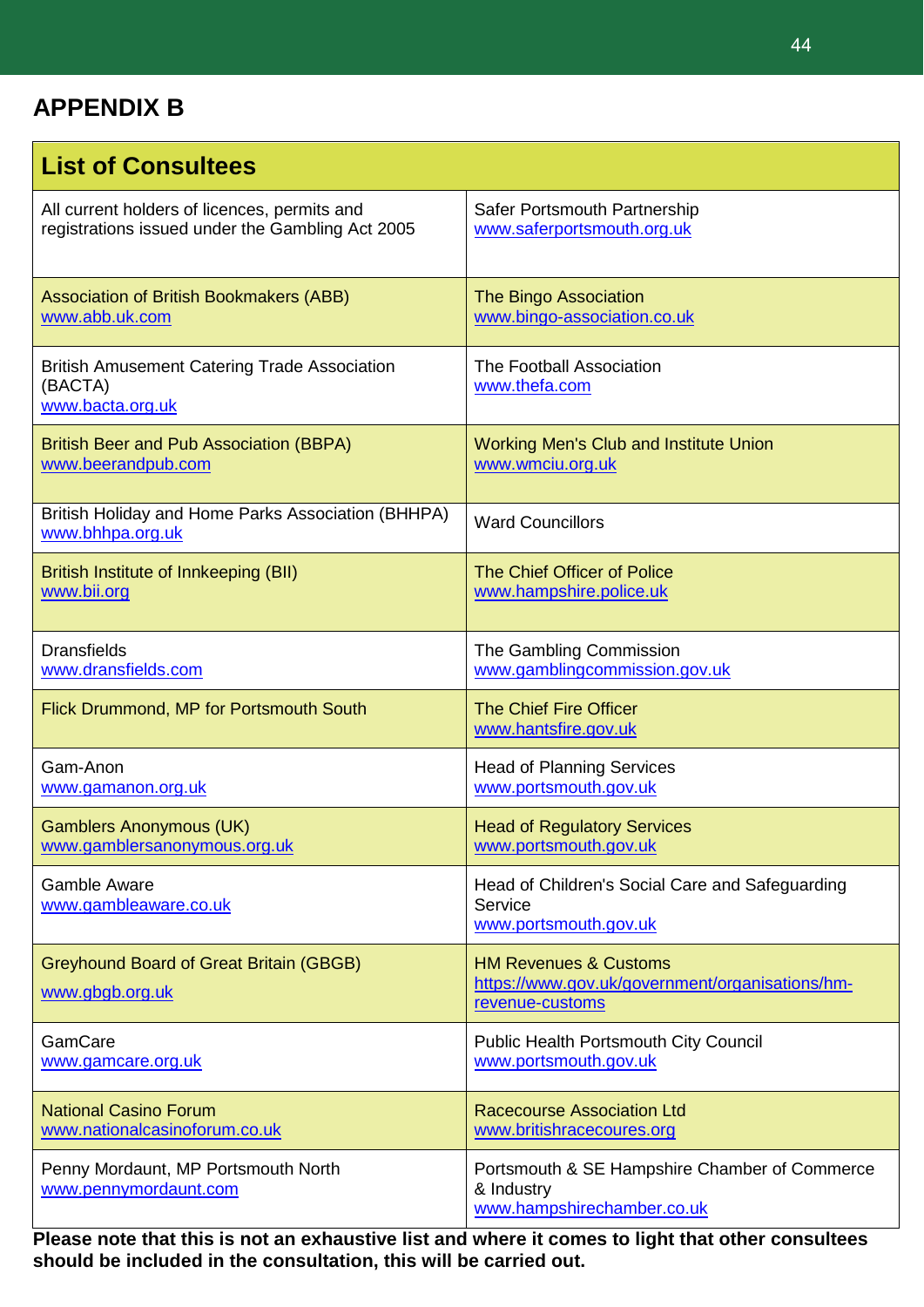## APPENDIX B

| List of Consultees | |
|---|---|
| All current holders of licences, permits and registrations issued under the Gambling Act 2005 | Safer Portsmouth Partnership<br>www.saferportsmouth.org.uk |
| Association of British Bookmakers (ABB)<br>www.abb.uk.com | The Bingo Association<br>www.bingo-association.co.uk |
| British Amusement Catering Trade Association (BACTA)<br>www.bacta.org.uk | The Football Association<br>www.thefa.com |
| British Beer and Pub Association (BBPA)<br>www.beerandpub.com | Working Men's Club and Institute Union<br>www.wmciu.org.uk |
| British Holiday and Home Parks Association (BHHPA)<br>www.bhhpa.org.uk | Ward Councillors |
| British Institute of Innkeeping (BII)<br>www.bii.org | The Chief Officer of Police<br>www.hampshire.police.uk |
| Dransfields<br>www.dransfields.com | The Gambling Commission<br>www.gamblingcommission.gov.uk |
| Flick Drummond, MP for Portsmouth South | The Chief Fire Officer<br>www.hantsfire.gov.uk |
| Gam-Anon<br>www.gamanon.org.uk | Head of Planning Services<br>www.portsmouth.gov.uk |
| Gamblers Anonymous (UK)<br>www.gamblersanonymous.org.uk | Head of Regulatory Services<br>www.portsmouth.gov.uk |
| Gamble Aware<br>www.gambleaware.co.uk | Head of Children's Social Care and Safeguarding Service<br>www.portsmouth.gov.uk |
| Greyhound Board of Great Britain (GBGB)<br>www.gbgb.org.uk | HM Revenues & Customs<br>https://www.gov.uk/government/organisations/hm-revenue-customs |
| GamCare<br>www.gamcare.org.uk | Public Health Portsmouth City Council<br>www.portsmouth.gov.uk |
| National Casino Forum<br>www.nationalcasinoforum.co.uk | Racecourse Association Ltd<br>www.britishracecoures.org |
| Penny Mordaunt, MP Portsmouth North<br>www.pennymordaunt.com | Portsmouth & SE Hampshire Chamber of Commerce & Industry<br>www.hampshirechamber.co.uk |

**Please note that this is not an exhaustive list and where it comes to light that other consultees should be included in the consultation, this will be carried out.**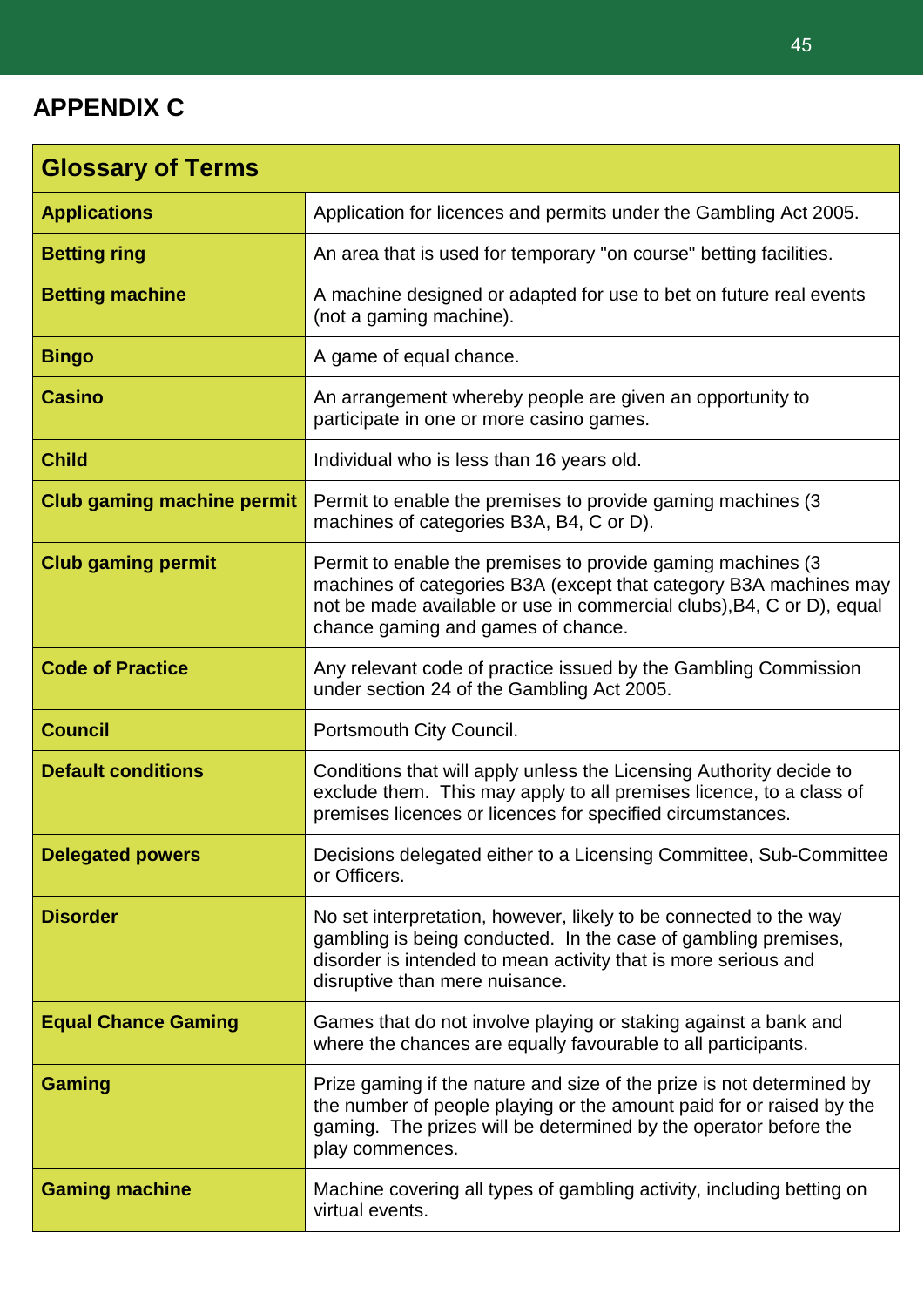## APPENDIX C

| Glossary of Terms | |
|---|---|
| **Applications** | Application for licences and permits under the Gambling Act 2005. |
| **Betting ring** | An area that is used for temporary "on course" betting facilities. |
| **Betting machine** | A machine designed or adapted for use to bet on future real events (not a gaming machine). |
| **Bingo** | A game of equal chance. |
| **Casino** | An arrangement whereby people are given an opportunity to participate in one or more casino games. |
| **Child** | Individual who is less than 16 years old. |
| **Club gaming machine permit** | Permit to enable the premises to provide gaming machines (3 machines of categories B3A, B4, C or D). |
| **Club gaming permit** | Permit to enable the premises to provide gaming machines (3 machines of categories B3A (except that category B3A machines may not be made available or use in commercial clubs),B4, C or D), equal chance gaming and games of chance. |
| **Code of Practice** | Any relevant code of practice issued by the Gambling Commission under section 24 of the Gambling Act 2005. |
| **Council** | Portsmouth City Council. |
| **Default conditions** | Conditions that will apply unless the Licensing Authority decide to exclude them. This may apply to all premises licence, to a class of premises licences or licences for specified circumstances. |
| **Delegated powers** | Decisions delegated either to a Licensing Committee, Sub-Committee or Officers. |
| **Disorder** | No set interpretation, however, likely to be connected to the way gambling is being conducted. In the case of gambling premises, disorder is intended to mean activity that is more serious and disruptive than mere nuisance. |
| **Equal Chance Gaming** | Games that do not involve playing or staking against a bank and where the chances are equally favourable to all participants. |
| **Gaming** | Prize gaming if the nature and size of the prize is not determined by the number of people playing or the amount paid for or raised by the gaming. The prizes will be determined by the operator before the play commences. |
| **Gaming machine** | Machine covering all types of gambling activity, including betting on virtual events. |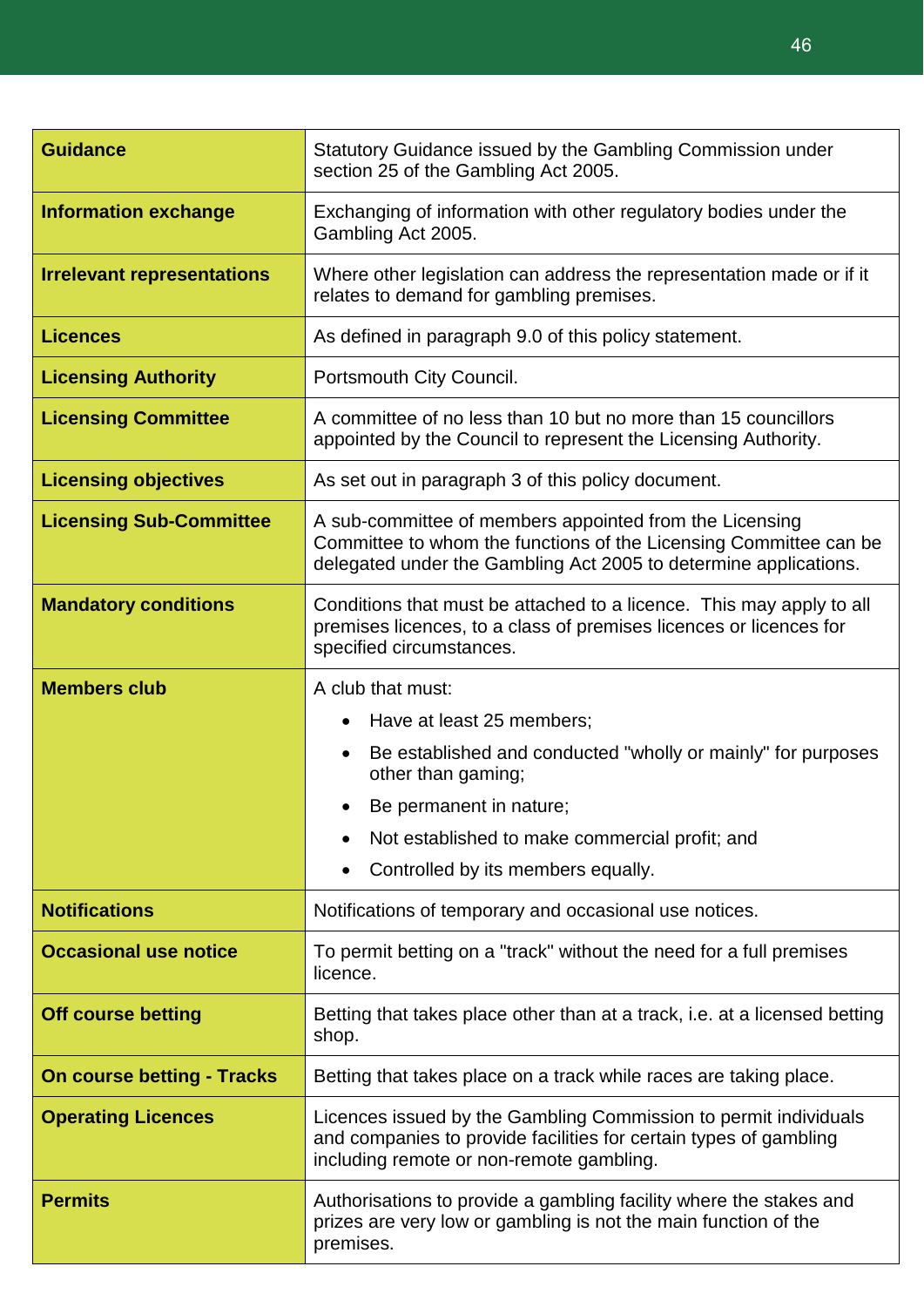| | |
|---|---|
| **Guidance** | Statutory Guidance issued by the Gambling Commission under section 25 of the Gambling Act 2005. |
| **Information exchange** | Exchanging of information with other regulatory bodies under the Gambling Act 2005. |
| **Irrelevant representations** | Where other legislation can address the representation made or if it relates to demand for gambling premises. |
| **Licences** | As defined in paragraph 9.0 of this policy statement. |
| **Licensing Authority** | Portsmouth City Council. |
| **Licensing Committee** | A committee of no less than 10 but no more than 15 councillors appointed by the Council to represent the Licensing Authority. |
| **Licensing objectives** | As set out in paragraph 3 of this policy document. |
| **Licensing Sub-Committee** | A sub-committee of members appointed from the Licensing Committee to whom the functions of the Licensing Committee can be delegated under the Gambling Act 2005 to determine applications. |
| **Mandatory conditions** | Conditions that must be attached to a licence. This may apply to all premises licences, to a class of premises licences or licences for specified circumstances. |
| **Members club** | A club that must:<br>• Have at least 25 members;<br>• Be established and conducted "wholly or mainly" for purposes other than gaming;<br>• Be permanent in nature;<br>• Not established to make commercial profit; and<br>• Controlled by its members equally. |
| **Notifications** | Notifications of temporary and occasional use notices. |
| **Occasional use notice** | To permit betting on a "track" without the need for a full premises licence. |
| **Off course betting** | Betting that takes place other than at a track, i.e. at a licensed betting shop. |
| **On course betting - Tracks** | Betting that takes place on a track while races are taking place. |
| **Operating Licences** | Licences issued by the Gambling Commission to permit individuals and companies to provide facilities for certain types of gambling including remote or non-remote gambling. |
| **Permits** | Authorisations to provide a gambling facility where the stakes and prizes are very low or gambling is not the main function of the premises. |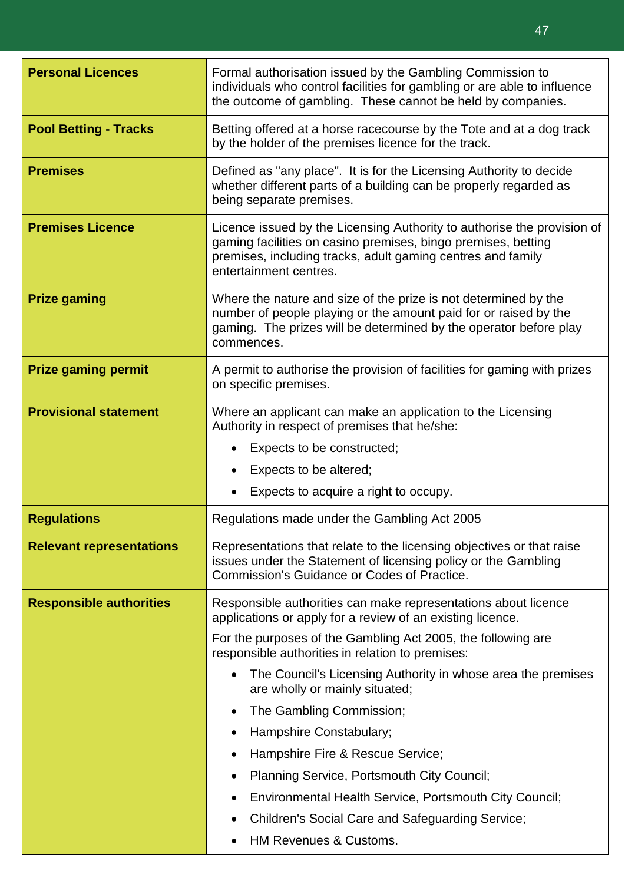| | |
|---|---|
| **Personal Licences** | Formal authorisation issued by the Gambling Commission to individuals who control facilities for gambling or are able to influence the outcome of gambling. These cannot be held by companies. |
| **Pool Betting - Tracks** | Betting offered at a horse racecourse by the Tote and at a dog track by the holder of the premises licence for the track. |
| **Premises** | Defined as "any place". It is for the Licensing Authority to decide whether different parts of a building can be properly regarded as being separate premises. |
| **Premises Licence** | Licence issued by the Licensing Authority to authorise the provision of gaming facilities on casino premises, bingo premises, betting premises, including tracks, adult gaming centres and family entertainment centres. |
| **Prize gaming** | Where the nature and size of the prize is not determined by the number of people playing or the amount paid for or raised by the gaming. The prizes will be determined by the operator before play commences. |
| **Prize gaming permit** | A permit to authorise the provision of facilities for gaming with prizes on specific premises. |
| **Provisional statement** | Where an applicant can make an application to the Licensing Authority in respect of premises that he/she:<br>• Expects to be constructed;<br>• Expects to be altered;<br>• Expects to acquire a right to occupy. |
| **Regulations** | Regulations made under the Gambling Act 2005 |
| **Relevant representations** | Representations that relate to the licensing objectives or that raise issues under the Statement of licensing policy or the Gambling Commission's Guidance or Codes of Practice. |
| **Responsible authorities** | Responsible authorities can make representations about licence applications or apply for a review of an existing licence.<br>For the purposes of the Gambling Act 2005, the following are responsible authorities in relation to premises:<br>• The Council's Licensing Authority in whose area the premises are wholly or mainly situated;<br>• The Gambling Commission;<br>• Hampshire Constabulary;<br>• Hampshire Fire & Rescue Service;<br>• Planning Service, Portsmouth City Council;<br>• Environmental Health Service, Portsmouth City Council;<br>• Children's Social Care and Safeguarding Service;<br>• HM Revenues & Customs. |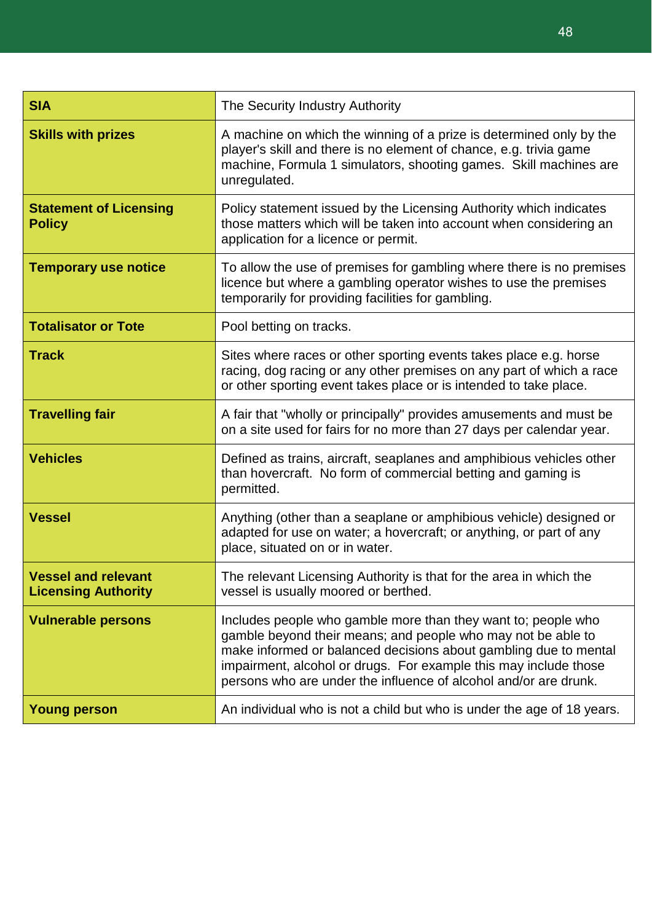| | |
|---|---|
| **SIA** | The Security Industry Authority |
| **Skills with prizes** | A machine on which the winning of a prize is determined only by the player's skill and there is no element of chance, e.g. trivia game machine, Formula 1 simulators, shooting games. Skill machines are unregulated. |
| **Statement of Licensing Policy** | Policy statement issued by the Licensing Authority which indicates those matters which will be taken into account when considering an application for a licence or permit. |
| **Temporary use notice** | To allow the use of premises for gambling where there is no premises licence but where a gambling operator wishes to use the premises temporarily for providing facilities for gambling. |
| **Totalisator or Tote** | Pool betting on tracks. |
| **Track** | Sites where races or other sporting events takes place e.g. horse racing, dog racing or any other premises on any part of which a race or other sporting event takes place or is intended to take place. |
| **Travelling fair** | A fair that "wholly or principally" provides amusements and must be on a site used for fairs for no more than 27 days per calendar year. |
| **Vehicles** | Defined as trains, aircraft, seaplanes and amphibious vehicles other than hovercraft. No form of commercial betting and gaming is permitted. |
| **Vessel** | Anything (other than a seaplane or amphibious vehicle) designed or adapted for use on water; a hovercraft; or anything, or part of any place, situated on or in water. |
| **Vessel and relevant Licensing Authority** | The relevant Licensing Authority is that for the area in which the vessel is usually moored or berthed. |
| **Vulnerable persons** | Includes people who gamble more than they want to; people who gamble beyond their means; and people who may not be able to make informed or balanced decisions about gambling due to mental impairment, alcohol or drugs. For example this may include those persons who are under the influence of alcohol and/or are drunk. |
| **Young person** | An individual who is not a child but who is under the age of 18 years. |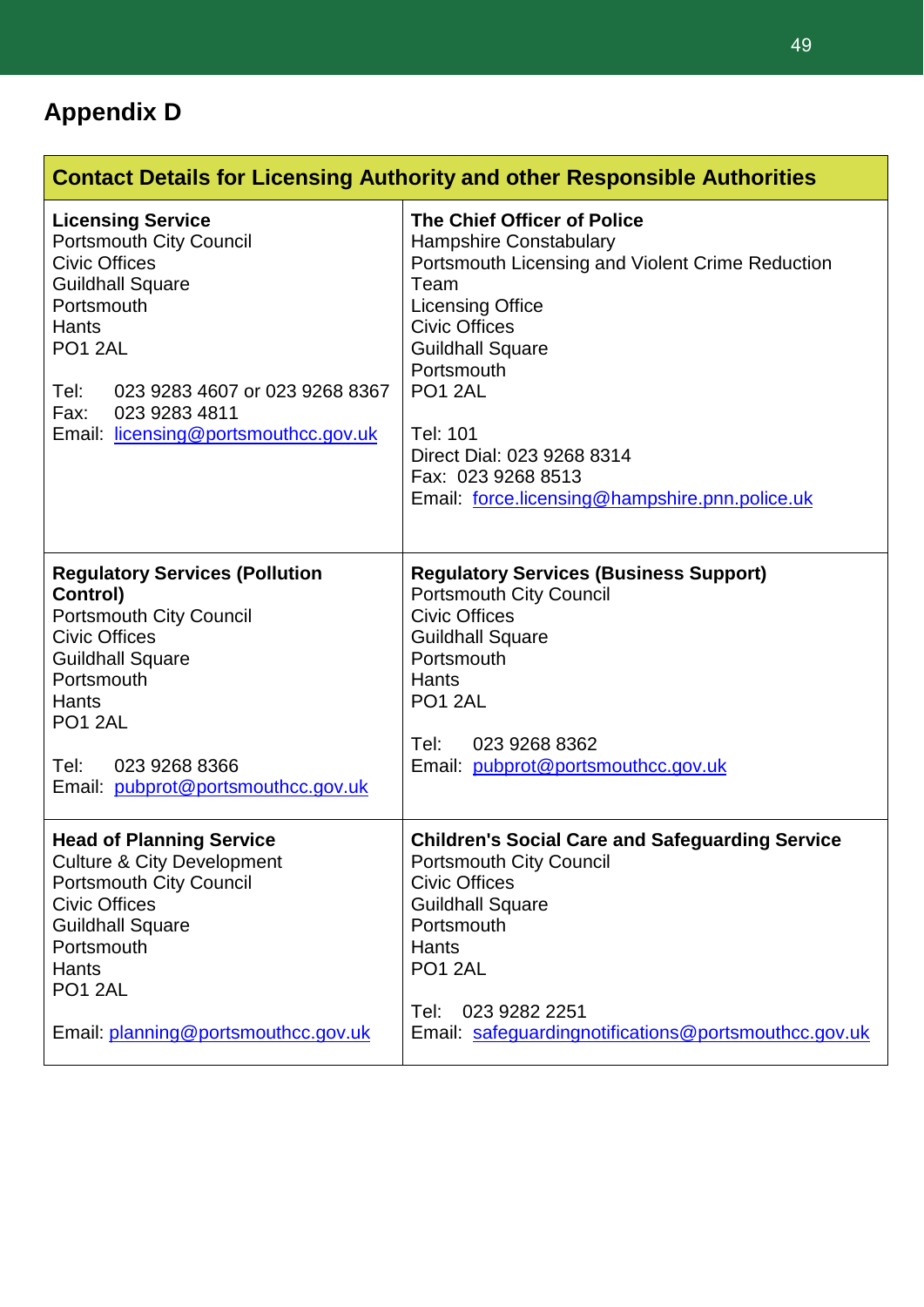## Appendix D

<table>
<tr><th colspan="2">Contact Details for Licensing Authority and other Responsible Authorities</th></tr>
<tr>
<td><b>Licensing Service</b><br>Portsmouth City Council<br>Civic Offices<br>Guildhall Square<br>Portsmouth<br>Hants<br>PO1 2AL<br><br>Tel: 023 9283 4607 or 023 9268 8367<br>Fax: 023 9283 4811<br>Email: licensing@portsmouthcc.gov.uk</td>
<td><b>The Chief Officer of Police</b><br>Hampshire Constabulary<br>Portsmouth Licensing and Violent Crime Reduction Team<br>Licensing Office<br>Civic Offices<br>Guildhall Square<br>Portsmouth<br>PO1 2AL<br><br>Tel: 101<br>Direct Dial: 023 9268 8314<br>Fax: 023 9268 8513<br>Email: force.licensing@hampshire.pnn.police.uk</td>
</tr>
<tr>
<td><b>Regulatory Services (Pollution Control)</b><br>Portsmouth City Council<br>Civic Offices<br>Guildhall Square<br>Portsmouth<br>Hants<br>PO1 2AL<br><br>Tel: 023 9268 8366<br>Email: pubprot@portsmouthcc.gov.uk</td>
<td><b>Regulatory Services (Business Support)</b><br>Portsmouth City Council<br>Civic Offices<br>Guildhall Square<br>Portsmouth<br>Hants<br>PO1 2AL<br><br>Tel: 023 9268 8362<br>Email: pubprot@portsmouthcc.gov.uk</td>
</tr>
<tr>
<td><b>Head of Planning Service</b><br>Culture &amp; City Development<br>Portsmouth City Council<br>Civic Offices<br>Guildhall Square<br>Portsmouth<br>Hants<br>PO1 2AL<br><br>Email: planning@portsmouthcc.gov.uk</td>
<td><b>Children's Social Care and Safeguarding Service</b><br>Portsmouth City Council<br>Civic Offices<br>Guildhall Square<br>Portsmouth<br>Hants<br>PO1 2AL<br><br>Tel: 023 9282 2251<br>Email: safeguardingnotifications@portsmouthcc.gov.uk</td>
</tr>
</table>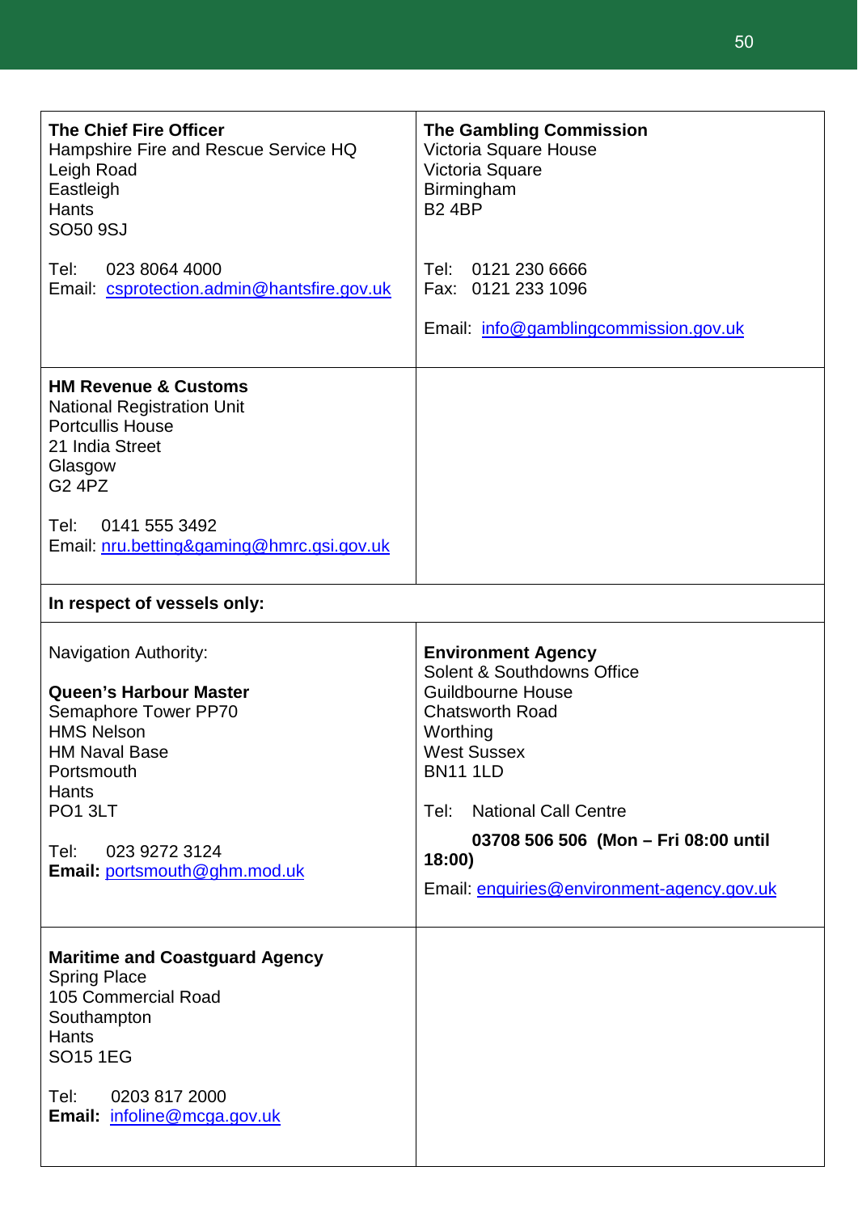| | |
|---|---|
| **The Chief Fire Officer**<br>Hampshire Fire and Rescue Service HQ<br>Leigh Road<br>Eastleigh<br>Hants<br>SO50 9SJ<br><br>Tel: 023 8064 4000<br>Email: csprotection.admin@hantsfire.gov.uk | **The Gambling Commission**<br>Victoria Square House<br>Victoria Square<br>Birmingham<br>B2 4BP<br><br>Tel: 0121 230 6666<br>Fax: 0121 233 1096<br><br>Email: info@gamblingcommission.gov.uk |
| **HM Revenue & Customs**<br>National Registration Unit<br>Portcullis House<br>21 India Street<br>Glasgow<br>G2 4PZ<br><br>Tel: 0141 555 3492<br>Email: nru.betting&gaming@hmrc.gsi.gov.uk | |
| **In respect of vessels only:** | |
| Navigation Authority:<br><br>**Queen's Harbour Master**<br>Semaphore Tower PP70<br>HMS Nelson<br>HM Naval Base<br>Portsmouth<br>Hants<br>PO1 3LT<br><br>Tel: 023 9272 3124<br>**Email:** portsmouth@ghm.mod.uk | **Environment Agency**<br>Solent & Southdowns Office<br>Guildbourne House<br>Chatsworth Road<br>Worthing<br>West Sussex<br>BN11 1LD<br><br>Tel: National Call Centre<br>**03708 506 506 (Mon – Fri 08:00 until 18:00)**<br><br>Email: enquiries@environment-agency.gov.uk |
| **Maritime and Coastguard Agency**<br>Spring Place<br>105 Commercial Road<br>Southampton<br>Hants<br>SO15 1EG<br><br>Tel: 0203 817 2000<br>**Email:** infoline@mcga.gov.uk | |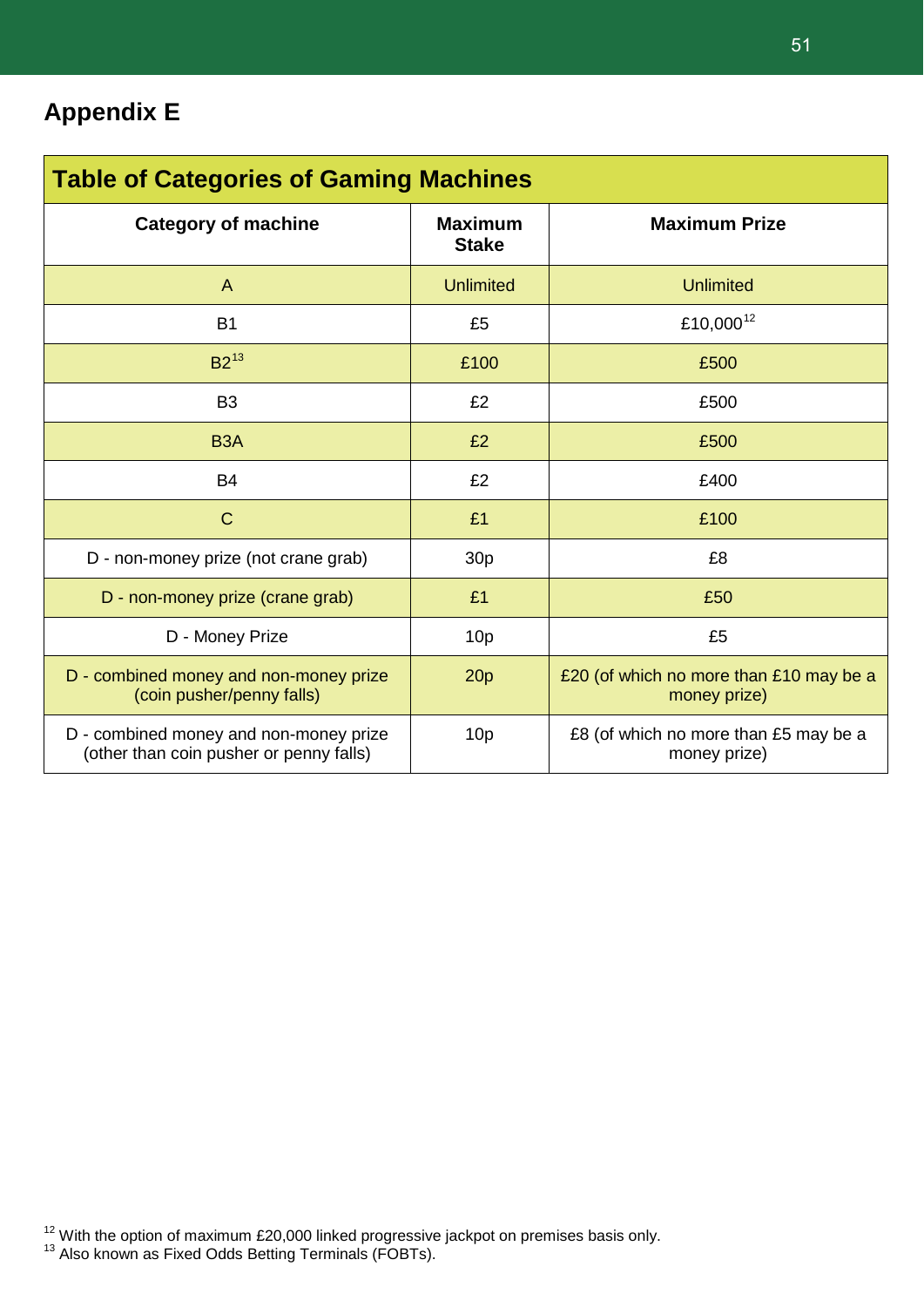## Appendix E

| Table of Categories of Gaming Machines | | |
|---|---|---|
| **Category of machine** | **Maximum Stake** | **Maximum Prize** |
| A | Unlimited | Unlimited |
| B1 | £5 | £10,000[12] |
| B2[13] | £100 | £500 |
| B3 | £2 | £500 |
| B3A | £2 | £500 |
| B4 | £2 | £400 |
| C | £1 | £100 |
| D - non-money prize (not crane grab) | 30p | £8 |
| D - non-money prize (crane grab) | £1 | £50 |
| D - Money Prize | 10p | £5 |
| D - combined money and non-money prize (coin pusher/penny falls) | 20p | £20 (of which no more than £10 may be a money prize) |
| D - combined money and non-money prize (other than coin pusher or penny falls) | 10p | £8 (of which no more than £5 may be a money prize) |

[12] With the option of maximum £20,000 linked progressive jackpot on premises basis only.
[13] Also known as Fixed Odds Betting Terminals (FOBTs).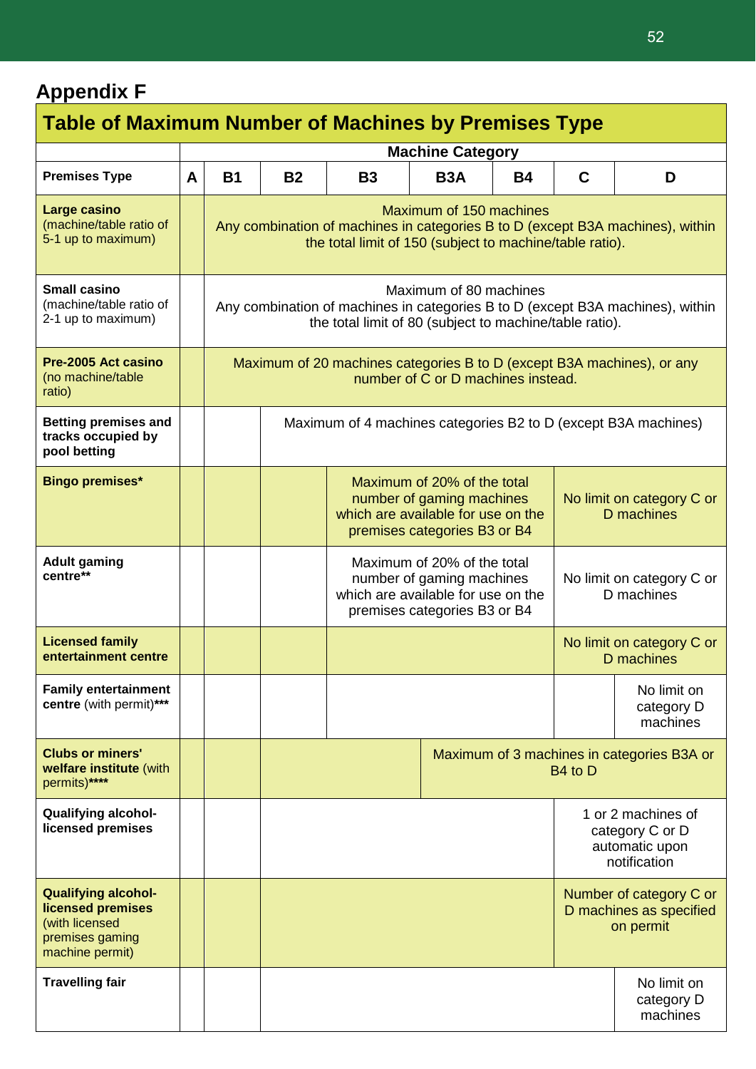## Appendix F

### Table of Maximum Number of Machines by Premises Type

| Premises Type | Machine Category | | | | | | | |
|---|---|---|---|---|---|---|---|---|
| | **A** | **B1** | **B2** | **B3** | **B3A** | **B4** | **C** | **D** |
| **Large casino** (machine/table ratio of 5-1 up to maximum) | | Maximum of 150 machines Any combination of machines in categories B to D (except B3A machines), within the total limit of 150 (subject to machine/table ratio). | | | | | | |
| **Small casino** (machine/table ratio of 2-1 up to maximum) | | Maximum of 80 machines Any combination of machines in categories B to D (except B3A machines), within the total limit of 80 (subject to machine/table ratio). | | | | | | |
| **Pre-2005 Act casino** (no machine/table ratio) | | Maximum of 20 machines categories B to D (except B3A machines), or any number of C or D machines instead. | | | | | | |
| **Betting premises and tracks occupied by pool betting** | | | Maximum of 4 machines categories B2 to D (except B3A machines) | | | | | |
| **Bingo premises*** | | | | Maximum of 20% of the total number of gaming machines which are available for use on the premises categories B3 or B4 | | | No limit on category C or D machines | |
| **Adult gaming centre**** | | | | Maximum of 20% of the total number of gaming machines which are available for use on the premises categories B3 or B4 | | | No limit on category C or D machines | |
| **Licensed family entertainment centre** | | | | | | | No limit on category C or D machines | |
| **Family entertainment centre** (with permit)*** | | | | | | | | No limit on category D machines |
| **Clubs or miners' welfare institute** (with permits)**** | | | | | Maximum of 3 machines in categories B3A or B4 to D | | | |
| **Qualifying alcohol-licensed premises** | | | | | | | 1 or 2 machines of category C or D automatic upon notification | |
| **Qualifying alcohol-licensed premises** (with licensed premises gaming machine permit) | | | | | | | Number of category C or D machines as specified on permit | |
| **Travelling fair** | | | | | | | | No limit on category D machines |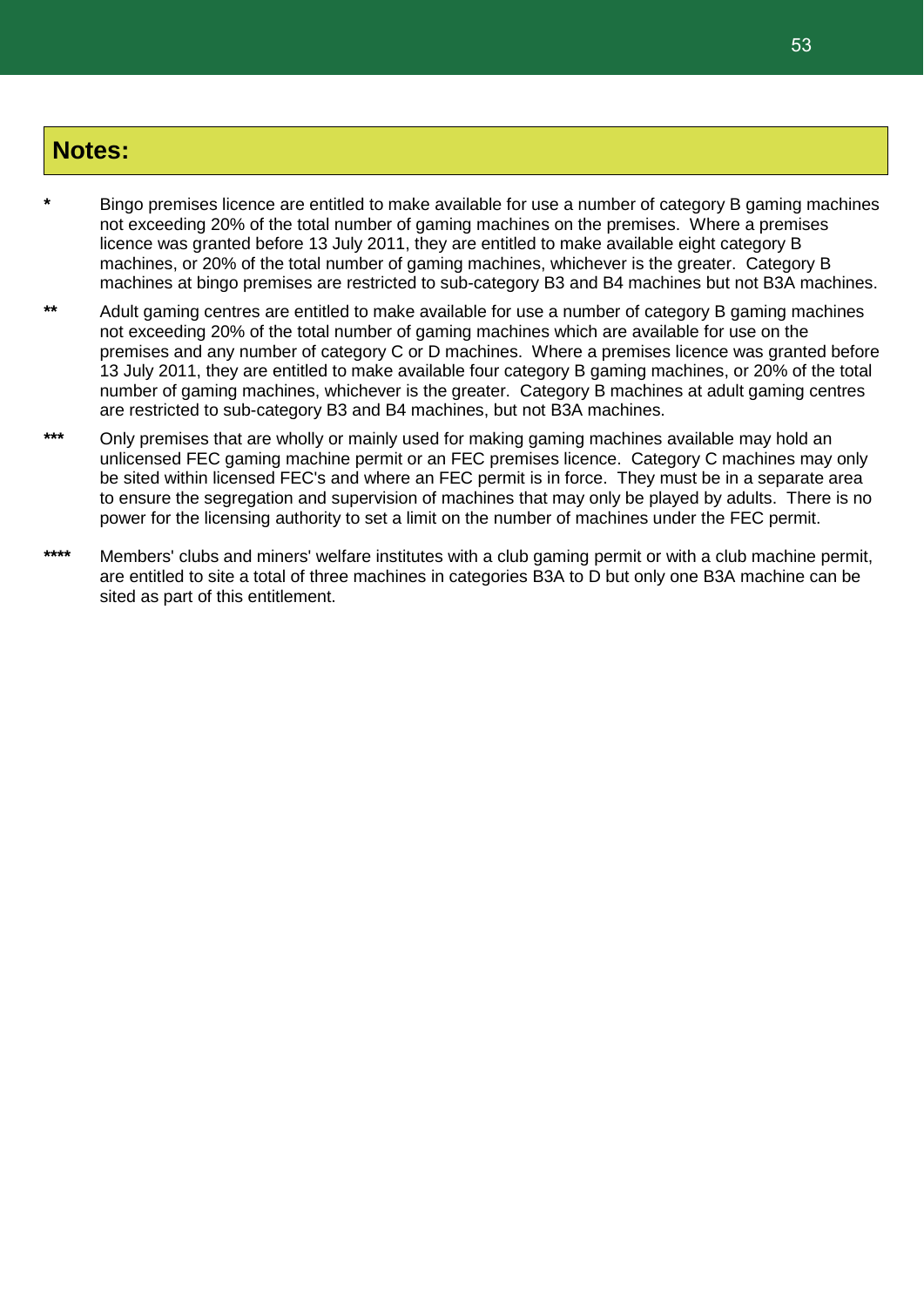## Notes:

*	Bingo premises licence are entitled to make available for use a number of category B gaming machines not exceeding 20% of the total number of gaming machines on the premises. Where a premises licence was granted before 13 July 2011, they are entitled to make available eight category B machines, or 20% of the total number of gaming machines, whichever is the greater. Category B machines at bingo premises are restricted to sub-category B3 and B4 machines but not B3A machines.

**	Adult gaming centres are entitled to make available for use a number of category B gaming machines not exceeding 20% of the total number of gaming machines which are available for use on the premises and any number of category C or D machines. Where a premises licence was granted before 13 July 2011, they are entitled to make available four category B gaming machines, or 20% of the total number of gaming machines, whichever is the greater. Category B machines at adult gaming centres are restricted to sub-category B3 and B4 machines, but not B3A machines.

***	Only premises that are wholly or mainly used for making gaming machines available may hold an unlicensed FEC gaming machine permit or an FEC premises licence. Category C machines may only be sited within licensed FEC's and where an FEC permit is in force. They must be in a separate area to ensure the segregation and supervision of machines that may only be played by adults. There is no power for the licensing authority to set a limit on the number of machines under the FEC permit.

****	Members' clubs and miners' welfare institutes with a club gaming permit or with a club machine permit, are entitled to site a total of three machines in categories B3A to D but only one B3A machine can be sited as part of this entitlement.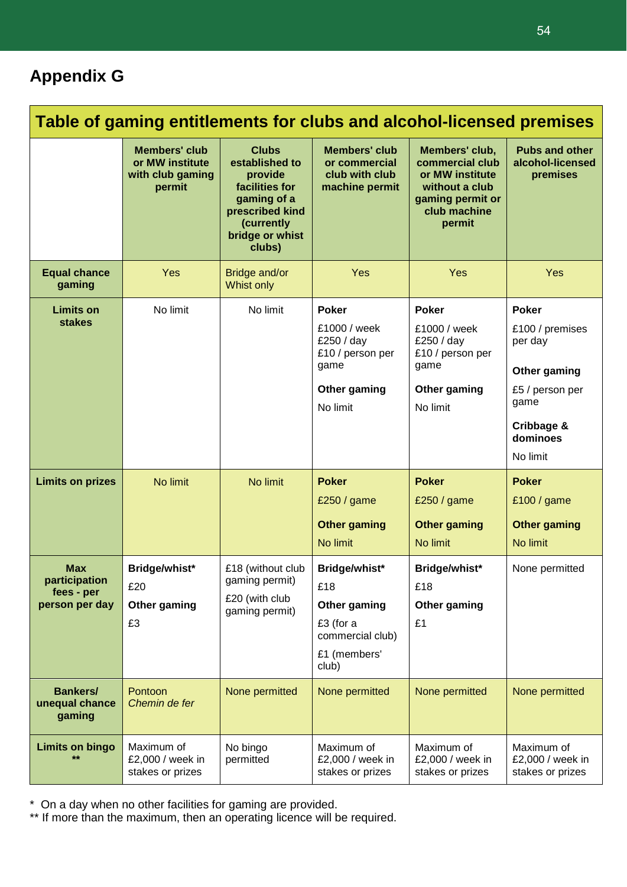# Appendix G

**Table of gaming entitlements for clubs and alcohol-licensed premises**

| | Members' club or MW institute with club gaming permit | Clubs established to provide facilities for gaming of a prescribed kind (currently bridge or whist clubs) | Members' club or commercial club with club machine permit | Members' club, commercial club or MW institute without a club gaming permit or club machine permit | Pubs and other alcohol-licensed premises |
|---|---|---|---|---|---|
| **Equal chance gaming** | Yes | Bridge and/or Whist only | Yes | Yes | Yes |
| **Limits on stakes** | No limit | No limit | **Poker**<br>£1000 / week<br>£250 / day<br>£10 / person per game<br>**Other gaming**<br>No limit | **Poker**<br>£1000 / week<br>£250 / day<br>£10 / person per game<br>**Other gaming**<br>No limit | **Poker**<br>£100 / premises per day<br>**Other gaming**<br>£5 / person per game<br>**Cribbage & dominoes**<br>No limit |
| **Limits on prizes** | No limit | No limit | **Poker**<br>£250 / game<br>**Other gaming**<br>No limit | **Poker**<br>£250 / game<br>**Other gaming**<br>No limit | **Poker**<br>£100 / game<br>**Other gaming**<br>No limit |
| **Max participation fees - per person per day** | **Bridge/whist***<br>£20<br>**Other gaming**<br>£3 | £18 (without club gaming permit)<br>£20 (with club gaming permit) | **Bridge/whist***<br>£18<br>**Other gaming**<br>£3 (for a commercial club)<br>£1 (members' club) | **Bridge/whist***<br>£18<br>**Other gaming**<br>£1 | None permitted |
| **Bankers/ unequal chance gaming** | Pontoon<br>*Chemin de fer* | None permitted | None permitted | None permitted | None permitted |
| **Limits on bingo \*\*** | Maximum of £2,000 / week in stakes or prizes | No bingo permitted | Maximum of £2,000 / week in stakes or prizes | Maximum of £2,000 / week in stakes or prizes | Maximum of £2,000 / week in stakes or prizes |

\* On a day when no other facilities for gaming are provided.
\*\* If more than the maximum, then an operating licence will be required.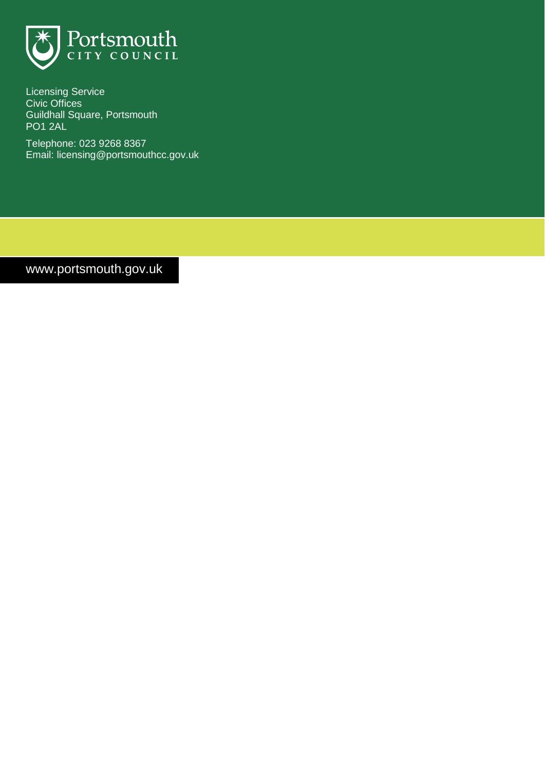Portsmouth
CITY COUNCIL

Licensing Service
Civic Offices
Guildhall Square, Portsmouth
PO1 2AL

Telephone: 023 9268 8367
Email: licensing@portsmouthcc.gov.uk

www.portsmouth.gov.uk